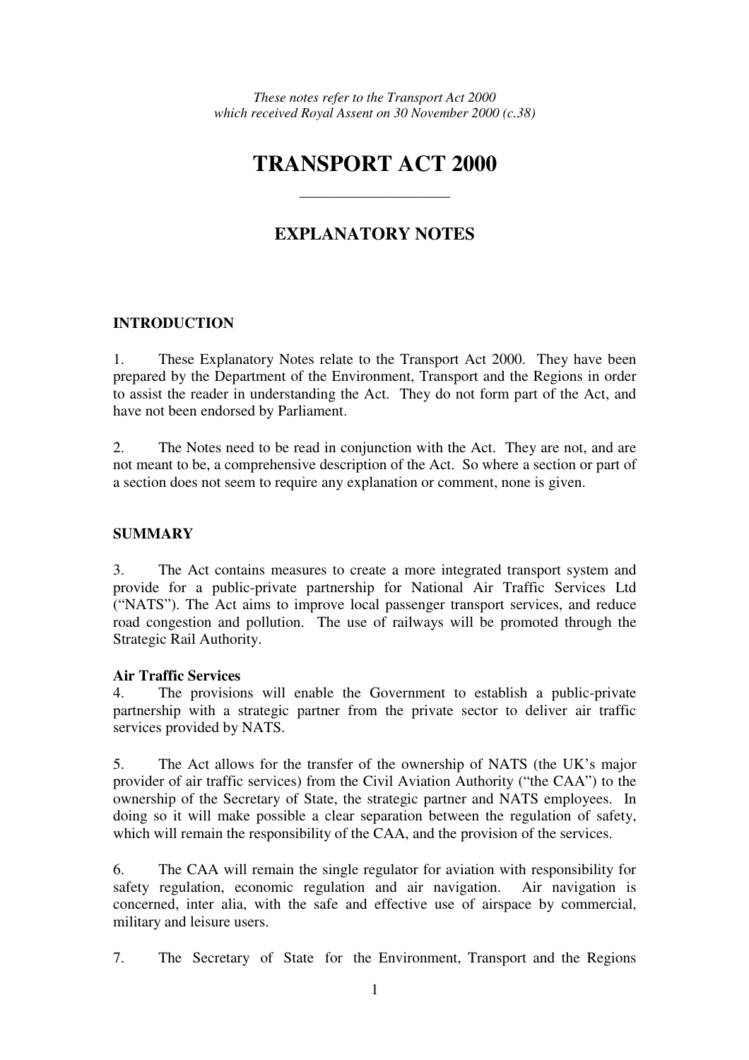*These notes refer to the Transport Act 2000*
*which received Royal Assent on 30 November 2000 (c.38)*

# TRANSPORT ACT 2000

---

## EXPLANATORY NOTES

### INTRODUCTION

1. These Explanatory Notes relate to the Transport Act 2000. They have been prepared by the Department of the Environment, Transport and the Regions in order to assist the reader in understanding the Act. They do not form part of the Act, and have not been endorsed by Parliament.

2. The Notes need to be read in conjunction with the Act. They are not, and are not meant to be, a comprehensive description of the Act. So where a section or part of a section does not seem to require any explanation or comment, none is given.

### SUMMARY

3. The Act contains measures to create a more integrated transport system and provide for a public-private partnership for National Air Traffic Services Ltd ("NATS"). The Act aims to improve local passenger transport services, and reduce road congestion and pollution. The use of railways will be promoted through the Strategic Rail Authority.

**Air Traffic Services**

4. The provisions will enable the Government to establish a public-private partnership with a strategic partner from the private sector to deliver air traffic services provided by NATS.

5. The Act allows for the transfer of the ownership of NATS (the UK's major provider of air traffic services) from the Civil Aviation Authority ("the CAA") to the ownership of the Secretary of State, the strategic partner and NATS employees. In doing so it will make possible a clear separation between the regulation of safety, which will remain the responsibility of the CAA, and the provision of the services.

6. The CAA will remain the single regulator for aviation with responsibility for safety regulation, economic regulation and air navigation. Air navigation is concerned, inter alia, with the safe and effective use of airspace by commercial, military and leisure users.

7. The Secretary of State for the Environment, Transport and the Regions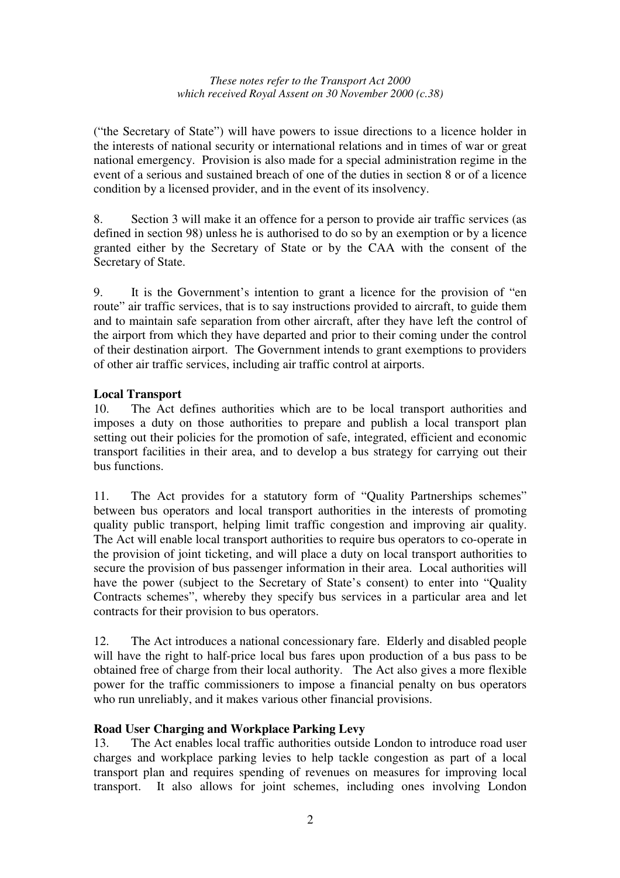("the Secretary of State") will have powers to issue directions to a licence holder in the interests of national security or international relations and in times of war or great national emergency. Provision is also made for a special administration regime in the event of a serious and sustained breach of one of the duties in section 8 or of a licence condition by a licensed provider, and in the event of its insolvency.

8. Section 3 will make it an offence for a person to provide air traffic services (as defined in section 98) unless he is authorised to do so by an exemption or by a licence granted either by the Secretary of State or by the CAA with the consent of the Secretary of State.

9. It is the Government's intention to grant a licence for the provision of "en route" air traffic services, that is to say instructions provided to aircraft, to guide them and to maintain safe separation from other aircraft, after they have left the control of the airport from which they have departed and prior to their coming under the control of their destination airport. The Government intends to grant exemptions to providers of other air traffic services, including air traffic control at airports.

**Local Transport**

10. The Act defines authorities which are to be local transport authorities and imposes a duty on those authorities to prepare and publish a local transport plan setting out their policies for the promotion of safe, integrated, efficient and economic transport facilities in their area, and to develop a bus strategy for carrying out their bus functions.

11. The Act provides for a statutory form of "Quality Partnerships schemes" between bus operators and local transport authorities in the interests of promoting quality public transport, helping limit traffic congestion and improving air quality. The Act will enable local transport authorities to require bus operators to co-operate in the provision of joint ticketing, and will place a duty on local transport authorities to secure the provision of bus passenger information in their area. Local authorities will have the power (subject to the Secretary of State's consent) to enter into "Quality Contracts schemes", whereby they specify bus services in a particular area and let contracts for their provision to bus operators.

12. The Act introduces a national concessionary fare. Elderly and disabled people will have the right to half-price local bus fares upon production of a bus pass to be obtained free of charge from their local authority. The Act also gives a more flexible power for the traffic commissioners to impose a financial penalty on bus operators who run unreliably, and it makes various other financial provisions.

**Road User Charging and Workplace Parking Levy**

13. The Act enables local traffic authorities outside London to introduce road user charges and workplace parking levies to help tackle congestion as part of a local transport plan and requires spending of revenues on measures for improving local transport. It also allows for joint schemes, including ones involving London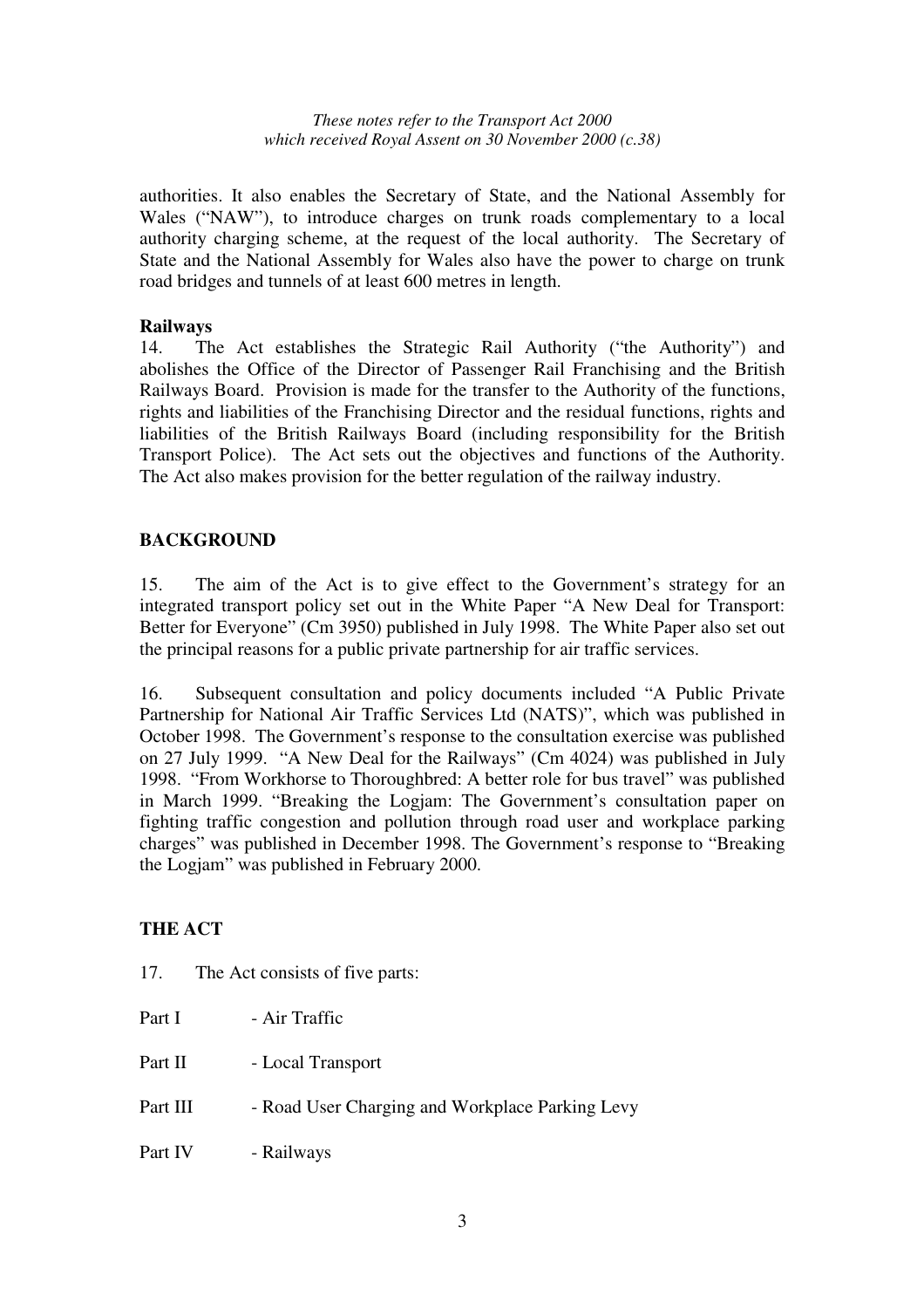authorities. It also enables the Secretary of State, and the National Assembly for Wales ("NAW"), to introduce charges on trunk roads complementary to a local authority charging scheme, at the request of the local authority. The Secretary of State and the National Assembly for Wales also have the power to charge on trunk road bridges and tunnels of at least 600 metres in length.

**Railways**

14. The Act establishes the Strategic Rail Authority ("the Authority") and abolishes the Office of the Director of Passenger Rail Franchising and the British Railways Board. Provision is made for the transfer to the Authority of the functions, rights and liabilities of the Franchising Director and the residual functions, rights and liabilities of the British Railways Board (including responsibility for the British Transport Police). The Act sets out the objectives and functions of the Authority. The Act also makes provision for the better regulation of the railway industry.

## BACKGROUND

15. The aim of the Act is to give effect to the Government's strategy for an integrated transport policy set out in the White Paper "A New Deal for Transport: Better for Everyone" (Cm 3950) published in July 1998. The White Paper also set out the principal reasons for a public private partnership for air traffic services.

16. Subsequent consultation and policy documents included "A Public Private Partnership for National Air Traffic Services Ltd (NATS)", which was published in October 1998. The Government's response to the consultation exercise was published on 27 July 1999. "A New Deal for the Railways" (Cm 4024) was published in July 1998. "From Workhorse to Thoroughbred: A better role for bus travel" was published in March 1999. "Breaking the Logjam: The Government's consultation paper on fighting traffic congestion and pollution through road user and workplace parking charges" was published in December 1998. The Government's response to "Breaking the Logjam" was published in February 2000.

## THE ACT

17. The Act consists of five parts:

Part I - Air Traffic

Part II - Local Transport

Part III - Road User Charging and Workplace Parking Levy

Part IV - Railways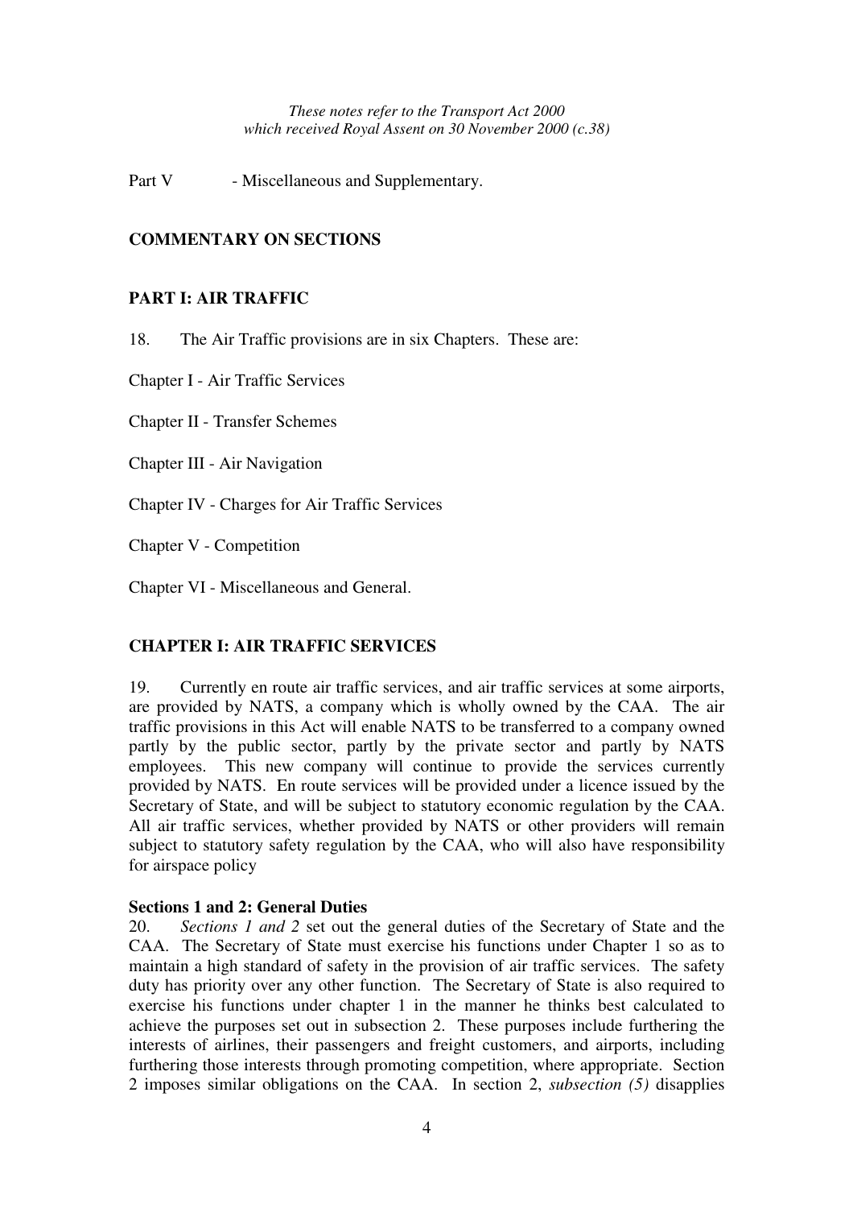Part V - Miscellaneous and Supplementary.

## COMMENTARY ON SECTIONS

## PART I: AIR TRAFFIC

18. The Air Traffic provisions are in six Chapters. These are:

Chapter I - Air Traffic Services

Chapter II - Transfer Schemes

Chapter III - Air Navigation

Chapter IV - Charges for Air Traffic Services

Chapter V - Competition

Chapter VI - Miscellaneous and General.

## CHAPTER I: AIR TRAFFIC SERVICES

19. Currently en route air traffic services, and air traffic services at some airports, are provided by NATS, a company which is wholly owned by the CAA. The air traffic provisions in this Act will enable NATS to be transferred to a company owned partly by the public sector, partly by the private sector and partly by NATS employees. This new company will continue to provide the services currently provided by NATS. En route services will be provided under a licence issued by the Secretary of State, and will be subject to statutory economic regulation by the CAA. All air traffic services, whether provided by NATS or other providers will remain subject to statutory safety regulation by the CAA, who will also have responsibility for airspace policy

**Sections 1 and 2: General Duties**

20. *Sections 1 and 2* set out the general duties of the Secretary of State and the CAA. The Secretary of State must exercise his functions under Chapter 1 so as to maintain a high standard of safety in the provision of air traffic services. The safety duty has priority over any other function. The Secretary of State is also required to exercise his functions under chapter 1 in the manner he thinks best calculated to achieve the purposes set out in subsection 2. These purposes include furthering the interests of airlines, their passengers and freight customers, and airports, including furthering those interests through promoting competition, where appropriate. Section 2 imposes similar obligations on the CAA. In section 2, *subsection (5)* disapplies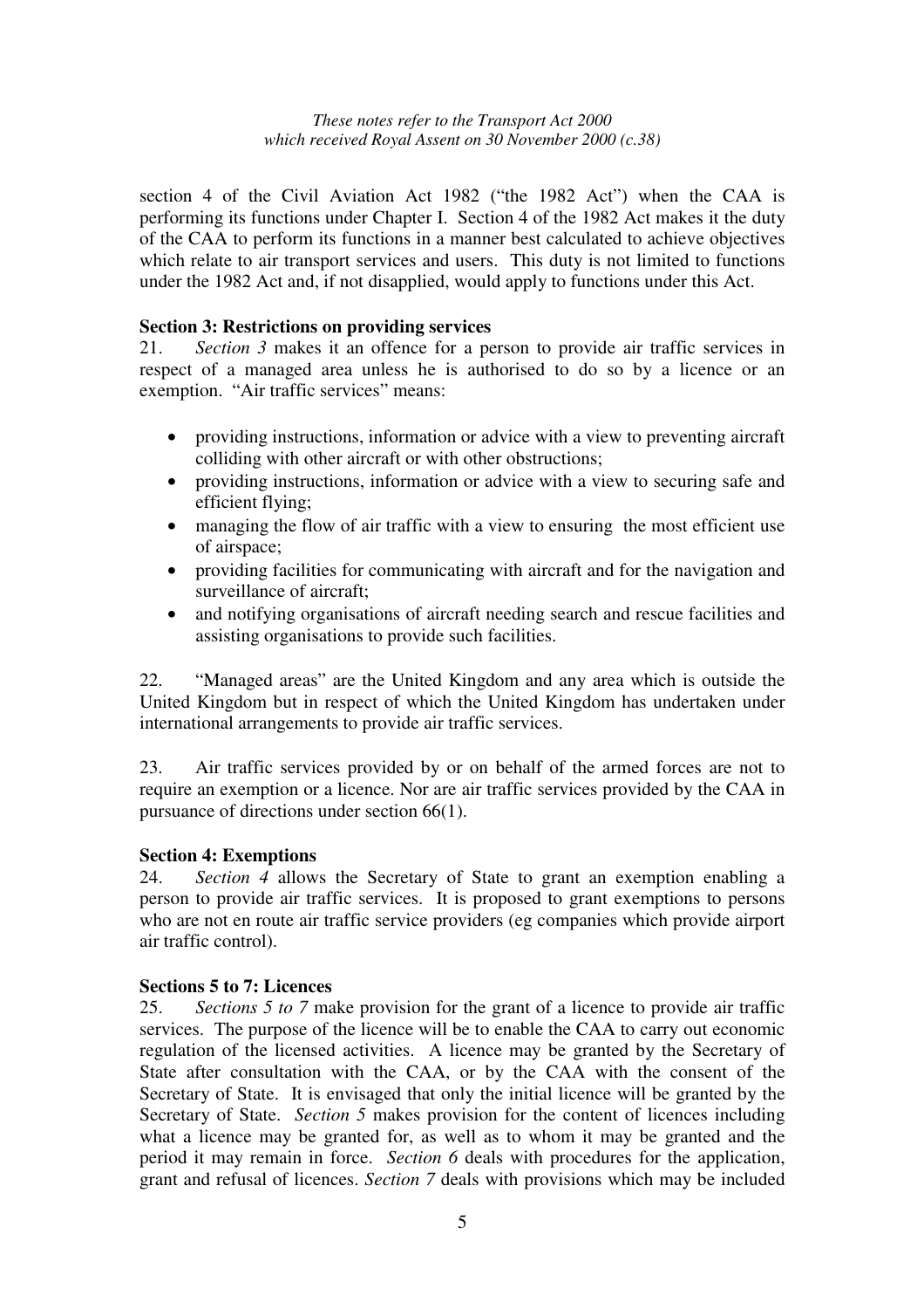section 4 of the Civil Aviation Act 1982 ("the 1982 Act") when the CAA is performing its functions under Chapter I. Section 4 of the 1982 Act makes it the duty of the CAA to perform its functions in a manner best calculated to achieve objectives which relate to air transport services and users. This duty is not limited to functions under the 1982 Act and, if not disapplied, would apply to functions under this Act.

**Section 3: Restrictions on providing services**

21. *Section 3* makes it an offence for a person to provide air traffic services in respect of a managed area unless he is authorised to do so by a licence or an exemption. "Air traffic services" means:

- providing instructions, information or advice with a view to preventing aircraft colliding with other aircraft or with other obstructions;
- providing instructions, information or advice with a view to securing safe and efficient flying;
- managing the flow of air traffic with a view to ensuring the most efficient use of airspace;
- providing facilities for communicating with aircraft and for the navigation and surveillance of aircraft;
- and notifying organisations of aircraft needing search and rescue facilities and assisting organisations to provide such facilities.

22. "Managed areas" are the United Kingdom and any area which is outside the United Kingdom but in respect of which the United Kingdom has undertaken under international arrangements to provide air traffic services.

23. Air traffic services provided by or on behalf of the armed forces are not to require an exemption or a licence. Nor are air traffic services provided by the CAA in pursuance of directions under section 66(1).

**Section 4: Exemptions**

24. *Section 4* allows the Secretary of State to grant an exemption enabling a person to provide air traffic services. It is proposed to grant exemptions to persons who are not en route air traffic service providers (eg companies which provide airport air traffic control).

**Sections 5 to 7: Licences**

25. *Sections 5 to 7* make provision for the grant of a licence to provide air traffic services. The purpose of the licence will be to enable the CAA to carry out economic regulation of the licensed activities. A licence may be granted by the Secretary of State after consultation with the CAA, or by the CAA with the consent of the Secretary of State. It is envisaged that only the initial licence will be granted by the Secretary of State. *Section 5* makes provision for the content of licences including what a licence may be granted for, as well as to whom it may be granted and the period it may remain in force. *Section 6* deals with procedures for the application, grant and refusal of licences. *Section 7* deals with provisions which may be included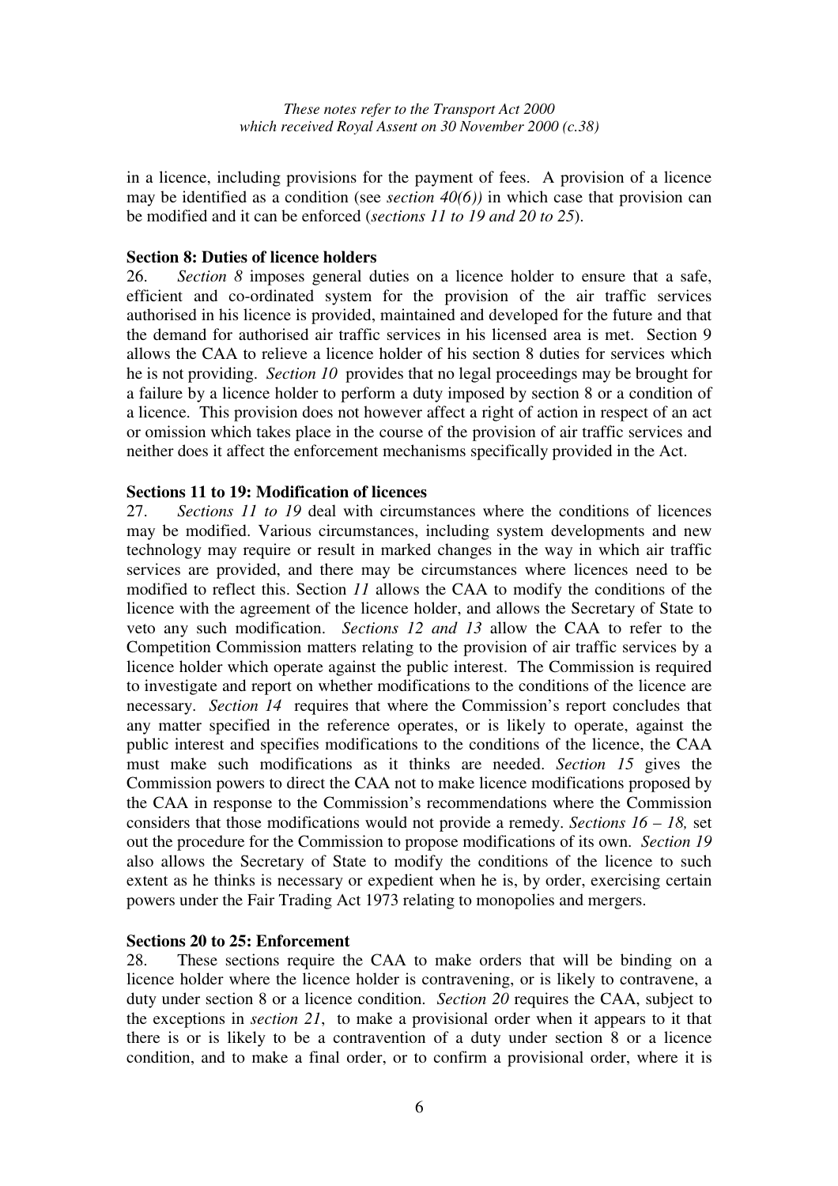in a licence, including provisions for the payment of fees. A provision of a licence may be identified as a condition (see *section 40(6))* in which case that provision can be modified and it can be enforced (*sections 11 to 19 and 20 to 25*).

**Section 8: Duties of licence holders**

26. *Section 8* imposes general duties on a licence holder to ensure that a safe, efficient and co-ordinated system for the provision of the air traffic services authorised in his licence is provided, maintained and developed for the future and that the demand for authorised air traffic services in his licensed area is met. Section 9 allows the CAA to relieve a licence holder of his section 8 duties for services which he is not providing. *Section 10* provides that no legal proceedings may be brought for a failure by a licence holder to perform a duty imposed by section 8 or a condition of a licence. This provision does not however affect a right of action in respect of an act or omission which takes place in the course of the provision of air traffic services and neither does it affect the enforcement mechanisms specifically provided in the Act.

**Sections 11 to 19: Modification of licences**

27. *Sections 11 to 19* deal with circumstances where the conditions of licences may be modified. Various circumstances, including system developments and new technology may require or result in marked changes in the way in which air traffic services are provided, and there may be circumstances where licences need to be modified to reflect this. Section *11* allows the CAA to modify the conditions of the licence with the agreement of the licence holder, and allows the Secretary of State to veto any such modification. *Sections 12 and 13* allow the CAA to refer to the Competition Commission matters relating to the provision of air traffic services by a licence holder which operate against the public interest. The Commission is required to investigate and report on whether modifications to the conditions of the licence are necessary. *Section 14* requires that where the Commission's report concludes that any matter specified in the reference operates, or is likely to operate, against the public interest and specifies modifications to the conditions of the licence, the CAA must make such modifications as it thinks are needed. *Section 15* gives the Commission powers to direct the CAA not to make licence modifications proposed by the CAA in response to the Commission's recommendations where the Commission considers that those modifications would not provide a remedy. *Sections 16 – 18,* set out the procedure for the Commission to propose modifications of its own. *Section 19* also allows the Secretary of State to modify the conditions of the licence to such extent as he thinks is necessary or expedient when he is, by order, exercising certain powers under the Fair Trading Act 1973 relating to monopolies and mergers.

**Sections 20 to 25: Enforcement**

28. These sections require the CAA to make orders that will be binding on a licence holder where the licence holder is contravening, or is likely to contravene, a duty under section 8 or a licence condition. *Section 20* requires the CAA, subject to the exceptions in *section 21*, to make a provisional order when it appears to it that there is or is likely to be a contravention of a duty under section 8 or a licence condition, and to make a final order, or to confirm a provisional order, where it is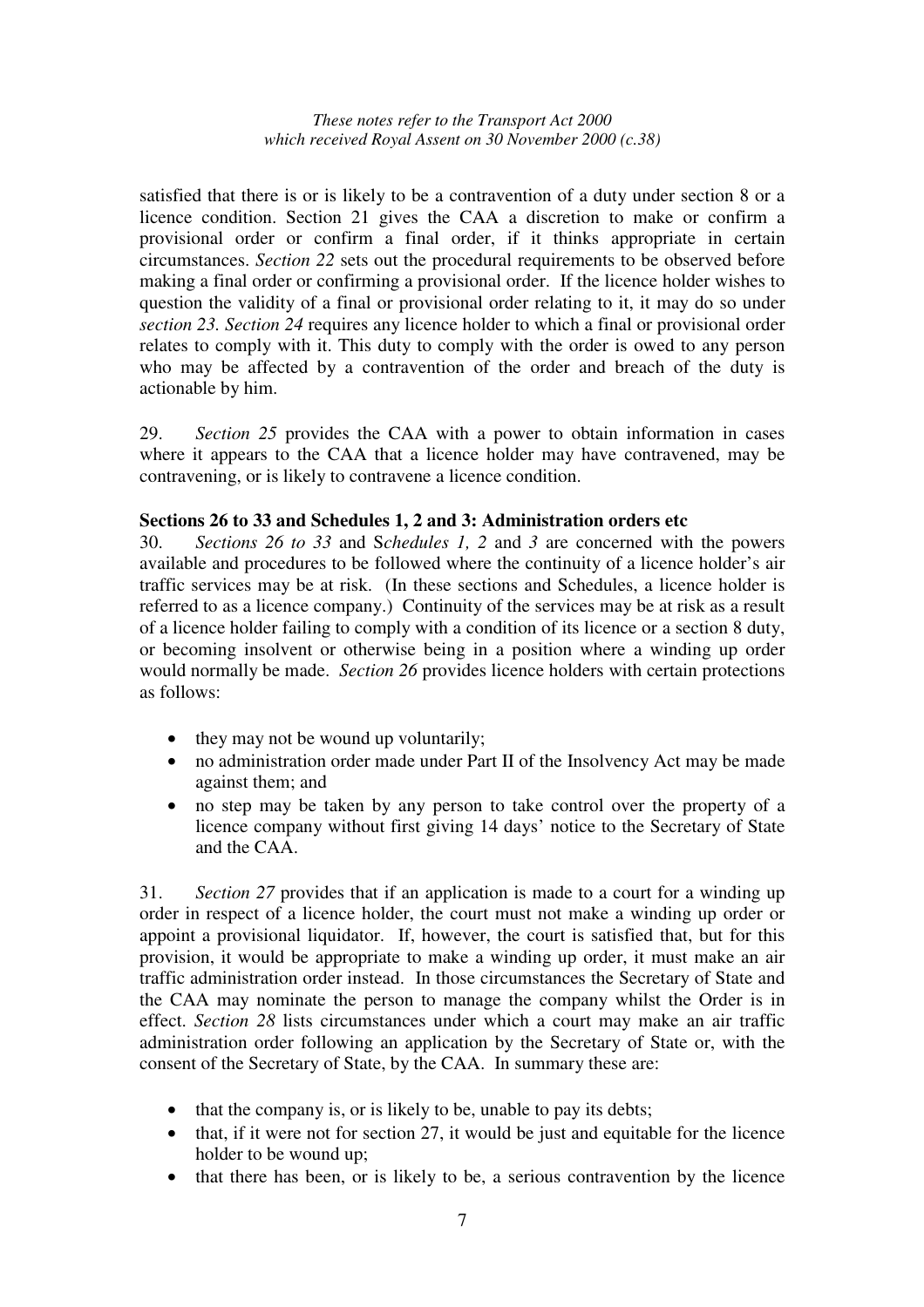satisfied that there is or is likely to be a contravention of a duty under section 8 or a licence condition. Section 21 gives the CAA a discretion to make or confirm a provisional order or confirm a final order, if it thinks appropriate in certain circumstances. *Section 22* sets out the procedural requirements to be observed before making a final order or confirming a provisional order. If the licence holder wishes to question the validity of a final or provisional order relating to it, it may do so under *section 23. Section 24* requires any licence holder to which a final or provisional order relates to comply with it. This duty to comply with the order is owed to any person who may be affected by a contravention of the order and breach of the duty is actionable by him.

29. *Section 25* provides the CAA with a power to obtain information in cases where it appears to the CAA that a licence holder may have contravened, may be contravening, or is likely to contravene a licence condition.

**Sections 26 to 33 and Schedules 1, 2 and 3: Administration orders etc**

30. *Sections 26 to 33* and S*chedules 1, 2* and *3* are concerned with the powers available and procedures to be followed where the continuity of a licence holder's air traffic services may be at risk. (In these sections and Schedules, a licence holder is referred to as a licence company.) Continuity of the services may be at risk as a result of a licence holder failing to comply with a condition of its licence or a section 8 duty, or becoming insolvent or otherwise being in a position where a winding up order would normally be made. *Section 26* provides licence holders with certain protections as follows:

- they may not be wound up voluntarily;
- no administration order made under Part II of the Insolvency Act may be made against them; and
- no step may be taken by any person to take control over the property of a licence company without first giving 14 days' notice to the Secretary of State and the CAA.

31. *Section 27* provides that if an application is made to a court for a winding up order in respect of a licence holder, the court must not make a winding up order or appoint a provisional liquidator. If, however, the court is satisfied that, but for this provision, it would be appropriate to make a winding up order, it must make an air traffic administration order instead. In those circumstances the Secretary of State and the CAA may nominate the person to manage the company whilst the Order is in effect. *Section 28* lists circumstances under which a court may make an air traffic administration order following an application by the Secretary of State or, with the consent of the Secretary of State, by the CAA. In summary these are:

- that the company is, or is likely to be, unable to pay its debts;
- that, if it were not for section 27, it would be just and equitable for the licence holder to be wound up;
- that there has been, or is likely to be, a serious contravention by the licence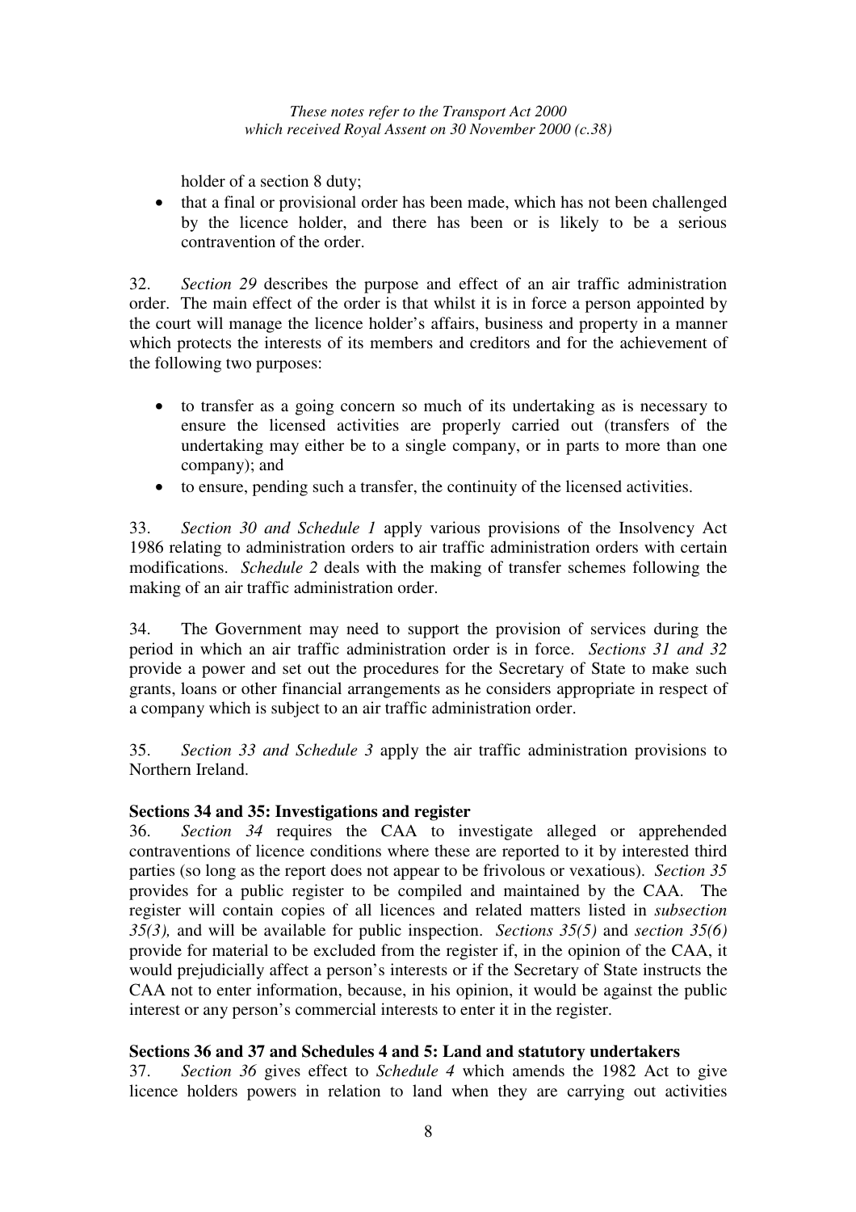holder of a section 8 duty;

- that a final or provisional order has been made, which has not been challenged by the licence holder, and there has been or is likely to be a serious contravention of the order.

32. *Section 29* describes the purpose and effect of an air traffic administration order. The main effect of the order is that whilst it is in force a person appointed by the court will manage the licence holder's affairs, business and property in a manner which protects the interests of its members and creditors and for the achievement of the following two purposes:

- to transfer as a going concern so much of its undertaking as is necessary to ensure the licensed activities are properly carried out (transfers of the undertaking may either be to a single company, or in parts to more than one company); and
- to ensure, pending such a transfer, the continuity of the licensed activities.

33. *Section 30 and Schedule 1* apply various provisions of the Insolvency Act 1986 relating to administration orders to air traffic administration orders with certain modifications. *Schedule 2* deals with the making of transfer schemes following the making of an air traffic administration order.

34. The Government may need to support the provision of services during the period in which an air traffic administration order is in force. *Sections 31 and 32* provide a power and set out the procedures for the Secretary of State to make such grants, loans or other financial arrangements as he considers appropriate in respect of a company which is subject to an air traffic administration order.

35. *Section 33 and Schedule 3* apply the air traffic administration provisions to Northern Ireland.

**Sections 34 and 35: Investigations and register**

36. *Section 34* requires the CAA to investigate alleged or apprehended contraventions of licence conditions where these are reported to it by interested third parties (so long as the report does not appear to be frivolous or vexatious). *Section 35* provides for a public register to be compiled and maintained by the CAA. The register will contain copies of all licences and related matters listed in *subsection 35(3),* and will be available for public inspection. *Sections 35(5)* and *section 35(6)* provide for material to be excluded from the register if, in the opinion of the CAA, it would prejudicially affect a person's interests or if the Secretary of State instructs the CAA not to enter information, because, in his opinion, it would be against the public interest or any person's commercial interests to enter it in the register.

**Sections 36 and 37 and Schedules 4 and 5: Land and statutory undertakers**

37. *Section 36* gives effect to *Schedule 4* which amends the 1982 Act to give licence holders powers in relation to land when they are carrying out activities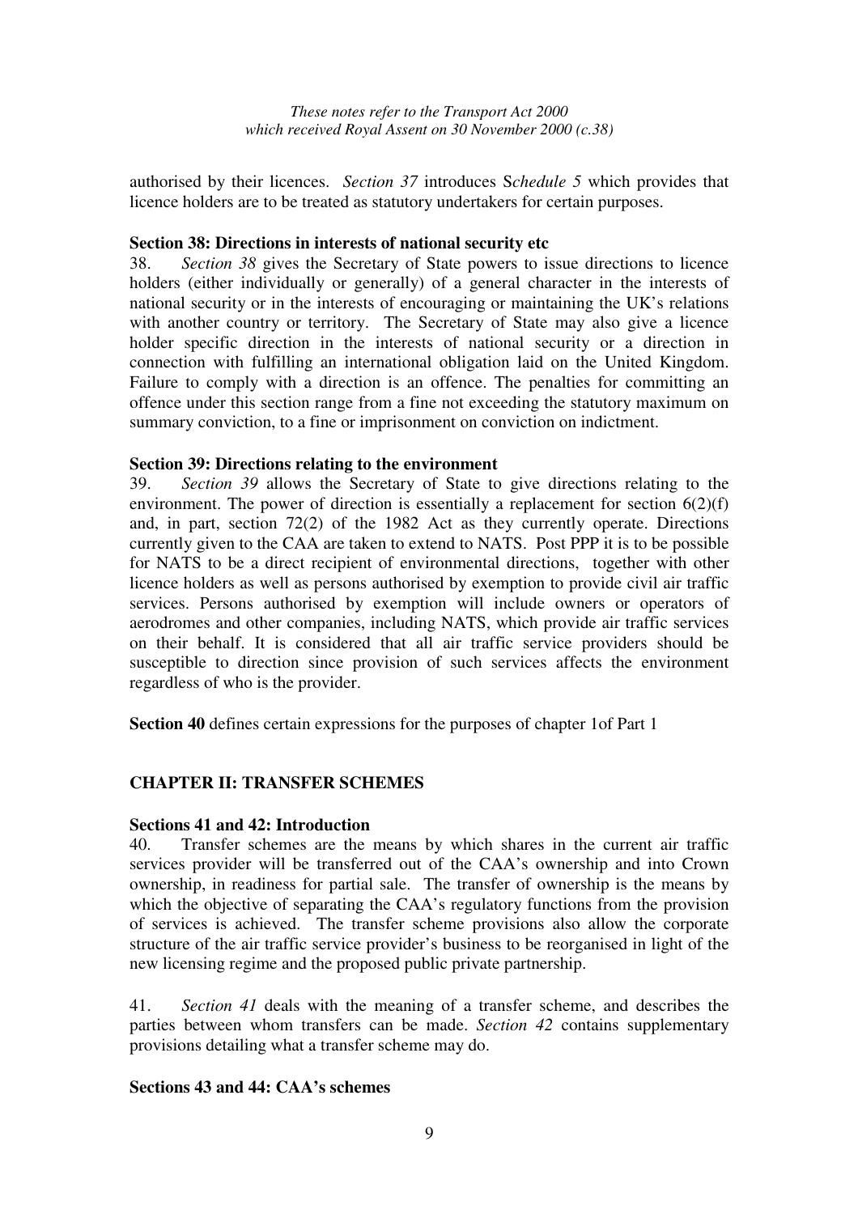authorised by their licences. *Section 37* introduces S*chedule 5* which provides that licence holders are to be treated as statutory undertakers for certain purposes.

**Section 38: Directions in interests of national security etc**

38. *Section 38* gives the Secretary of State powers to issue directions to licence holders (either individually or generally) of a general character in the interests of national security or in the interests of encouraging or maintaining the UK's relations with another country or territory. The Secretary of State may also give a licence holder specific direction in the interests of national security or a direction in connection with fulfilling an international obligation laid on the United Kingdom. Failure to comply with a direction is an offence. The penalties for committing an offence under this section range from a fine not exceeding the statutory maximum on summary conviction, to a fine or imprisonment on conviction on indictment.

**Section 39: Directions relating to the environment**

39. *Section 39* allows the Secretary of State to give directions relating to the environment. The power of direction is essentially a replacement for section 6(2)(f) and, in part, section 72(2) of the 1982 Act as they currently operate. Directions currently given to the CAA are taken to extend to NATS. Post PPP it is to be possible for NATS to be a direct recipient of environmental directions, together with other licence holders as well as persons authorised by exemption to provide civil air traffic services. Persons authorised by exemption will include owners or operators of aerodromes and other companies, including NATS, which provide air traffic services on their behalf. It is considered that all air traffic service providers should be susceptible to direction since provision of such services affects the environment regardless of who is the provider.

**Section 40** defines certain expressions for the purposes of chapter 1of Part 1

## CHAPTER II: TRANSFER SCHEMES

**Sections 41 and 42: Introduction**

40. Transfer schemes are the means by which shares in the current air traffic services provider will be transferred out of the CAA's ownership and into Crown ownership, in readiness for partial sale. The transfer of ownership is the means by which the objective of separating the CAA's regulatory functions from the provision of services is achieved. The transfer scheme provisions also allow the corporate structure of the air traffic service provider's business to be reorganised in light of the new licensing regime and the proposed public private partnership.

41. *Section 41* deals with the meaning of a transfer scheme, and describes the parties between whom transfers can be made. *Section 42* contains supplementary provisions detailing what a transfer scheme may do.

**Sections 43 and 44: CAA's schemes**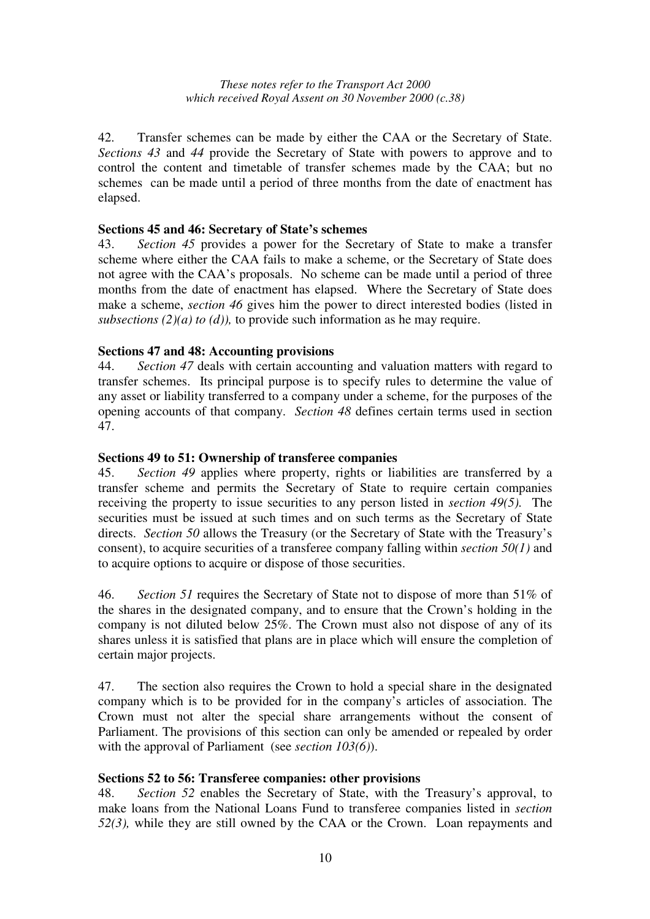42. Transfer schemes can be made by either the CAA or the Secretary of State. *Sections 43* and *44* provide the Secretary of State with powers to approve and to control the content and timetable of transfer schemes made by the CAA; but no schemes can be made until a period of three months from the date of enactment has elapsed.

**Sections 45 and 46: Secretary of State's schemes**

43. *Section 45* provides a power for the Secretary of State to make a transfer scheme where either the CAA fails to make a scheme, or the Secretary of State does not agree with the CAA's proposals. No scheme can be made until a period of three months from the date of enactment has elapsed. Where the Secretary of State does make a scheme, *section 46* gives him the power to direct interested bodies (listed in *subsections (2)(a) to (d)),* to provide such information as he may require.

**Sections 47 and 48: Accounting provisions**

44. *Section 47* deals with certain accounting and valuation matters with regard to transfer schemes. Its principal purpose is to specify rules to determine the value of any asset or liability transferred to a company under a scheme, for the purposes of the opening accounts of that company. *Section 48* defines certain terms used in section 47.

**Sections 49 to 51: Ownership of transferee companies**

45. *Section 49* applies where property, rights or liabilities are transferred by a transfer scheme and permits the Secretary of State to require certain companies receiving the property to issue securities to any person listed in *section 49(5).* The securities must be issued at such times and on such terms as the Secretary of State directs. *Section 50* allows the Treasury (or the Secretary of State with the Treasury's consent), to acquire securities of a transferee company falling within *section 50(1)* and to acquire options to acquire or dispose of those securities.

46. *Section 51* requires the Secretary of State not to dispose of more than 51% of the shares in the designated company, and to ensure that the Crown's holding in the company is not diluted below 25%. The Crown must also not dispose of any of its shares unless it is satisfied that plans are in place which will ensure the completion of certain major projects.

47. The section also requires the Crown to hold a special share in the designated company which is to be provided for in the company's articles of association. The Crown must not alter the special share arrangements without the consent of Parliament. The provisions of this section can only be amended or repealed by order with the approval of Parliament (see *section 103(6)*).

**Sections 52 to 56: Transferee companies: other provisions**

48. *Section 52* enables the Secretary of State, with the Treasury's approval, to make loans from the National Loans Fund to transferee companies listed in *section 52(3),* while they are still owned by the CAA or the Crown. Loan repayments and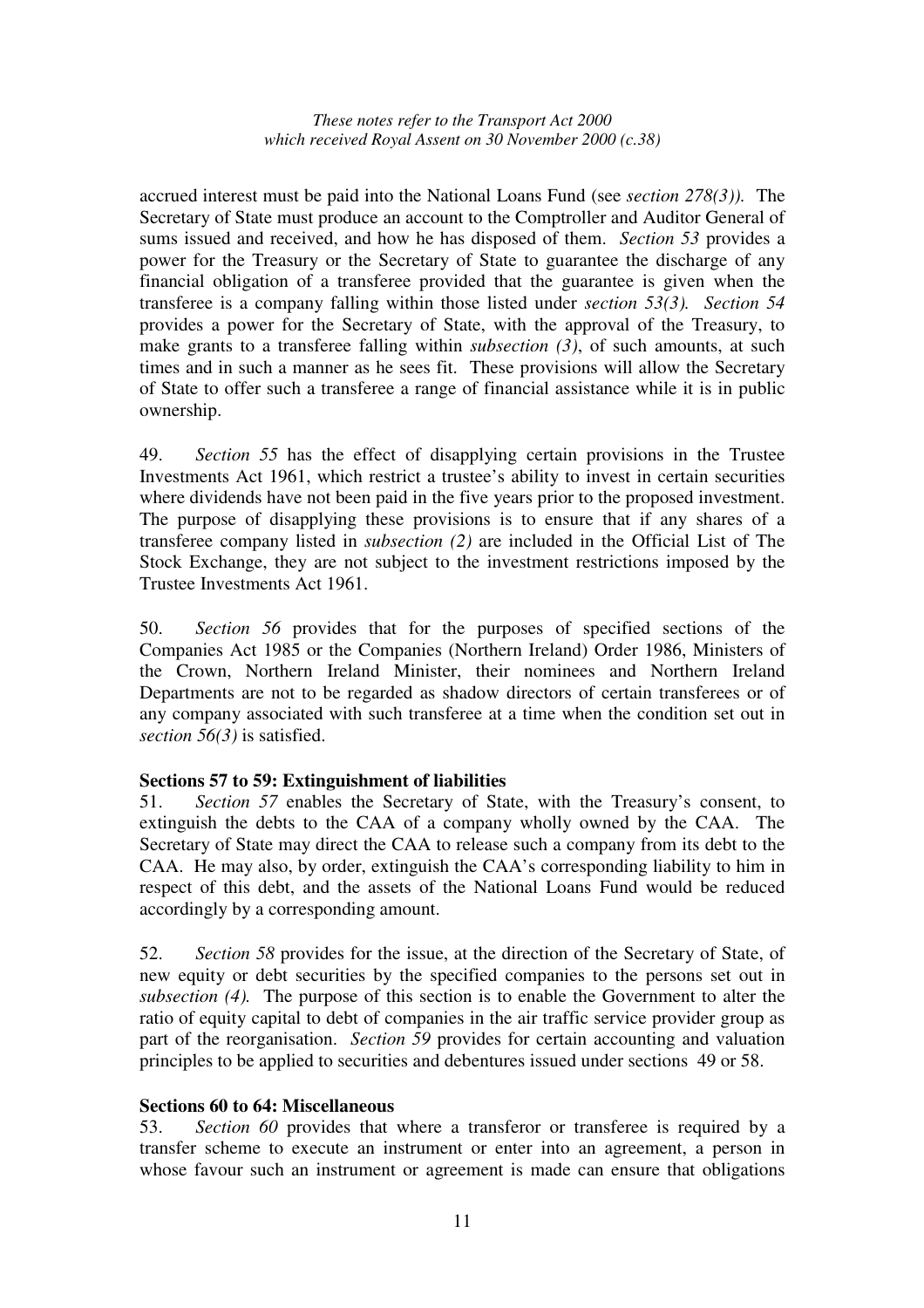accrued interest must be paid into the National Loans Fund (see *section 278(3))*. The Secretary of State must produce an account to the Comptroller and Auditor General of sums issued and received, and how he has disposed of them. *Section 53* provides a power for the Treasury or the Secretary of State to guarantee the discharge of any financial obligation of a transferee provided that the guarantee is given when the transferee is a company falling within those listed under *section 53(3). Section 54* provides a power for the Secretary of State, with the approval of the Treasury, to make grants to a transferee falling within *subsection (3)*, of such amounts, at such times and in such a manner as he sees fit. These provisions will allow the Secretary of State to offer such a transferee a range of financial assistance while it is in public ownership.

49. *Section 55* has the effect of disapplying certain provisions in the Trustee Investments Act 1961, which restrict a trustee's ability to invest in certain securities where dividends have not been paid in the five years prior to the proposed investment. The purpose of disapplying these provisions is to ensure that if any shares of a transferee company listed in *subsection (2)* are included in the Official List of The Stock Exchange, they are not subject to the investment restrictions imposed by the Trustee Investments Act 1961.

50. *Section 56* provides that for the purposes of specified sections of the Companies Act 1985 or the Companies (Northern Ireland) Order 1986, Ministers of the Crown, Northern Ireland Minister, their nominees and Northern Ireland Departments are not to be regarded as shadow directors of certain transferees or of any company associated with such transferee at a time when the condition set out in *section 56(3)* is satisfied.

**Sections 57 to 59: Extinguishment of liabilities**

51. *Section 57* enables the Secretary of State, with the Treasury's consent, to extinguish the debts to the CAA of a company wholly owned by the CAA. The Secretary of State may direct the CAA to release such a company from its debt to the CAA. He may also, by order, extinguish the CAA's corresponding liability to him in respect of this debt, and the assets of the National Loans Fund would be reduced accordingly by a corresponding amount.

52. *Section 58* provides for the issue, at the direction of the Secretary of State, of new equity or debt securities by the specified companies to the persons set out in *subsection (4).* The purpose of this section is to enable the Government to alter the ratio of equity capital to debt of companies in the air traffic service provider group as part of the reorganisation. *Section 59* provides for certain accounting and valuation principles to be applied to securities and debentures issued under sections 49 or 58.

**Sections 60 to 64: Miscellaneous**

53. *Section 60* provides that where a transferor or transferee is required by a transfer scheme to execute an instrument or enter into an agreement, a person in whose favour such an instrument or agreement is made can ensure that obligations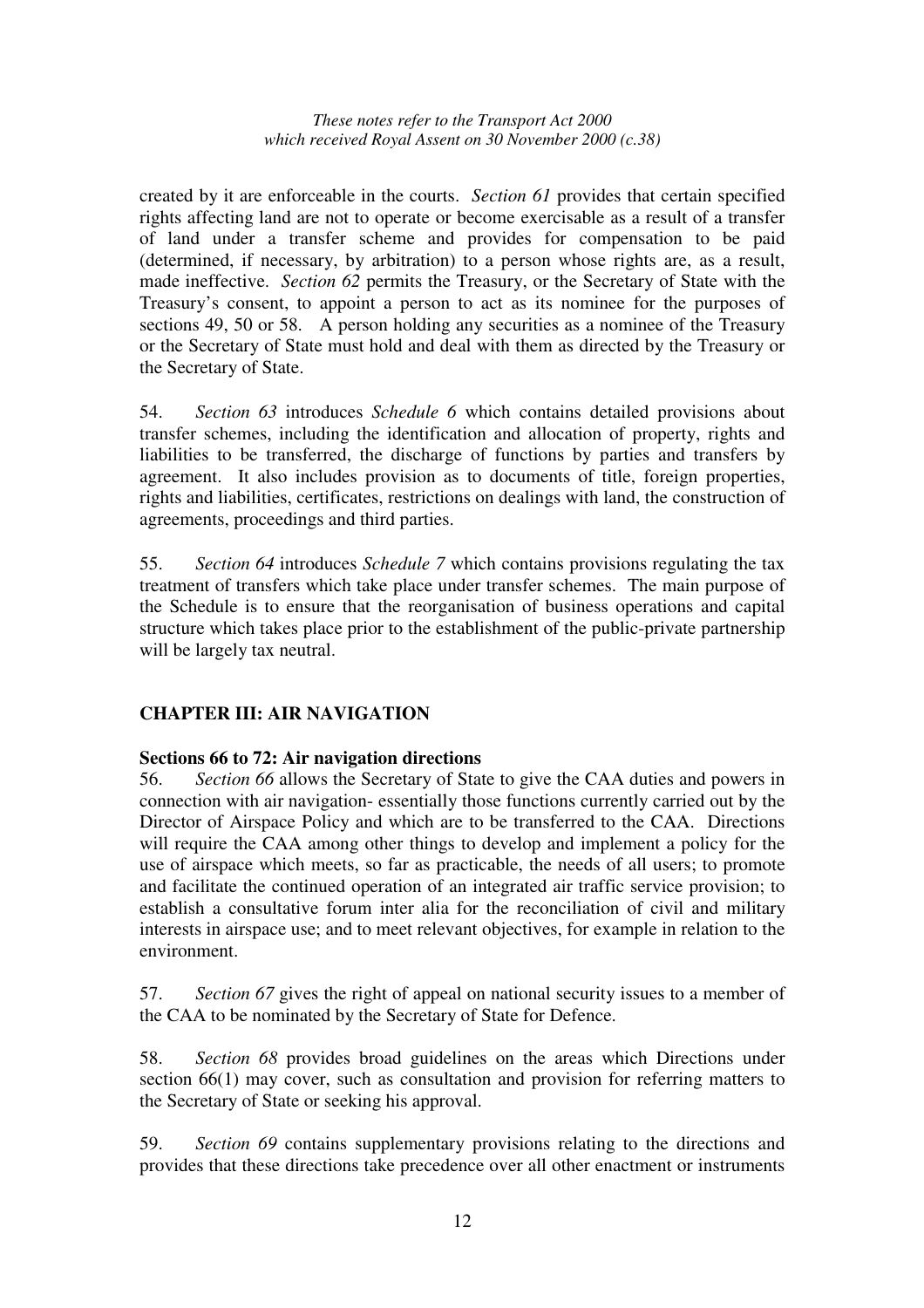created by it are enforceable in the courts. *Section 61* provides that certain specified rights affecting land are not to operate or become exercisable as a result of a transfer of land under a transfer scheme and provides for compensation to be paid (determined, if necessary, by arbitration) to a person whose rights are, as a result, made ineffective. *Section 62* permits the Treasury, or the Secretary of State with the Treasury's consent, to appoint a person to act as its nominee for the purposes of sections 49, 50 or 58. A person holding any securities as a nominee of the Treasury or the Secretary of State must hold and deal with them as directed by the Treasury or the Secretary of State.

54. *Section 63* introduces *Schedule 6* which contains detailed provisions about transfer schemes, including the identification and allocation of property, rights and liabilities to be transferred, the discharge of functions by parties and transfers by agreement. It also includes provision as to documents of title, foreign properties, rights and liabilities, certificates, restrictions on dealings with land, the construction of agreements, proceedings and third parties.

55. *Section 64* introduces *Schedule 7* which contains provisions regulating the tax treatment of transfers which take place under transfer schemes. The main purpose of the Schedule is to ensure that the reorganisation of business operations and capital structure which takes place prior to the establishment of the public-private partnership will be largely tax neutral.

## CHAPTER III: AIR NAVIGATION

### Sections 66 to 72: Air navigation directions

56. *Section 66* allows the Secretary of State to give the CAA duties and powers in connection with air navigation- essentially those functions currently carried out by the Director of Airspace Policy and which are to be transferred to the CAA. Directions will require the CAA among other things to develop and implement a policy for the use of airspace which meets, so far as practicable, the needs of all users; to promote and facilitate the continued operation of an integrated air traffic service provision; to establish a consultative forum inter alia for the reconciliation of civil and military interests in airspace use; and to meet relevant objectives, for example in relation to the environment.

57. *Section 67* gives the right of appeal on national security issues to a member of the CAA to be nominated by the Secretary of State for Defence.

58. *Section 68* provides broad guidelines on the areas which Directions under section 66(1) may cover, such as consultation and provision for referring matters to the Secretary of State or seeking his approval.

59. *Section 69* contains supplementary provisions relating to the directions and provides that these directions take precedence over all other enactment or instruments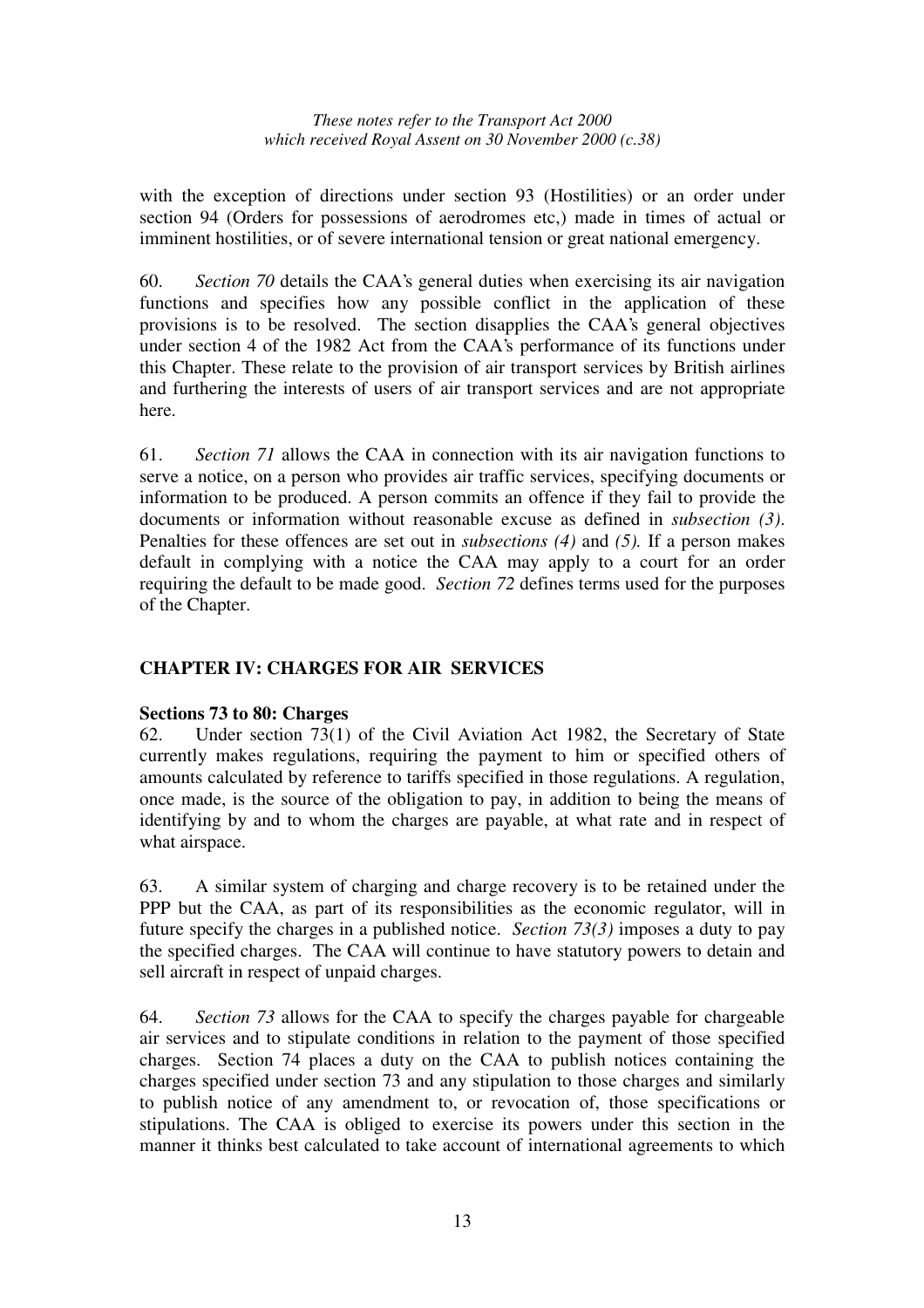with the exception of directions under section 93 (Hostilities) or an order under section 94 (Orders for possessions of aerodromes etc,) made in times of actual or imminent hostilities, or of severe international tension or great national emergency.

60. *Section 70* details the CAA's general duties when exercising its air navigation functions and specifies how any possible conflict in the application of these provisions is to be resolved. The section disapplies the CAA's general objectives under section 4 of the 1982 Act from the CAA's performance of its functions under this Chapter. These relate to the provision of air transport services by British airlines and furthering the interests of users of air transport services and are not appropriate here.

61. *Section 71* allows the CAA in connection with its air navigation functions to serve a notice, on a person who provides air traffic services, specifying documents or information to be produced. A person commits an offence if they fail to provide the documents or information without reasonable excuse as defined in *subsection (3)*. Penalties for these offences are set out in *subsections (4)* and *(5)*. If a person makes default in complying with a notice the CAA may apply to a court for an order requiring the default to be made good. *Section 72* defines terms used for the purposes of the Chapter.

## CHAPTER IV: CHARGES FOR AIR SERVICES

### Sections 73 to 80: Charges

62. Under section 73(1) of the Civil Aviation Act 1982, the Secretary of State currently makes regulations, requiring the payment to him or specified others of amounts calculated by reference to tariffs specified in those regulations. A regulation, once made, is the source of the obligation to pay, in addition to being the means of identifying by and to whom the charges are payable, at what rate and in respect of what airspace.

63. A similar system of charging and charge recovery is to be retained under the PPP but the CAA, as part of its responsibilities as the economic regulator, will in future specify the charges in a published notice. *Section 73(3)* imposes a duty to pay the specified charges. The CAA will continue to have statutory powers to detain and sell aircraft in respect of unpaid charges.

64. *Section 73* allows for the CAA to specify the charges payable for chargeable air services and to stipulate conditions in relation to the payment of those specified charges. Section 74 places a duty on the CAA to publish notices containing the charges specified under section 73 and any stipulation to those charges and similarly to publish notice of any amendment to, or revocation of, those specifications or stipulations. The CAA is obliged to exercise its powers under this section in the manner it thinks best calculated to take account of international agreements to which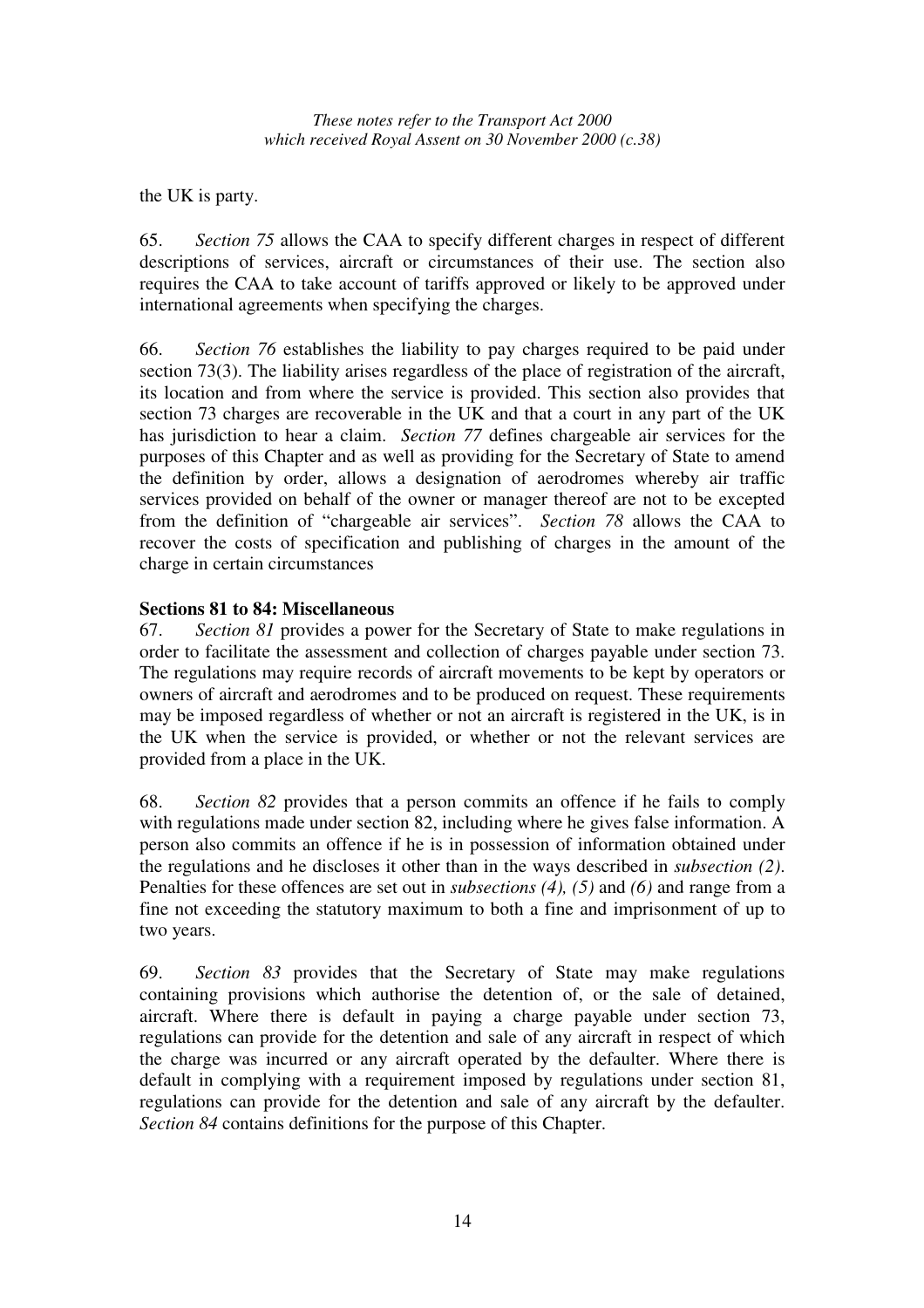the UK is party.

65. *Section 75* allows the CAA to specify different charges in respect of different descriptions of services, aircraft or circumstances of their use. The section also requires the CAA to take account of tariffs approved or likely to be approved under international agreements when specifying the charges.

66. *Section 76* establishes the liability to pay charges required to be paid under section 73(3). The liability arises regardless of the place of registration of the aircraft, its location and from where the service is provided. This section also provides that section 73 charges are recoverable in the UK and that a court in any part of the UK has jurisdiction to hear a claim. *Section 77* defines chargeable air services for the purposes of this Chapter and as well as providing for the Secretary of State to amend the definition by order, allows a designation of aerodromes whereby air traffic services provided on behalf of the owner or manager thereof are not to be excepted from the definition of "chargeable air services". *Section 78* allows the CAA to recover the costs of specification and publishing of charges in the amount of the charge in certain circumstances

**Sections 81 to 84: Miscellaneous**

67. *Section 81* provides a power for the Secretary of State to make regulations in order to facilitate the assessment and collection of charges payable under section 73. The regulations may require records of aircraft movements to be kept by operators or owners of aircraft and aerodromes and to be produced on request. These requirements may be imposed regardless of whether or not an aircraft is registered in the UK, is in the UK when the service is provided, or whether or not the relevant services are provided from a place in the UK.

68. *Section 82* provides that a person commits an offence if he fails to comply with regulations made under section 82, including where he gives false information. A person also commits an offence if he is in possession of information obtained under the regulations and he discloses it other than in the ways described in *subsection (2)*. Penalties for these offences are set out in *subsections (4), (5)* and *(6)* and range from a fine not exceeding the statutory maximum to both a fine and imprisonment of up to two years.

69. *Section 83* provides that the Secretary of State may make regulations containing provisions which authorise the detention of, or the sale of detained, aircraft. Where there is default in paying a charge payable under section 73, regulations can provide for the detention and sale of any aircraft in respect of which the charge was incurred or any aircraft operated by the defaulter. Where there is default in complying with a requirement imposed by regulations under section 81, regulations can provide for the detention and sale of any aircraft by the defaulter. *Section 84* contains definitions for the purpose of this Chapter.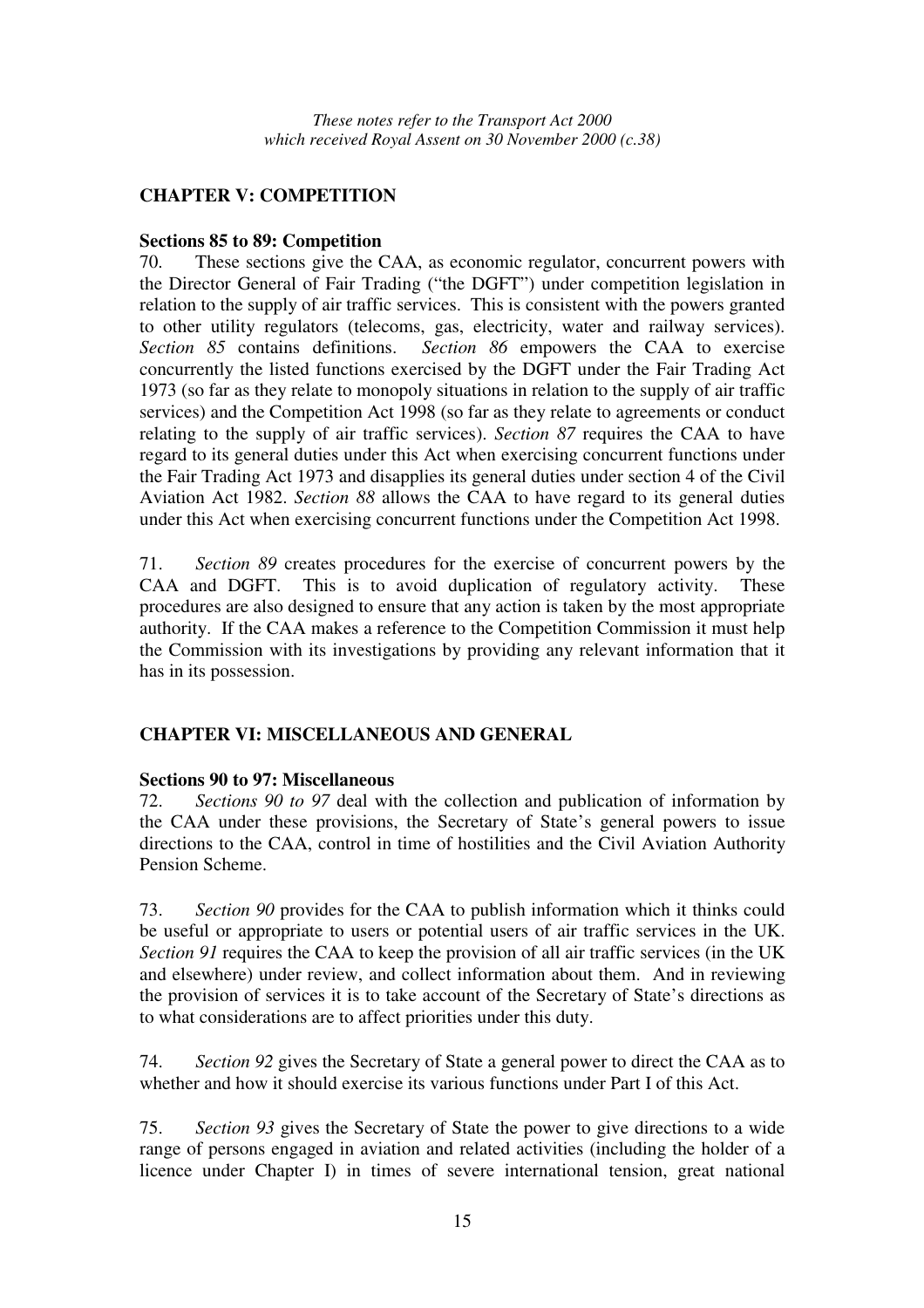*These notes refer to the Transport Act 2000 which received Royal Assent on 30 November 2000 (c.38)*

## CHAPTER V: COMPETITION

### Sections 85 to 89: Competition

70. These sections give the CAA, as economic regulator, concurrent powers with the Director General of Fair Trading ("the DGFT") under competition legislation in relation to the supply of air traffic services. This is consistent with the powers granted to other utility regulators (telecoms, gas, electricity, water and railway services). *Section 85* contains definitions. *Section 86* empowers the CAA to exercise concurrently the listed functions exercised by the DGFT under the Fair Trading Act 1973 (so far as they relate to monopoly situations in relation to the supply of air traffic services) and the Competition Act 1998 (so far as they relate to agreements or conduct relating to the supply of air traffic services). *Section 87* requires the CAA to have regard to its general duties under this Act when exercising concurrent functions under the Fair Trading Act 1973 and disapplies its general duties under section 4 of the Civil Aviation Act 1982. *Section 88* allows the CAA to have regard to its general duties under this Act when exercising concurrent functions under the Competition Act 1998.

71. *Section 89* creates procedures for the exercise of concurrent powers by the CAA and DGFT. This is to avoid duplication of regulatory activity. These procedures are also designed to ensure that any action is taken by the most appropriate authority. If the CAA makes a reference to the Competition Commission it must help the Commission with its investigations by providing any relevant information that it has in its possession.

## CHAPTER VI: MISCELLANEOUS AND GENERAL

### Sections 90 to 97: Miscellaneous

72. *Sections 90 to 97* deal with the collection and publication of information by the CAA under these provisions, the Secretary of State's general powers to issue directions to the CAA, control in time of hostilities and the Civil Aviation Authority Pension Scheme.

73. *Section 90* provides for the CAA to publish information which it thinks could be useful or appropriate to users or potential users of air traffic services in the UK. *Section 91* requires the CAA to keep the provision of all air traffic services (in the UK and elsewhere) under review, and collect information about them. And in reviewing the provision of services it is to take account of the Secretary of State's directions as to what considerations are to affect priorities under this duty.

74. *Section 92* gives the Secretary of State a general power to direct the CAA as to whether and how it should exercise its various functions under Part I of this Act.

75. *Section 93* gives the Secretary of State the power to give directions to a wide range of persons engaged in aviation and related activities (including the holder of a licence under Chapter I) in times of severe international tension, great national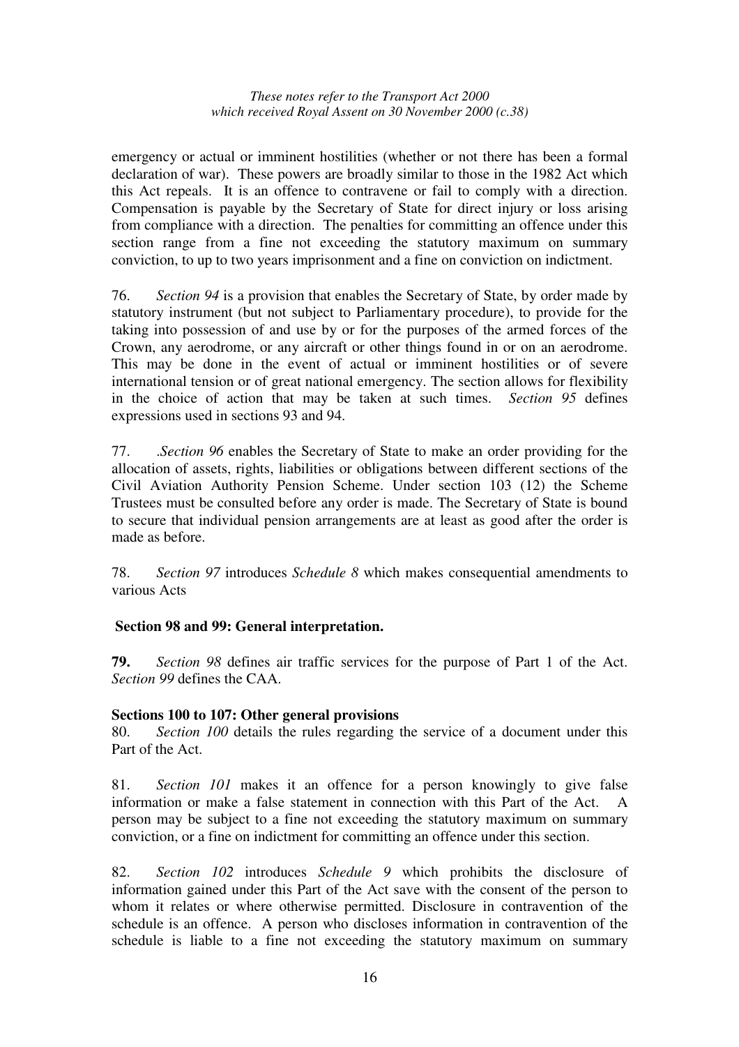emergency or actual or imminent hostilities (whether or not there has been a formal declaration of war). These powers are broadly similar to those in the 1982 Act which this Act repeals. It is an offence to contravene or fail to comply with a direction. Compensation is payable by the Secretary of State for direct injury or loss arising from compliance with a direction. The penalties for committing an offence under this section range from a fine not exceeding the statutory maximum on summary conviction, to up to two years imprisonment and a fine on conviction on indictment.

76. *Section 94* is a provision that enables the Secretary of State, by order made by statutory instrument (but not subject to Parliamentary procedure), to provide for the taking into possession of and use by or for the purposes of the armed forces of the Crown, any aerodrome, or any aircraft or other things found in or on an aerodrome. This may be done in the event of actual or imminent hostilities or of severe international tension or of great national emergency. The section allows for flexibility in the choice of action that may be taken at such times. *Section 95* defines expressions used in sections 93 and 94.

77. .*Section 96* enables the Secretary of State to make an order providing for the allocation of assets, rights, liabilities or obligations between different sections of the Civil Aviation Authority Pension Scheme. Under section 103 (12) the Scheme Trustees must be consulted before any order is made. The Secretary of State is bound to secure that individual pension arrangements are at least as good after the order is made as before.

78. *Section 97* introduces *Schedule 8* which makes consequential amendments to various Acts

**Section 98 and 99: General interpretation.**

**79.** *Section 98* defines air traffic services for the purpose of Part 1 of the Act. *Section 99* defines the CAA.

**Sections 100 to 107: Other general provisions**

80. *Section 100* details the rules regarding the service of a document under this Part of the Act.

81. *Section 101* makes it an offence for a person knowingly to give false information or make a false statement in connection with this Part of the Act. A person may be subject to a fine not exceeding the statutory maximum on summary conviction, or a fine on indictment for committing an offence under this section.

82. *Section 102* introduces *Schedule 9* which prohibits the disclosure of information gained under this Part of the Act save with the consent of the person to whom it relates or where otherwise permitted. Disclosure in contravention of the schedule is an offence. A person who discloses information in contravention of the schedule is liable to a fine not exceeding the statutory maximum on summary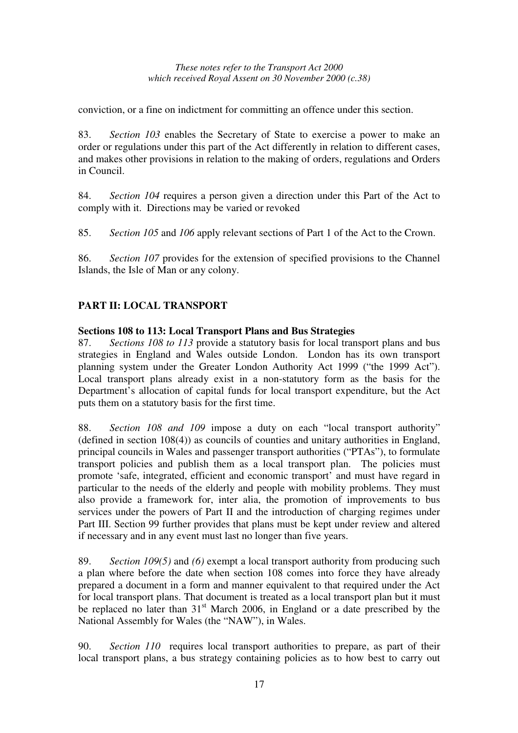conviction, or a fine on indictment for committing an offence under this section.

83. *Section 103* enables the Secretary of State to exercise a power to make an order or regulations under this part of the Act differently in relation to different cases, and makes other provisions in relation to the making of orders, regulations and Orders in Council.

84. *Section 104* requires a person given a direction under this Part of the Act to comply with it. Directions may be varied or revoked

85. *Section 105* and *106* apply relevant sections of Part 1 of the Act to the Crown.

86. *Section 107* provides for the extension of specified provisions to the Channel Islands, the Isle of Man or any colony.

## PART II: LOCAL TRANSPORT

### Sections 108 to 113: Local Transport Plans and Bus Strategies

87. *Sections 108 to 113* provide a statutory basis for local transport plans and bus strategies in England and Wales outside London. London has its own transport planning system under the Greater London Authority Act 1999 ("the 1999 Act"). Local transport plans already exist in a non-statutory form as the basis for the Department's allocation of capital funds for local transport expenditure, but the Act puts them on a statutory basis for the first time.

88. *Section 108 and 109* impose a duty on each "local transport authority" (defined in section 108(4)) as councils of counties and unitary authorities in England, principal councils in Wales and passenger transport authorities ("PTAs"), to formulate transport policies and publish them as a local transport plan. The policies must promote 'safe, integrated, efficient and economic transport' and must have regard in particular to the needs of the elderly and people with mobility problems. They must also provide a framework for, inter alia, the promotion of improvements to bus services under the powers of Part II and the introduction of charging regimes under Part III. Section 99 further provides that plans must be kept under review and altered if necessary and in any event must last no longer than five years.

89. *Section 109(5)* and *(6)* exempt a local transport authority from producing such a plan where before the date when section 108 comes into force they have already prepared a document in a form and manner equivalent to that required under the Act for local transport plans. That document is treated as a local transport plan but it must be replaced no later than 31st March 2006, in England or a date prescribed by the National Assembly for Wales (the "NAW"), in Wales.

90. *Section 110* requires local transport authorities to prepare, as part of their local transport plans, a bus strategy containing policies as to how best to carry out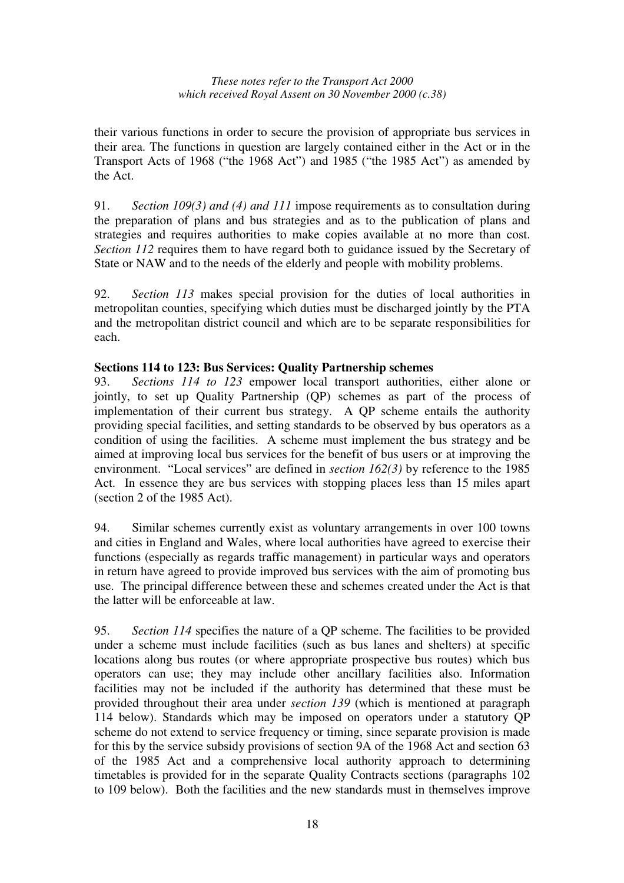their various functions in order to secure the provision of appropriate bus services in their area. The functions in question are largely contained either in the Act or in the Transport Acts of 1968 ("the 1968 Act") and 1985 ("the 1985 Act") as amended by the Act.

91. *Section 109(3) and (4) and 111* impose requirements as to consultation during the preparation of plans and bus strategies and as to the publication of plans and strategies and requires authorities to make copies available at no more than cost. *Section 112* requires them to have regard both to guidance issued by the Secretary of State or NAW and to the needs of the elderly and people with mobility problems.

92. *Section 113* makes special provision for the duties of local authorities in metropolitan counties, specifying which duties must be discharged jointly by the PTA and the metropolitan district council and which are to be separate responsibilities for each.

**Sections 114 to 123: Bus Services: Quality Partnership schemes**

93. *Sections 114 to 123* empower local transport authorities, either alone or jointly, to set up Quality Partnership (QP) schemes as part of the process of implementation of their current bus strategy. A QP scheme entails the authority providing special facilities, and setting standards to be observed by bus operators as a condition of using the facilities. A scheme must implement the bus strategy and be aimed at improving local bus services for the benefit of bus users or at improving the environment. "Local services" are defined in *section 162(3)* by reference to the 1985 Act. In essence they are bus services with stopping places less than 15 miles apart (section 2 of the 1985 Act).

94. Similar schemes currently exist as voluntary arrangements in over 100 towns and cities in England and Wales, where local authorities have agreed to exercise their functions (especially as regards traffic management) in particular ways and operators in return have agreed to provide improved bus services with the aim of promoting bus use. The principal difference between these and schemes created under the Act is that the latter will be enforceable at law.

95. *Section 114* specifies the nature of a QP scheme. The facilities to be provided under a scheme must include facilities (such as bus lanes and shelters) at specific locations along bus routes (or where appropriate prospective bus routes) which bus operators can use; they may include other ancillary facilities also. Information facilities may not be included if the authority has determined that these must be provided throughout their area under *section 139* (which is mentioned at paragraph 114 below). Standards which may be imposed on operators under a statutory QP scheme do not extend to service frequency or timing, since separate provision is made for this by the service subsidy provisions of section 9A of the 1968 Act and section 63 of the 1985 Act and a comprehensive local authority approach to determining timetables is provided for in the separate Quality Contracts sections (paragraphs 102 to 109 below). Both the facilities and the new standards must in themselves improve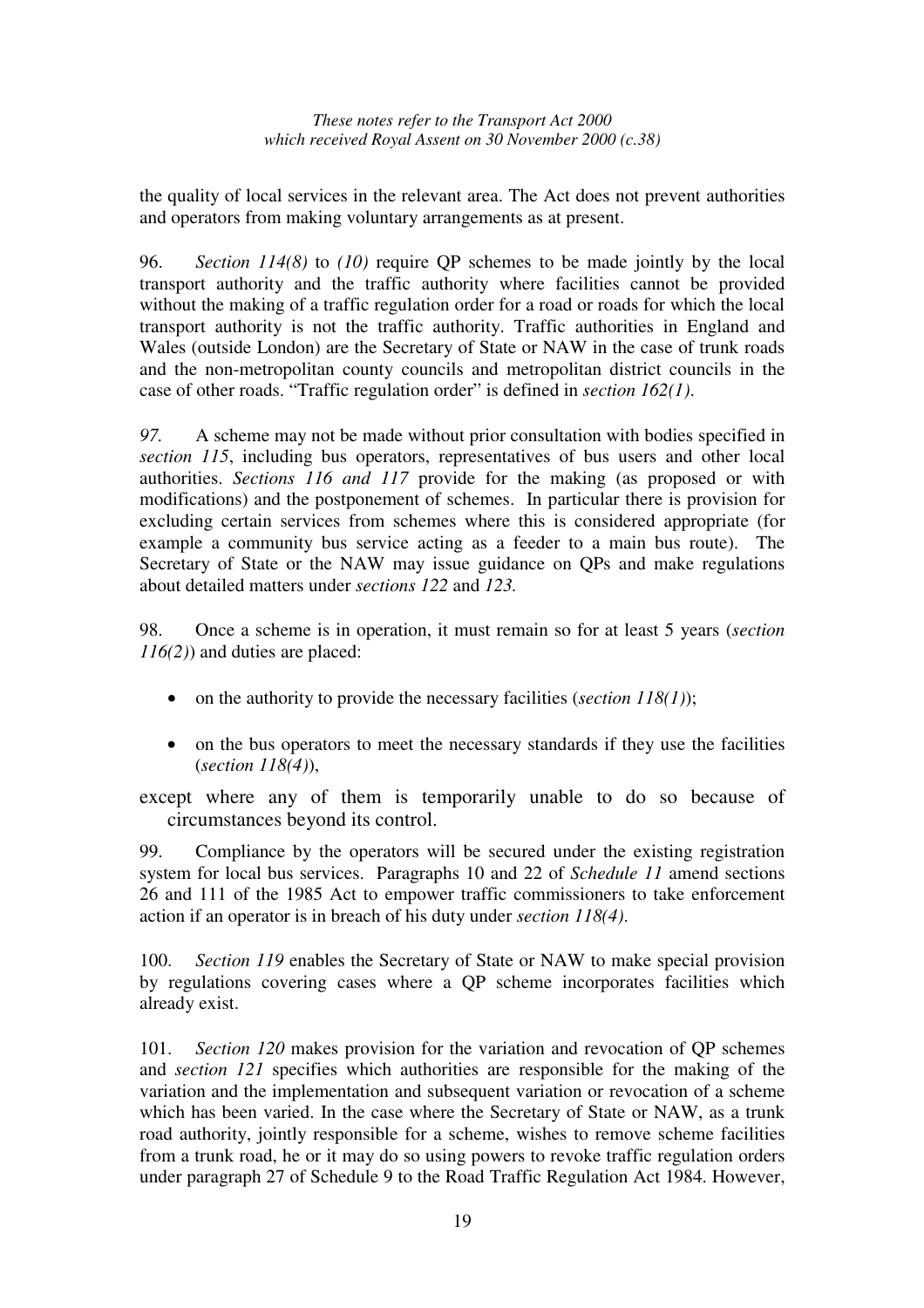the quality of local services in the relevant area. The Act does not prevent authorities and operators from making voluntary arrangements as at present.

96. *Section 114(8)* to *(10)* require QP schemes to be made jointly by the local transport authority and the traffic authority where facilities cannot be provided without the making of a traffic regulation order for a road or roads for which the local transport authority is not the traffic authority. Traffic authorities in England and Wales (outside London) are the Secretary of State or NAW in the case of trunk roads and the non-metropolitan county councils and metropolitan district councils in the case of other roads. "Traffic regulation order" is defined in *section 162(1)*.

*97.* A scheme may not be made without prior consultation with bodies specified in *section 115*, including bus operators, representatives of bus users and other local authorities. *Sections 116 and 117* provide for the making (as proposed or with modifications) and the postponement of schemes. In particular there is provision for excluding certain services from schemes where this is considered appropriate (for example a community bus service acting as a feeder to a main bus route). The Secretary of State or the NAW may issue guidance on QPs and make regulations about detailed matters under *sections 122* and *123.*

98. Once a scheme is in operation, it must remain so for at least 5 years (*section 116(2)*) and duties are placed:

- on the authority to provide the necessary facilities (*section 118(1)*);
- on the bus operators to meet the necessary standards if they use the facilities (*section 118(4)*),

except where any of them is temporarily unable to do so because of circumstances beyond its control.

99. Compliance by the operators will be secured under the existing registration system for local bus services. Paragraphs 10 and 22 of *Schedule 11* amend sections 26 and 111 of the 1985 Act to empower traffic commissioners to take enforcement action if an operator is in breach of his duty under *section 118(4)*.

100. *Section 119* enables the Secretary of State or NAW to make special provision by regulations covering cases where a QP scheme incorporates facilities which already exist.

101. *Section 120* makes provision for the variation and revocation of QP schemes and *section 121* specifies which authorities are responsible for the making of the variation and the implementation and subsequent variation or revocation of a scheme which has been varied. In the case where the Secretary of State or NAW, as a trunk road authority, jointly responsible for a scheme, wishes to remove scheme facilities from a trunk road, he or it may do so using powers to revoke traffic regulation orders under paragraph 27 of Schedule 9 to the Road Traffic Regulation Act 1984. However,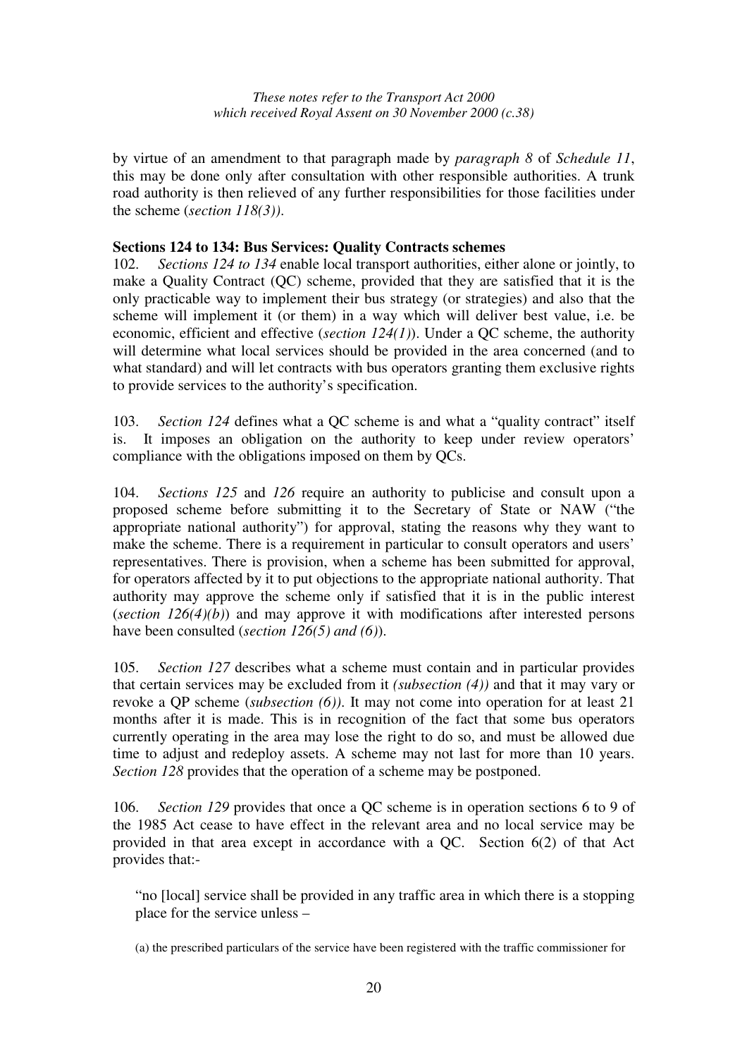by virtue of an amendment to that paragraph made by *paragraph 8* of *Schedule 11*, this may be done only after consultation with other responsible authorities. A trunk road authority is then relieved of any further responsibilities for those facilities under the scheme (*section 118(3)).*

**Sections 124 to 134: Bus Services: Quality Contracts schemes**

102. *Sections 124 to 134* enable local transport authorities, either alone or jointly, to make a Quality Contract (QC) scheme, provided that they are satisfied that it is the only practicable way to implement their bus strategy (or strategies) and also that the scheme will implement it (or them) in a way which will deliver best value, i.e. be economic, efficient and effective (*section 124(1)*). Under a QC scheme, the authority will determine what local services should be provided in the area concerned (and to what standard) and will let contracts with bus operators granting them exclusive rights to provide services to the authority's specification.

103. *Section 124* defines what a QC scheme is and what a "quality contract" itself is. It imposes an obligation on the authority to keep under review operators' compliance with the obligations imposed on them by QCs.

104. *Sections 125* and *126* require an authority to publicise and consult upon a proposed scheme before submitting it to the Secretary of State or NAW ("the appropriate national authority") for approval, stating the reasons why they want to make the scheme. There is a requirement in particular to consult operators and users' representatives. There is provision, when a scheme has been submitted for approval, for operators affected by it to put objections to the appropriate national authority. That authority may approve the scheme only if satisfied that it is in the public interest (*section 126(4)(b)*) and may approve it with modifications after interested persons have been consulted (*section 126(5) and (6)*).

105. *Section 127* describes what a scheme must contain and in particular provides that certain services may be excluded from it *(subsection (4))* and that it may vary or revoke a QP scheme (*subsection (6))*. It may not come into operation for at least 21 months after it is made. This is in recognition of the fact that some bus operators currently operating in the area may lose the right to do so, and must be allowed due time to adjust and redeploy assets. A scheme may not last for more than 10 years. *Section 128* provides that the operation of a scheme may be postponed.

106. *Section 129* provides that once a QC scheme is in operation sections 6 to 9 of the 1985 Act cease to have effect in the relevant area and no local service may be provided in that area except in accordance with a QC. Section 6(2) of that Act provides that:-

> "no [local] service shall be provided in any traffic area in which there is a stopping place for the service unless –
>
> (a) the prescribed particulars of the service have been registered with the traffic commissioner for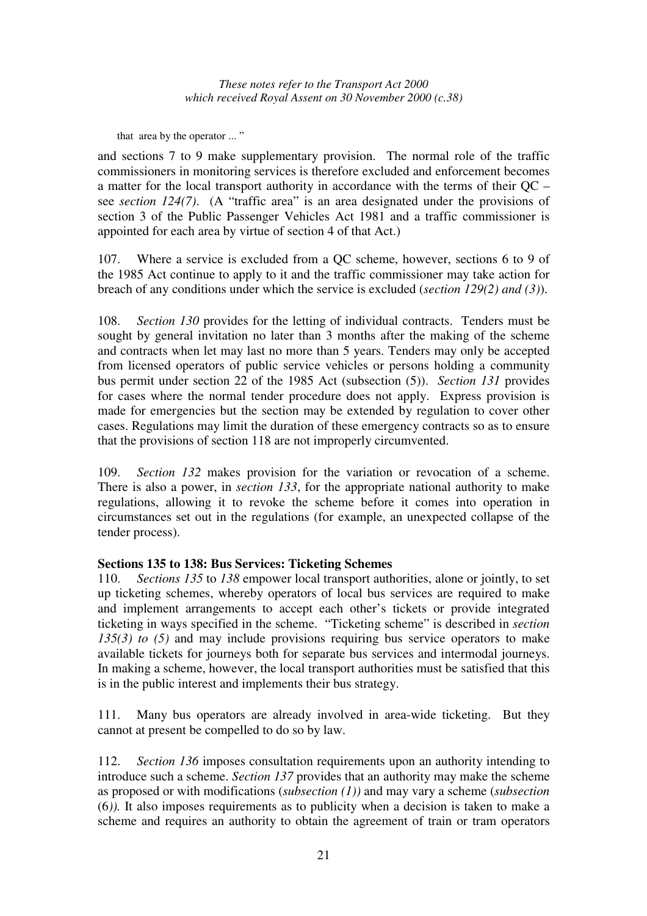that area by the operator ... "

and sections 7 to 9 make supplementary provision. The normal role of the traffic commissioners in monitoring services is therefore excluded and enforcement becomes a matter for the local transport authority in accordance with the terms of their QC – see *section 124(7)*. (A "traffic area" is an area designated under the provisions of section 3 of the Public Passenger Vehicles Act 1981 and a traffic commissioner is appointed for each area by virtue of section 4 of that Act.)

107. Where a service is excluded from a QC scheme, however, sections 6 to 9 of the 1985 Act continue to apply to it and the traffic commissioner may take action for breach of any conditions under which the service is excluded (*section 129(2) and (3)*).

108. *Section 130* provides for the letting of individual contracts. Tenders must be sought by general invitation no later than 3 months after the making of the scheme and contracts when let may last no more than 5 years. Tenders may only be accepted from licensed operators of public service vehicles or persons holding a community bus permit under section 22 of the 1985 Act (subsection (5)). *Section 131* provides for cases where the normal tender procedure does not apply. Express provision is made for emergencies but the section may be extended by regulation to cover other cases. Regulations may limit the duration of these emergency contracts so as to ensure that the provisions of section 118 are not improperly circumvented.

109. *Section 132* makes provision for the variation or revocation of a scheme. There is also a power, in *section 133*, for the appropriate national authority to make regulations, allowing it to revoke the scheme before it comes into operation in circumstances set out in the regulations (for example, an unexpected collapse of the tender process).

**Sections 135 to 138: Bus Services: Ticketing Schemes**

110. *Sections 135* to *138* empower local transport authorities, alone or jointly, to set up ticketing schemes, whereby operators of local bus services are required to make and implement arrangements to accept each other's tickets or provide integrated ticketing in ways specified in the scheme. "Ticketing scheme" is described in *section 135(3) to (5)* and may include provisions requiring bus service operators to make available tickets for journeys both for separate bus services and intermodal journeys. In making a scheme, however, the local transport authorities must be satisfied that this is in the public interest and implements their bus strategy.

111. Many bus operators are already involved in area-wide ticketing. But they cannot at present be compelled to do so by law.

112. *Section 136* imposes consultation requirements upon an authority intending to introduce such a scheme. *Section 137* provides that an authority may make the scheme as proposed or with modifications (*subsection (1)*) and may vary a scheme (*subsection* (6)*).* It also imposes requirements as to publicity when a decision is taken to make a scheme and requires an authority to obtain the agreement of train or tram operators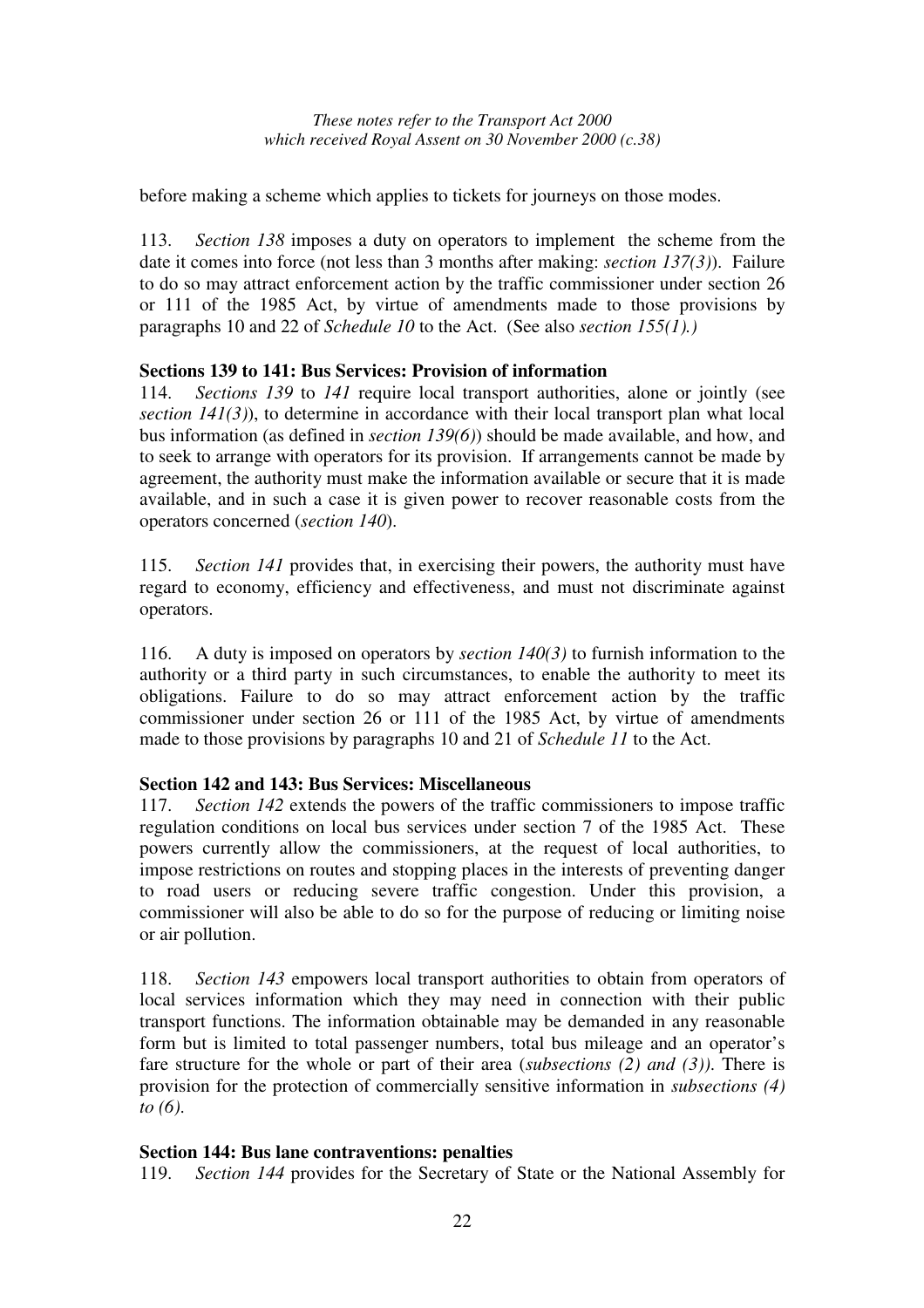before making a scheme which applies to tickets for journeys on those modes.

113. *Section 138* imposes a duty on operators to implement the scheme from the date it comes into force (not less than 3 months after making: *section 137(3)*). Failure to do so may attract enforcement action by the traffic commissioner under section 26 or 111 of the 1985 Act, by virtue of amendments made to those provisions by paragraphs 10 and 22 of *Schedule 10* to the Act. (See also *section 155(1).)*

**Sections 139 to 141: Bus Services: Provision of information**

114. *Sections 139* to *141* require local transport authorities, alone or jointly (see *section 141(3)*), to determine in accordance with their local transport plan what local bus information (as defined in *section 139(6)*) should be made available, and how, and to seek to arrange with operators for its provision. If arrangements cannot be made by agreement, the authority must make the information available or secure that it is made available, and in such a case it is given power to recover reasonable costs from the operators concerned (*section 140*).

115. *Section 141* provides that, in exercising their powers, the authority must have regard to economy, efficiency and effectiveness, and must not discriminate against operators.

116. A duty is imposed on operators by *section 140(3)* to furnish information to the authority or a third party in such circumstances, to enable the authority to meet its obligations. Failure to do so may attract enforcement action by the traffic commissioner under section 26 or 111 of the 1985 Act, by virtue of amendments made to those provisions by paragraphs 10 and 21 of *Schedule 11* to the Act.

**Section 142 and 143: Bus Services: Miscellaneous**

117. *Section 142* extends the powers of the traffic commissioners to impose traffic regulation conditions on local bus services under section 7 of the 1985 Act. These powers currently allow the commissioners, at the request of local authorities, to impose restrictions on routes and stopping places in the interests of preventing danger to road users or reducing severe traffic congestion. Under this provision, a commissioner will also be able to do so for the purpose of reducing or limiting noise or air pollution.

118. *Section 143* empowers local transport authorities to obtain from operators of local services information which they may need in connection with their public transport functions. The information obtainable may be demanded in any reasonable form but is limited to total passenger numbers, total bus mileage and an operator's fare structure for the whole or part of their area (*subsections (2) and (3))*. There is provision for the protection of commercially sensitive information in *subsections (4) to (6)*.

**Section 144: Bus lane contraventions: penalties**

119. *Section 144* provides for the Secretary of State or the National Assembly for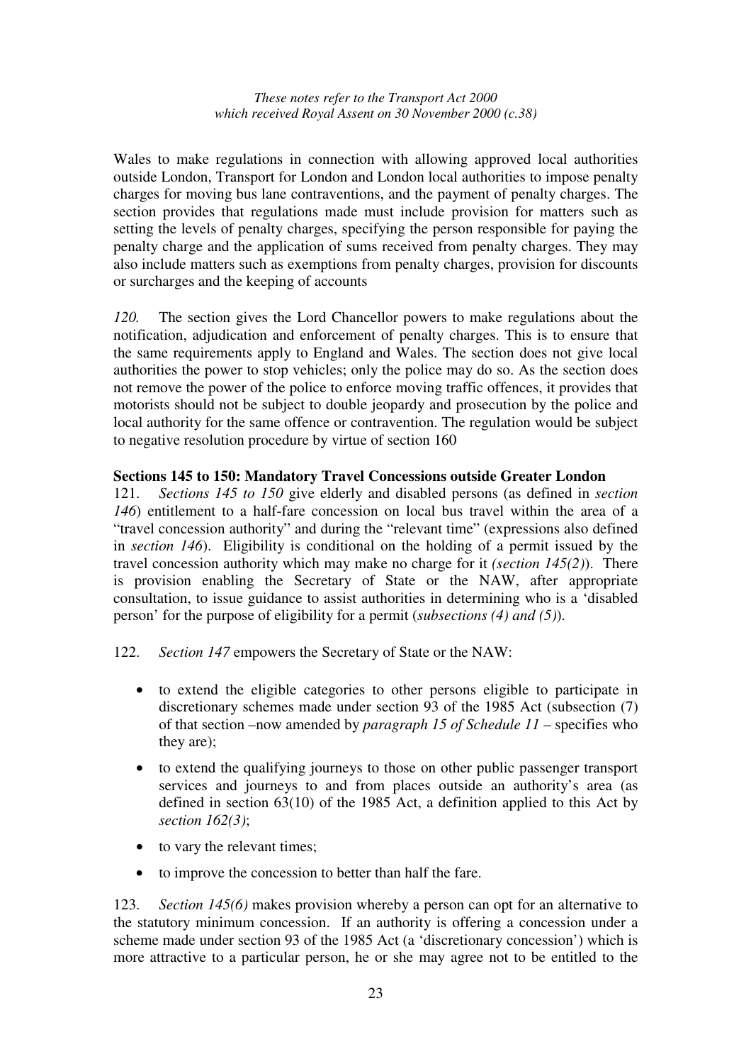Wales to make regulations in connection with allowing approved local authorities outside London, Transport for London and London local authorities to impose penalty charges for moving bus lane contraventions, and the payment of penalty charges. The section provides that regulations made must include provision for matters such as setting the levels of penalty charges, specifying the person responsible for paying the penalty charge and the application of sums received from penalty charges. They may also include matters such as exemptions from penalty charges, provision for discounts or surcharges and the keeping of accounts

*120.* The section gives the Lord Chancellor powers to make regulations about the notification, adjudication and enforcement of penalty charges. This is to ensure that the same requirements apply to England and Wales. The section does not give local authorities the power to stop vehicles; only the police may do so. As the section does not remove the power of the police to enforce moving traffic offences, it provides that motorists should not be subject to double jeopardy and prosecution by the police and local authority for the same offence or contravention. The regulation would be subject to negative resolution procedure by virtue of section 160

**Sections 145 to 150: Mandatory Travel Concessions outside Greater London**

121. *Sections 145 to 150* give elderly and disabled persons (as defined in *section 146*) entitlement to a half-fare concession on local bus travel within the area of a "travel concession authority" and during the "relevant time" (expressions also defined in *section 146*). Eligibility is conditional on the holding of a permit issued by the travel concession authority which may make no charge for it *(section 145(2)*). There is provision enabling the Secretary of State or the NAW, after appropriate consultation, to issue guidance to assist authorities in determining who is a 'disabled person' for the purpose of eligibility for a permit (*subsections (4) and (5)*).

122. *Section 147* empowers the Secretary of State or the NAW:

- to extend the eligible categories to other persons eligible to participate in discretionary schemes made under section 93 of the 1985 Act (subsection (7) of that section –now amended by *paragraph 15 of Schedule 11* – specifies who they are);
- to extend the qualifying journeys to those on other public passenger transport services and journeys to and from places outside an authority's area (as defined in section 63(10) of the 1985 Act, a definition applied to this Act by *section 162(3)*;
- to vary the relevant times;
- to improve the concession to better than half the fare.

123. *Section 145(6)* makes provision whereby a person can opt for an alternative to the statutory minimum concession. If an authority is offering a concession under a scheme made under section 93 of the 1985 Act (a 'discretionary concession') which is more attractive to a particular person, he or she may agree not to be entitled to the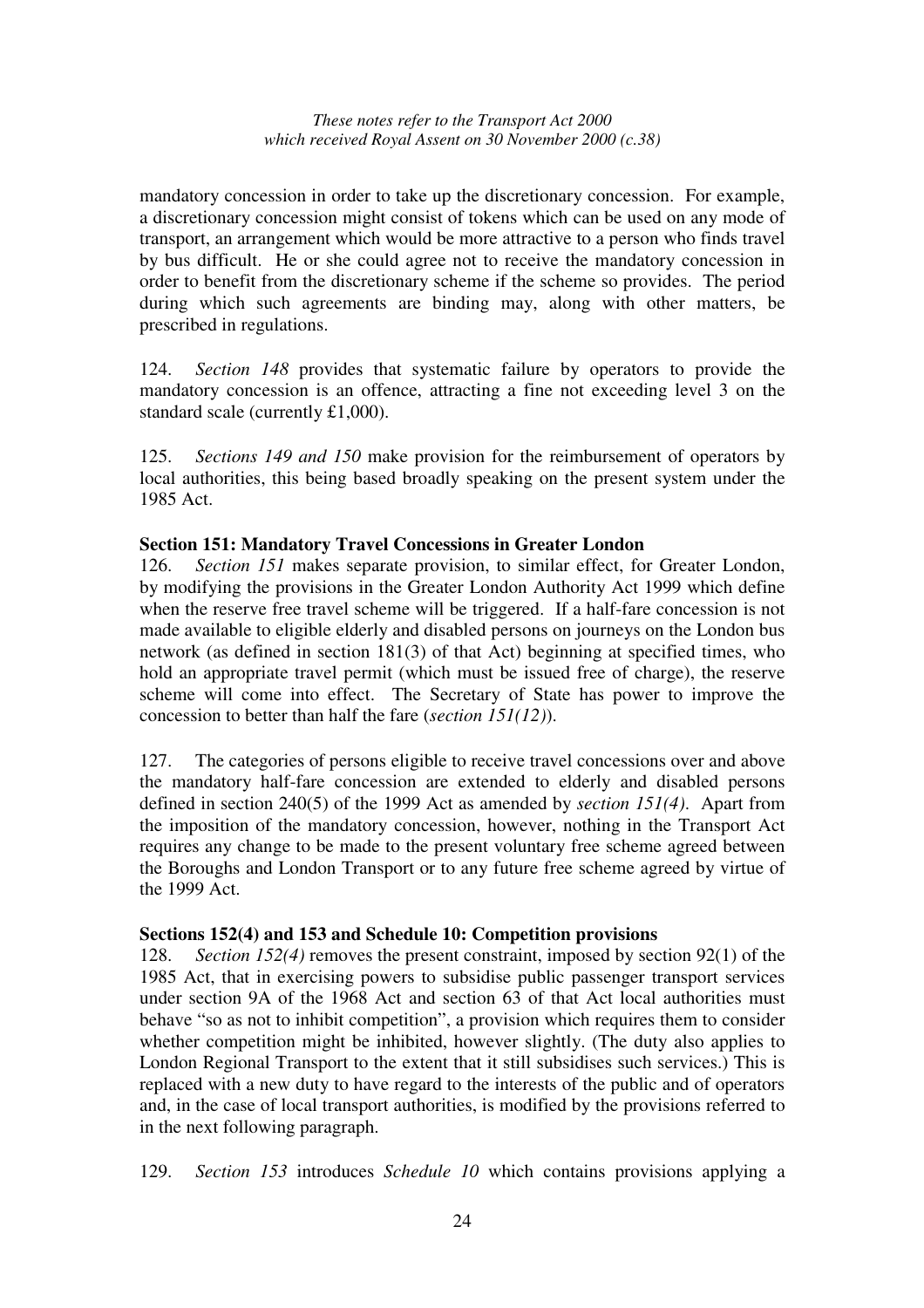mandatory concession in order to take up the discretionary concession. For example, a discretionary concession might consist of tokens which can be used on any mode of transport, an arrangement which would be more attractive to a person who finds travel by bus difficult. He or she could agree not to receive the mandatory concession in order to benefit from the discretionary scheme if the scheme so provides. The period during which such agreements are binding may, along with other matters, be prescribed in regulations.

124. *Section 148* provides that systematic failure by operators to provide the mandatory concession is an offence, attracting a fine not exceeding level 3 on the standard scale (currently £1,000).

125. *Sections 149 and 150* make provision for the reimbursement of operators by local authorities, this being based broadly speaking on the present system under the 1985 Act.

**Section 151: Mandatory Travel Concessions in Greater London**

126. *Section 151* makes separate provision, to similar effect, for Greater London, by modifying the provisions in the Greater London Authority Act 1999 which define when the reserve free travel scheme will be triggered. If a half-fare concession is not made available to eligible elderly and disabled persons on journeys on the London bus network (as defined in section 181(3) of that Act) beginning at specified times, who hold an appropriate travel permit (which must be issued free of charge), the reserve scheme will come into effect. The Secretary of State has power to improve the concession to better than half the fare (*section 151(12)*).

127. The categories of persons eligible to receive travel concessions over and above the mandatory half-fare concession are extended to elderly and disabled persons defined in section 240(5) of the 1999 Act as amended by *section 151(4)*. Apart from the imposition of the mandatory concession, however, nothing in the Transport Act requires any change to be made to the present voluntary free scheme agreed between the Boroughs and London Transport or to any future free scheme agreed by virtue of the 1999 Act.

**Sections 152(4) and 153 and Schedule 10: Competition provisions**

128. *Section 152(4)* removes the present constraint, imposed by section 92(1) of the 1985 Act, that in exercising powers to subsidise public passenger transport services under section 9A of the 1968 Act and section 63 of that Act local authorities must behave "so as not to inhibit competition", a provision which requires them to consider whether competition might be inhibited, however slightly. (The duty also applies to London Regional Transport to the extent that it still subsidises such services.) This is replaced with a new duty to have regard to the interests of the public and of operators and, in the case of local transport authorities, is modified by the provisions referred to in the next following paragraph.

129. *Section 153* introduces *Schedule 10* which contains provisions applying a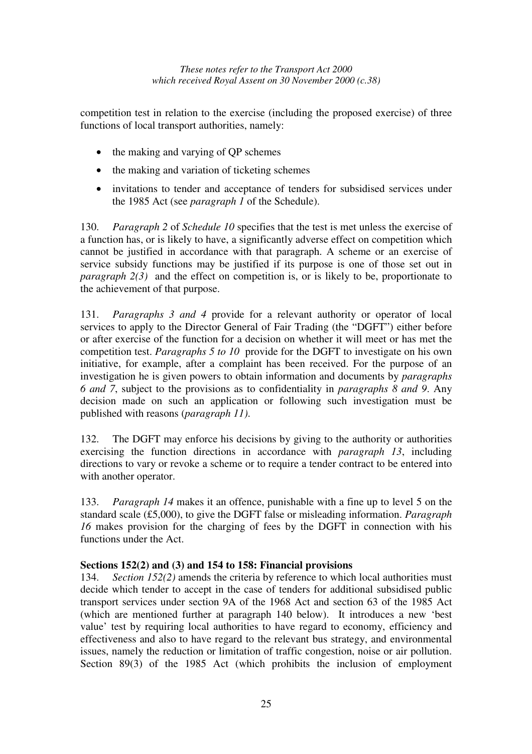competition test in relation to the exercise (including the proposed exercise) of three functions of local transport authorities, namely:

- the making and varying of QP schemes
- the making and variation of ticketing schemes
- invitations to tender and acceptance of tenders for subsidised services under the 1985 Act (see *paragraph 1* of the Schedule).

130. *Paragraph 2* of *Schedule 10* specifies that the test is met unless the exercise of a function has, or is likely to have, a significantly adverse effect on competition which cannot be justified in accordance with that paragraph. A scheme or an exercise of service subsidy functions may be justified if its purpose is one of those set out in *paragraph 2(3)* and the effect on competition is, or is likely to be, proportionate to the achievement of that purpose.

131. *Paragraphs 3 and 4* provide for a relevant authority or operator of local services to apply to the Director General of Fair Trading (the "DGFT") either before or after exercise of the function for a decision on whether it will meet or has met the competition test. *Paragraphs 5 to 10* provide for the DGFT to investigate on his own initiative, for example, after a complaint has been received. For the purpose of an investigation he is given powers to obtain information and documents by *paragraphs 6 and 7*, subject to the provisions as to confidentiality in *paragraphs 8 and 9*. Any decision made on such an application or following such investigation must be published with reasons (*paragraph 11)*.

132. The DGFT may enforce his decisions by giving to the authority or authorities exercising the function directions in accordance with *paragraph 13*, including directions to vary or revoke a scheme or to require a tender contract to be entered into with another operator.

133. *Paragraph 14* makes it an offence, punishable with a fine up to level 5 on the standard scale (£5,000), to give the DGFT false or misleading information. *Paragraph 16* makes provision for the charging of fees by the DGFT in connection with his functions under the Act.

**Sections 152(2) and (3) and 154 to 158: Financial provisions**

134. *Section 152(2)* amends the criteria by reference to which local authorities must decide which tender to accept in the case of tenders for additional subsidised public transport services under section 9A of the 1968 Act and section 63 of the 1985 Act (which are mentioned further at paragraph 140 below). It introduces a new 'best value' test by requiring local authorities to have regard to economy, efficiency and effectiveness and also to have regard to the relevant bus strategy, and environmental issues, namely the reduction or limitation of traffic congestion, noise or air pollution. Section 89(3) of the 1985 Act (which prohibits the inclusion of employment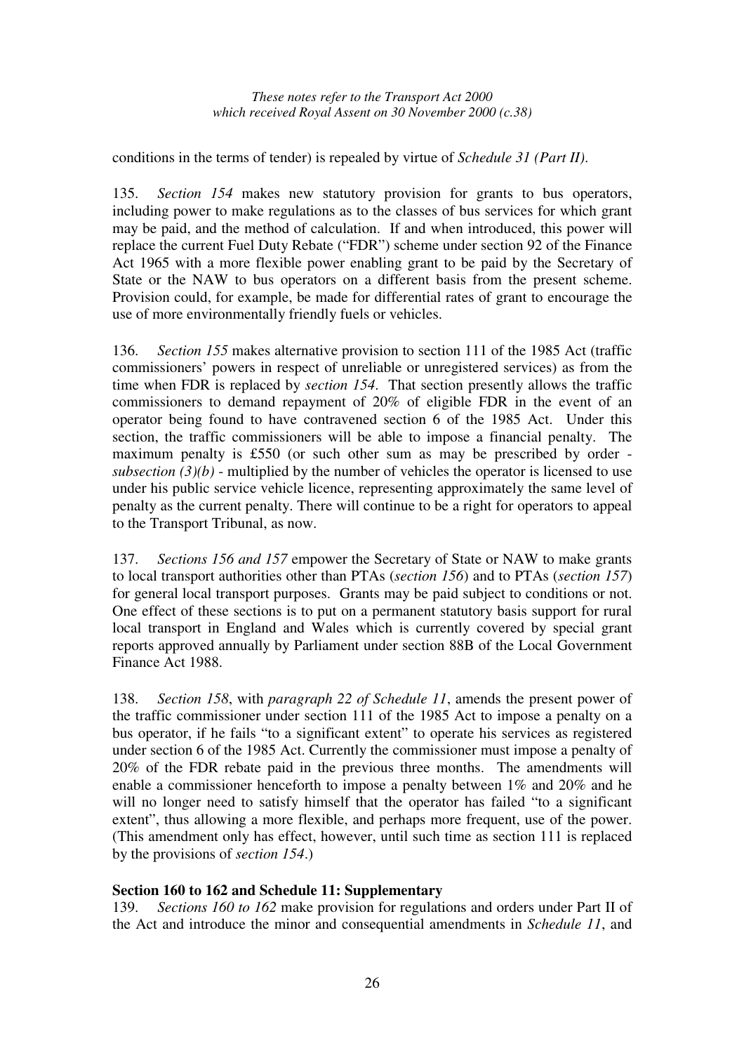conditions in the terms of tender) is repealed by virtue of *Schedule 31 (Part II)*.

135. *Section 154* makes new statutory provision for grants to bus operators, including power to make regulations as to the classes of bus services for which grant may be paid, and the method of calculation. If and when introduced, this power will replace the current Fuel Duty Rebate ("FDR") scheme under section 92 of the Finance Act 1965 with a more flexible power enabling grant to be paid by the Secretary of State or the NAW to bus operators on a different basis from the present scheme. Provision could, for example, be made for differential rates of grant to encourage the use of more environmentally friendly fuels or vehicles.

136. *Section 155* makes alternative provision to section 111 of the 1985 Act (traffic commissioners' powers in respect of unreliable or unregistered services) as from the time when FDR is replaced by *section 154*. That section presently allows the traffic commissioners to demand repayment of 20% of eligible FDR in the event of an operator being found to have contravened section 6 of the 1985 Act. Under this section, the traffic commissioners will be able to impose a financial penalty. The maximum penalty is £550 (or such other sum as may be prescribed by order - *subsection (3)(b)* - multiplied by the number of vehicles the operator is licensed to use under his public service vehicle licence, representing approximately the same level of penalty as the current penalty. There will continue to be a right for operators to appeal to the Transport Tribunal, as now.

137. *Sections 156 and 157* empower the Secretary of State or NAW to make grants to local transport authorities other than PTAs (*section 156*) and to PTAs (*section 157*) for general local transport purposes. Grants may be paid subject to conditions or not. One effect of these sections is to put on a permanent statutory basis support for rural local transport in England and Wales which is currently covered by special grant reports approved annually by Parliament under section 88B of the Local Government Finance Act 1988.

138. *Section 158*, with *paragraph 22 of Schedule 11*, amends the present power of the traffic commissioner under section 111 of the 1985 Act to impose a penalty on a bus operator, if he fails "to a significant extent" to operate his services as registered under section 6 of the 1985 Act. Currently the commissioner must impose a penalty of 20% of the FDR rebate paid in the previous three months. The amendments will enable a commissioner henceforth to impose a penalty between 1% and 20% and he will no longer need to satisfy himself that the operator has failed "to a significant extent", thus allowing a more flexible, and perhaps more frequent, use of the power. (This amendment only has effect, however, until such time as section 111 is replaced by the provisions of *section 154*.)

**Section 160 to 162 and Schedule 11: Supplementary**

139. *Sections 160 to 162* make provision for regulations and orders under Part II of the Act and introduce the minor and consequential amendments in *Schedule 11*, and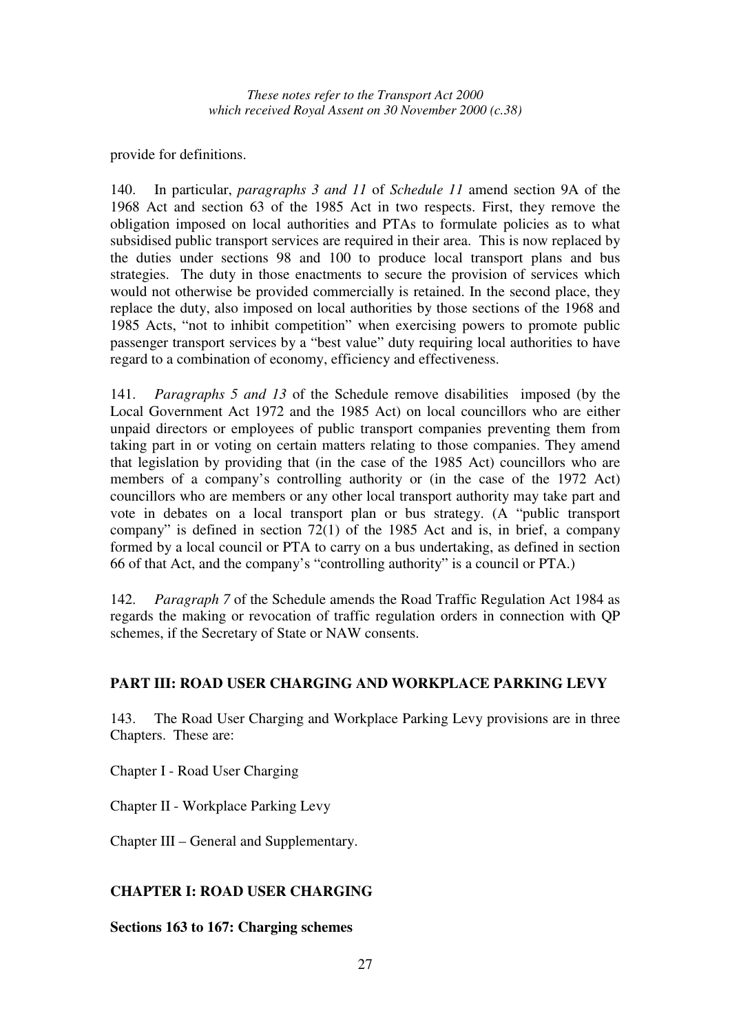provide for definitions.

140. In particular, *paragraphs 3 and 11* of *Schedule 11* amend section 9A of the 1968 Act and section 63 of the 1985 Act in two respects. First, they remove the obligation imposed on local authorities and PTAs to formulate policies as to what subsidised public transport services are required in their area. This is now replaced by the duties under sections 98 and 100 to produce local transport plans and bus strategies. The duty in those enactments to secure the provision of services which would not otherwise be provided commercially is retained. In the second place, they replace the duty, also imposed on local authorities by those sections of the 1968 and 1985 Acts, "not to inhibit competition" when exercising powers to promote public passenger transport services by a "best value" duty requiring local authorities to have regard to a combination of economy, efficiency and effectiveness.

141. *Paragraphs 5 and 13* of the Schedule remove disabilities imposed (by the Local Government Act 1972 and the 1985 Act) on local councillors who are either unpaid directors or employees of public transport companies preventing them from taking part in or voting on certain matters relating to those companies. They amend that legislation by providing that (in the case of the 1985 Act) councillors who are members of a company's controlling authority or (in the case of the 1972 Act) councillors who are members or any other local transport authority may take part and vote in debates on a local transport plan or bus strategy. (A "public transport company" is defined in section 72(1) of the 1985 Act and is, in brief, a company formed by a local council or PTA to carry on a bus undertaking, as defined in section 66 of that Act, and the company's "controlling authority" is a council or PTA.)

142. *Paragraph 7* of the Schedule amends the Road Traffic Regulation Act 1984 as regards the making or revocation of traffic regulation orders in connection with QP schemes, if the Secretary of State or NAW consents.

## PART III: ROAD USER CHARGING AND WORKPLACE PARKING LEVY

143. The Road User Charging and Workplace Parking Levy provisions are in three Chapters. These are:

Chapter I - Road User Charging

Chapter II - Workplace Parking Levy

Chapter III – General and Supplementary.

## CHAPTER I: ROAD USER CHARGING

### Sections 163 to 167: Charging schemes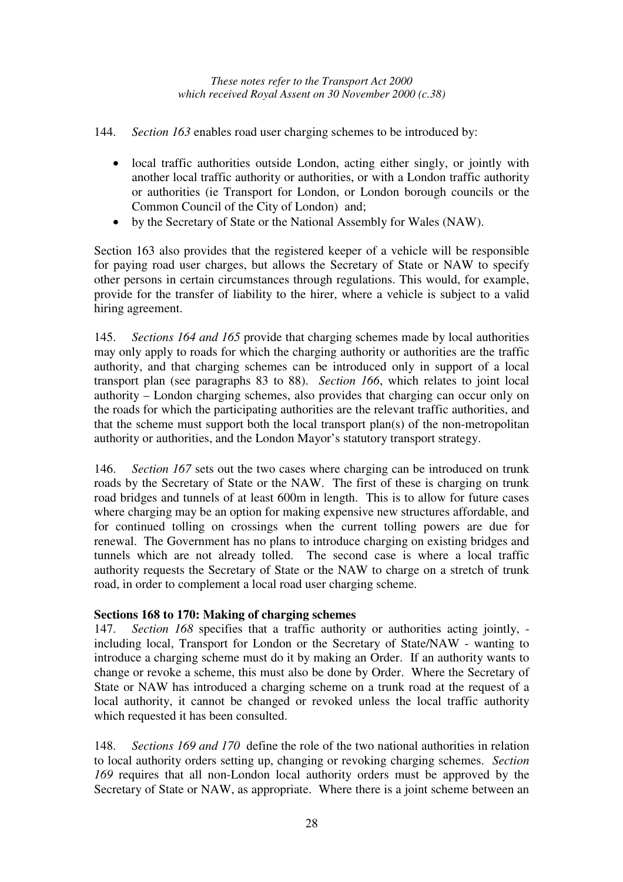144. *Section 163* enables road user charging schemes to be introduced by:

- local traffic authorities outside London, acting either singly, or jointly with another local traffic authority or authorities, or with a London traffic authority or authorities (ie Transport for London, or London borough councils or the Common Council of the City of London) and;
- by the Secretary of State or the National Assembly for Wales (NAW).

Section 163 also provides that the registered keeper of a vehicle will be responsible for paying road user charges, but allows the Secretary of State or NAW to specify other persons in certain circumstances through regulations. This would, for example, provide for the transfer of liability to the hirer, where a vehicle is subject to a valid hiring agreement.

145. *Sections 164 and 165* provide that charging schemes made by local authorities may only apply to roads for which the charging authority or authorities are the traffic authority, and that charging schemes can be introduced only in support of a local transport plan (see paragraphs 83 to 88). *Section 166*, which relates to joint local authority – London charging schemes, also provides that charging can occur only on the roads for which the participating authorities are the relevant traffic authorities, and that the scheme must support both the local transport plan(s) of the non-metropolitan authority or authorities, and the London Mayor's statutory transport strategy.

146. *Section 167* sets out the two cases where charging can be introduced on trunk roads by the Secretary of State or the NAW. The first of these is charging on trunk road bridges and tunnels of at least 600m in length. This is to allow for future cases where charging may be an option for making expensive new structures affordable, and for continued tolling on crossings when the current tolling powers are due for renewal. The Government has no plans to introduce charging on existing bridges and tunnels which are not already tolled. The second case is where a local traffic authority requests the Secretary of State or the NAW to charge on a stretch of trunk road, in order to complement a local road user charging scheme.

**Sections 168 to 170: Making of charging schemes**

147. *Section 168* specifies that a traffic authority or authorities acting jointly, - including local, Transport for London or the Secretary of State/NAW - wanting to introduce a charging scheme must do it by making an Order. If an authority wants to change or revoke a scheme, this must also be done by Order. Where the Secretary of State or NAW has introduced a charging scheme on a trunk road at the request of a local authority, it cannot be changed or revoked unless the local traffic authority which requested it has been consulted.

148. *Sections 169 and 170* define the role of the two national authorities in relation to local authority orders setting up, changing or revoking charging schemes. *Section 169* requires that all non-London local authority orders must be approved by the Secretary of State or NAW, as appropriate. Where there is a joint scheme between an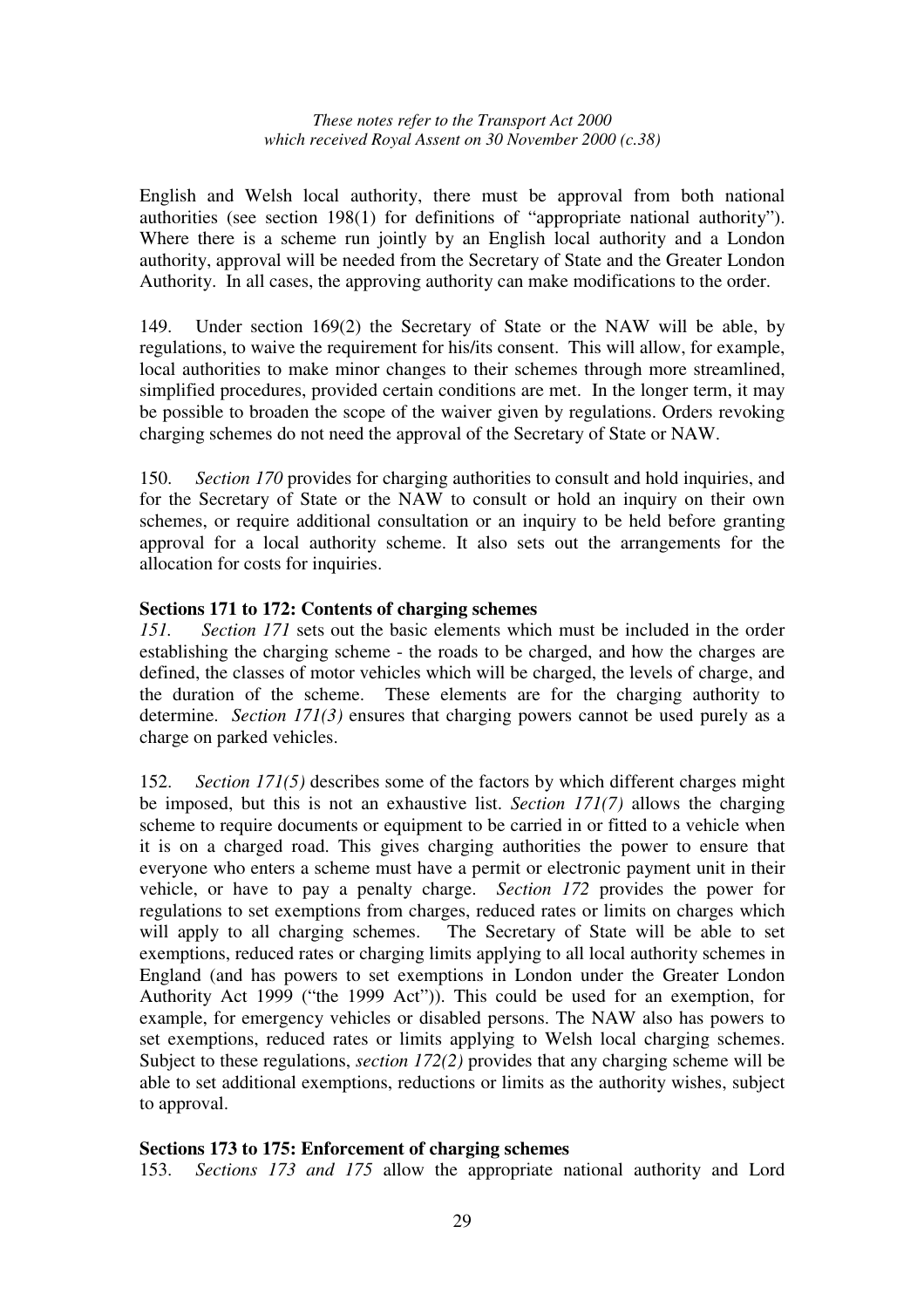English and Welsh local authority, there must be approval from both national authorities (see section 198(1) for definitions of "appropriate national authority"). Where there is a scheme run jointly by an English local authority and a London authority, approval will be needed from the Secretary of State and the Greater London Authority. In all cases, the approving authority can make modifications to the order.

149. Under section 169(2) the Secretary of State or the NAW will be able, by regulations, to waive the requirement for his/its consent. This will allow, for example, local authorities to make minor changes to their schemes through more streamlined, simplified procedures, provided certain conditions are met. In the longer term, it may be possible to broaden the scope of the waiver given by regulations. Orders revoking charging schemes do not need the approval of the Secretary of State or NAW.

150. *Section 170* provides for charging authorities to consult and hold inquiries, and for the Secretary of State or the NAW to consult or hold an inquiry on their own schemes, or require additional consultation or an inquiry to be held before granting approval for a local authority scheme. It also sets out the arrangements for the allocation for costs for inquiries.

**Sections 171 to 172: Contents of charging schemes**

*151.* *Section 171* sets out the basic elements which must be included in the order establishing the charging scheme - the roads to be charged, and how the charges are defined, the classes of motor vehicles which will be charged, the levels of charge, and the duration of the scheme. These elements are for the charging authority to determine. *Section 171(3)* ensures that charging powers cannot be used purely as a charge on parked vehicles.

152. *Section 171(5)* describes some of the factors by which different charges might be imposed, but this is not an exhaustive list. *Section 171(7)* allows the charging scheme to require documents or equipment to be carried in or fitted to a vehicle when it is on a charged road. This gives charging authorities the power to ensure that everyone who enters a scheme must have a permit or electronic payment unit in their vehicle, or have to pay a penalty charge. *Section 172* provides the power for regulations to set exemptions from charges, reduced rates or limits on charges which will apply to all charging schemes. The Secretary of State will be able to set exemptions, reduced rates or charging limits applying to all local authority schemes in England (and has powers to set exemptions in London under the Greater London Authority Act 1999 ("the 1999 Act")). This could be used for an exemption, for example, for emergency vehicles or disabled persons. The NAW also has powers to set exemptions, reduced rates or limits applying to Welsh local charging schemes. Subject to these regulations, *section 172(2)* provides that any charging scheme will be able to set additional exemptions, reductions or limits as the authority wishes, subject to approval.

**Sections 173 to 175: Enforcement of charging schemes**

153. *Sections 173 and 175* allow the appropriate national authority and Lord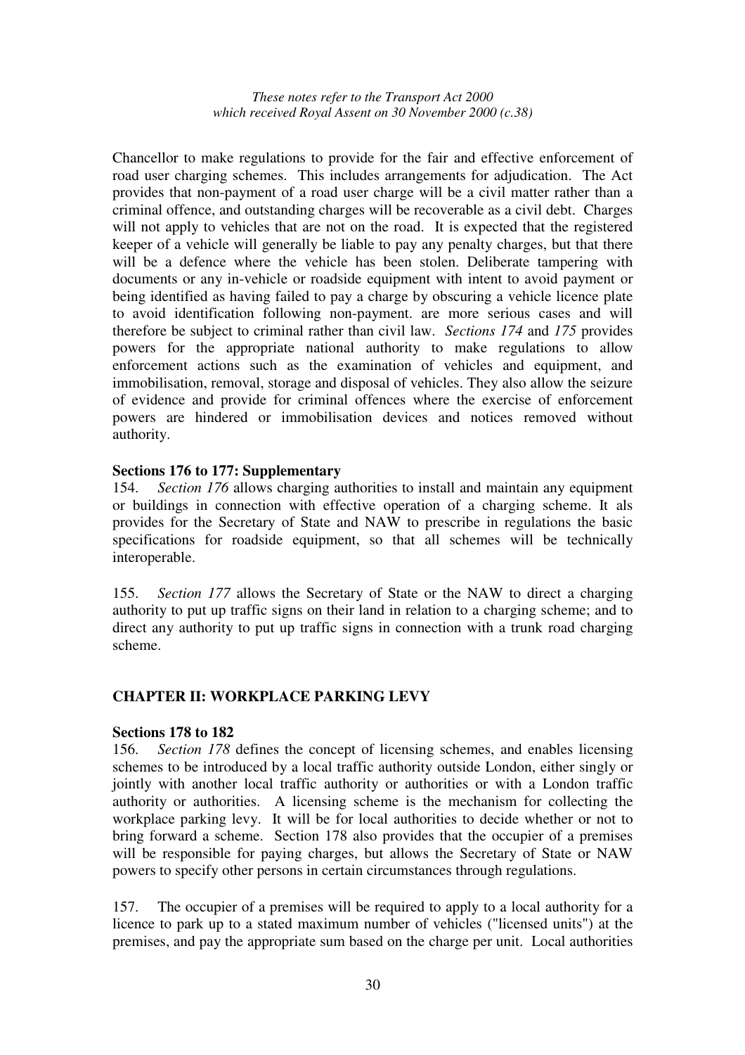Chancellor to make regulations to provide for the fair and effective enforcement of road user charging schemes. This includes arrangements for adjudication. The Act provides that non-payment of a road user charge will be a civil matter rather than a criminal offence, and outstanding charges will be recoverable as a civil debt. Charges will not apply to vehicles that are not on the road. It is expected that the registered keeper of a vehicle will generally be liable to pay any penalty charges, but that there will be a defence where the vehicle has been stolen. Deliberate tampering with documents or any in-vehicle or roadside equipment with intent to avoid payment or being identified as having failed to pay a charge by obscuring a vehicle licence plate to avoid identification following non-payment. are more serious cases and will therefore be subject to criminal rather than civil law. *Sections 174* and *175* provides powers for the appropriate national authority to make regulations to allow enforcement actions such as the examination of vehicles and equipment, and immobilisation, removal, storage and disposal of vehicles. They also allow the seizure of evidence and provide for criminal offences where the exercise of enforcement powers are hindered or immobilisation devices and notices removed without authority.

**Sections 176 to 177: Supplementary**

154. *Section 176* allows charging authorities to install and maintain any equipment or buildings in connection with effective operation of a charging scheme. It als provides for the Secretary of State and NAW to prescribe in regulations the basic specifications for roadside equipment, so that all schemes will be technically interoperable.

155. *Section 177* allows the Secretary of State or the NAW to direct a charging authority to put up traffic signs on their land in relation to a charging scheme; and to direct any authority to put up traffic signs in connection with a trunk road charging scheme.

## CHAPTER II: WORKPLACE PARKING LEVY

**Sections 178 to 182**

156. *Section 178* defines the concept of licensing schemes, and enables licensing schemes to be introduced by a local traffic authority outside London, either singly or jointly with another local traffic authority or authorities or with a London traffic authority or authorities. A licensing scheme is the mechanism for collecting the workplace parking levy. It will be for local authorities to decide whether or not to bring forward a scheme. Section 178 also provides that the occupier of a premises will be responsible for paying charges, but allows the Secretary of State or NAW powers to specify other persons in certain circumstances through regulations.

157. The occupier of a premises will be required to apply to a local authority for a licence to park up to a stated maximum number of vehicles ("licensed units") at the premises, and pay the appropriate sum based on the charge per unit. Local authorities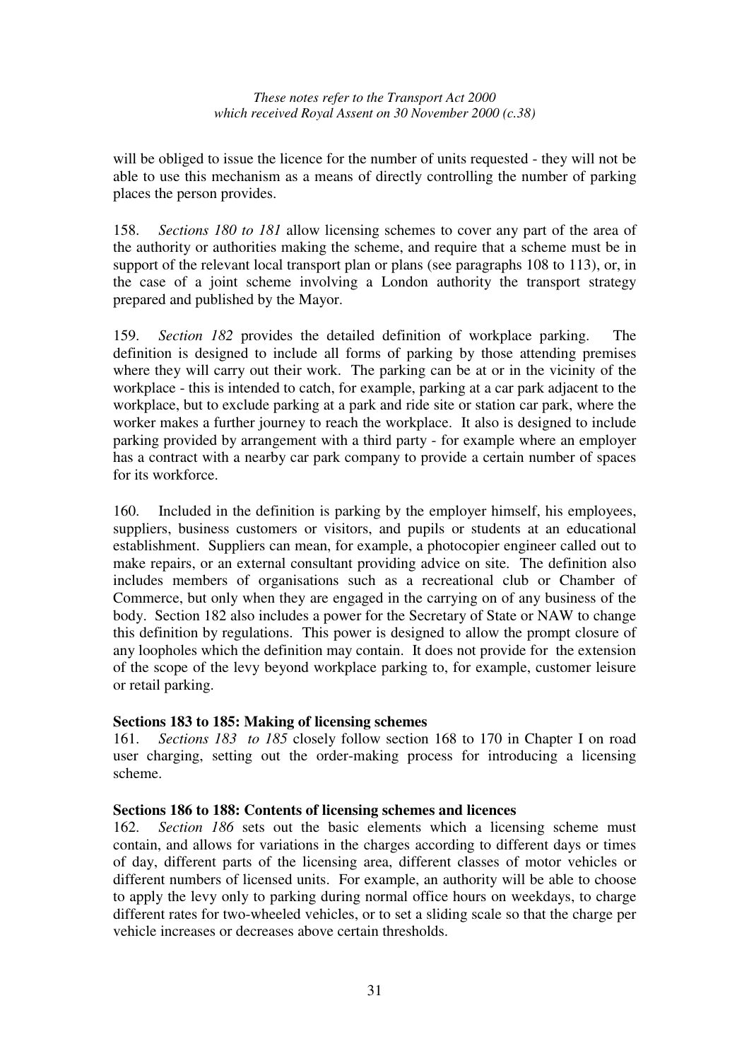will be obliged to issue the licence for the number of units requested - they will not be able to use this mechanism as a means of directly controlling the number of parking places the person provides.

158. *Sections 180 to 181* allow licensing schemes to cover any part of the area of the authority or authorities making the scheme, and require that a scheme must be in support of the relevant local transport plan or plans (see paragraphs 108 to 113), or, in the case of a joint scheme involving a London authority the transport strategy prepared and published by the Mayor.

159. *Section 182* provides the detailed definition of workplace parking. The definition is designed to include all forms of parking by those attending premises where they will carry out their work. The parking can be at or in the vicinity of the workplace - this is intended to catch, for example, parking at a car park adjacent to the workplace, but to exclude parking at a park and ride site or station car park, where the worker makes a further journey to reach the workplace. It also is designed to include parking provided by arrangement with a third party - for example where an employer has a contract with a nearby car park company to provide a certain number of spaces for its workforce.

160. Included in the definition is parking by the employer himself, his employees, suppliers, business customers or visitors, and pupils or students at an educational establishment. Suppliers can mean, for example, a photocopier engineer called out to make repairs, or an external consultant providing advice on site. The definition also includes members of organisations such as a recreational club or Chamber of Commerce, but only when they are engaged in the carrying on of any business of the body. Section 182 also includes a power for the Secretary of State or NAW to change this definition by regulations. This power is designed to allow the prompt closure of any loopholes which the definition may contain. It does not provide for the extension of the scope of the levy beyond workplace parking to, for example, customer leisure or retail parking.

**Sections 183 to 185: Making of licensing schemes**

161. *Sections 183 to 185* closely follow section 168 to 170 in Chapter I on road user charging, setting out the order-making process for introducing a licensing scheme.

**Sections 186 to 188: Contents of licensing schemes and licences**

162. *Section 186* sets out the basic elements which a licensing scheme must contain, and allows for variations in the charges according to different days or times of day, different parts of the licensing area, different classes of motor vehicles or different numbers of licensed units. For example, an authority will be able to choose to apply the levy only to parking during normal office hours on weekdays, to charge different rates for two-wheeled vehicles, or to set a sliding scale so that the charge per vehicle increases or decreases above certain thresholds.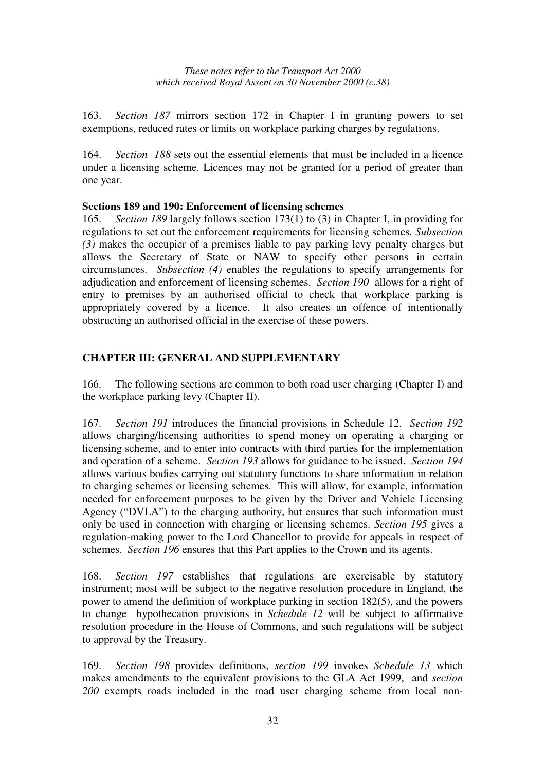163. *Section 187* mirrors section 172 in Chapter I in granting powers to set exemptions, reduced rates or limits on workplace parking charges by regulations.

164. *Section 188* sets out the essential elements that must be included in a licence under a licensing scheme. Licences may not be granted for a period of greater than one year.

**Sections 189 and 190: Enforcement of licensing schemes**

165. *Section 189* largely follows section 173(1) to (3) in Chapter I, in providing for regulations to set out the enforcement requirements for licensing schemes. *Subsection (3)* makes the occupier of a premises liable to pay parking levy penalty charges but allows the Secretary of State or NAW to specify other persons in certain circumstances. *Subsection (4)* enables the regulations to specify arrangements for adjudication and enforcement of licensing schemes. *Section 190* allows for a right of entry to premises by an authorised official to check that workplace parking is appropriately covered by a licence. It also creates an offence of intentionally obstructing an authorised official in the exercise of these powers.

## CHAPTER III: GENERAL AND SUPPLEMENTARY

166. The following sections are common to both road user charging (Chapter I) and the workplace parking levy (Chapter II).

167. *Section 191* introduces the financial provisions in Schedule 12. *Section 192* allows charging/licensing authorities to spend money on operating a charging or licensing scheme, and to enter into contracts with third parties for the implementation and operation of a scheme. *Section 193* allows for guidance to be issued. *Section 194* allows various bodies carrying out statutory functions to share information in relation to charging schemes or licensing schemes. This will allow, for example, information needed for enforcement purposes to be given by the Driver and Vehicle Licensing Agency ("DVLA") to the charging authority, but ensures that such information must only be used in connection with charging or licensing schemes. *Section 195* gives a regulation-making power to the Lord Chancellor to provide for appeals in respect of schemes. *Section 196* ensures that this Part applies to the Crown and its agents.

168. *Section 197* establishes that regulations are exercisable by statutory instrument; most will be subject to the negative resolution procedure in England, the power to amend the definition of workplace parking in section 182(5), and the powers to change hypothecation provisions in *Schedule 12* will be subject to affirmative resolution procedure in the House of Commons, and such regulations will be subject to approval by the Treasury.

169. *Section 198* provides definitions, *section 199* invokes *Schedule 13* which makes amendments to the equivalent provisions to the GLA Act 1999, and *section 200* exempts roads included in the road user charging scheme from local non-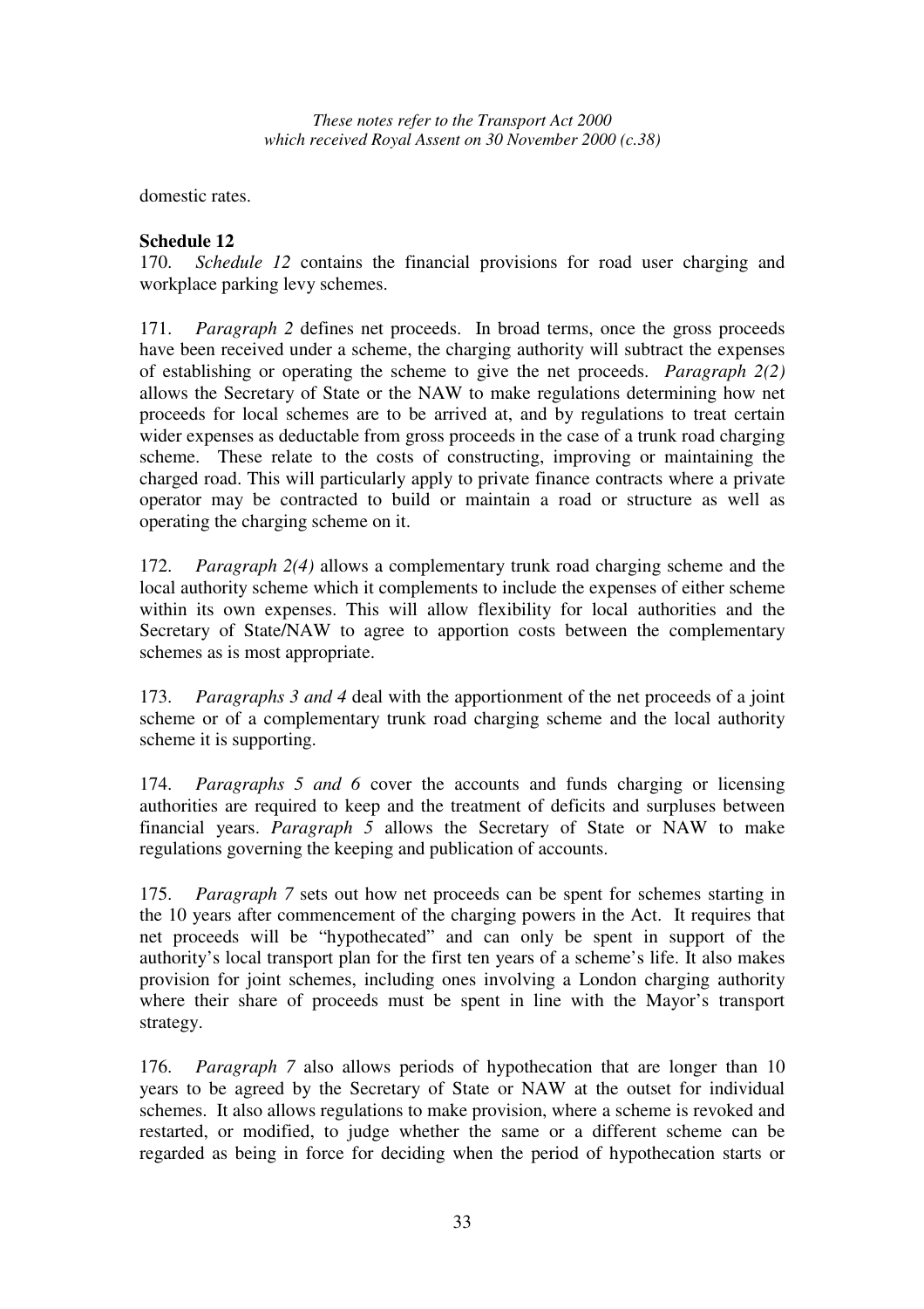domestic rates.

**Schedule 12**

170. *Schedule 12* contains the financial provisions for road user charging and workplace parking levy schemes.

171. *Paragraph 2* defines net proceeds. In broad terms, once the gross proceeds have been received under a scheme, the charging authority will subtract the expenses of establishing or operating the scheme to give the net proceeds. *Paragraph 2(2)* allows the Secretary of State or the NAW to make regulations determining how net proceeds for local schemes are to be arrived at, and by regulations to treat certain wider expenses as deductable from gross proceeds in the case of a trunk road charging scheme. These relate to the costs of constructing, improving or maintaining the charged road. This will particularly apply to private finance contracts where a private operator may be contracted to build or maintain a road or structure as well as operating the charging scheme on it.

172. *Paragraph 2(4)* allows a complementary trunk road charging scheme and the local authority scheme which it complements to include the expenses of either scheme within its own expenses. This will allow flexibility for local authorities and the Secretary of State/NAW to agree to apportion costs between the complementary schemes as is most appropriate.

173. *Paragraphs 3 and 4* deal with the apportionment of the net proceeds of a joint scheme or of a complementary trunk road charging scheme and the local authority scheme it is supporting.

174. *Paragraphs 5 and 6* cover the accounts and funds charging or licensing authorities are required to keep and the treatment of deficits and surpluses between financial years. *Paragraph 5* allows the Secretary of State or NAW to make regulations governing the keeping and publication of accounts.

175. *Paragraph 7* sets out how net proceeds can be spent for schemes starting in the 10 years after commencement of the charging powers in the Act. It requires that net proceeds will be "hypothecated" and can only be spent in support of the authority's local transport plan for the first ten years of a scheme's life. It also makes provision for joint schemes, including ones involving a London charging authority where their share of proceeds must be spent in line with the Mayor's transport strategy.

176. *Paragraph 7* also allows periods of hypothecation that are longer than 10 years to be agreed by the Secretary of State or NAW at the outset for individual schemes. It also allows regulations to make provision, where a scheme is revoked and restarted, or modified, to judge whether the same or a different scheme can be regarded as being in force for deciding when the period of hypothecation starts or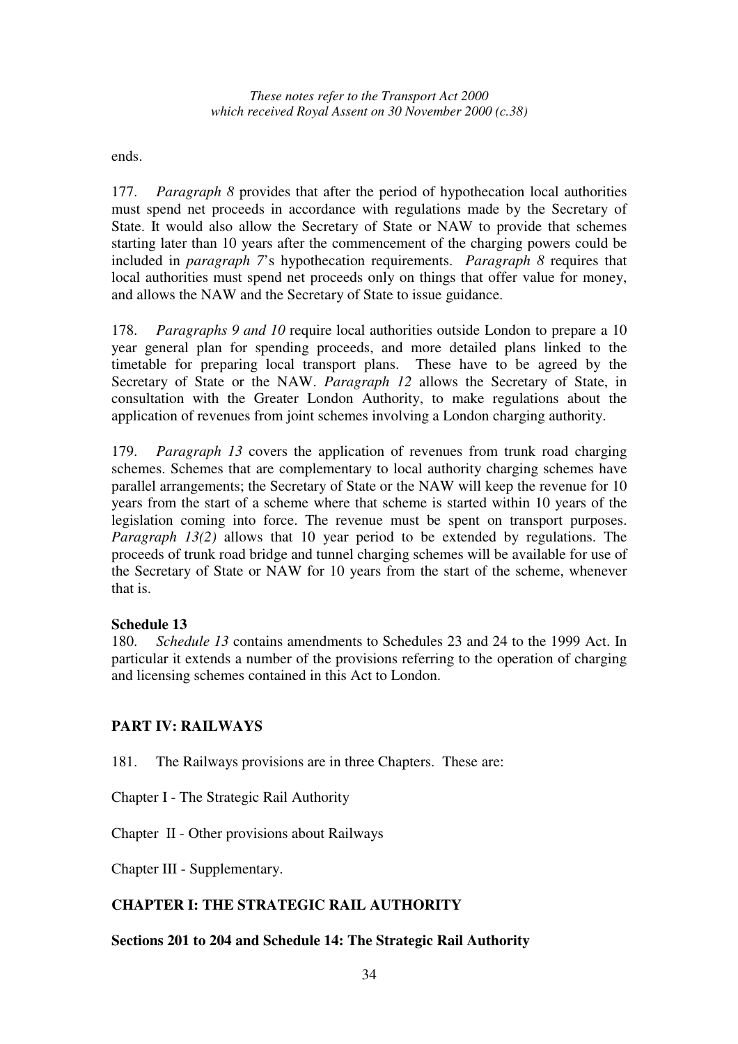ends.

177. *Paragraph 8* provides that after the period of hypothecation local authorities must spend net proceeds in accordance with regulations made by the Secretary of State. It would also allow the Secretary of State or NAW to provide that schemes starting later than 10 years after the commencement of the charging powers could be included in *paragraph 7*'s hypothecation requirements. *Paragraph 8* requires that local authorities must spend net proceeds only on things that offer value for money, and allows the NAW and the Secretary of State to issue guidance.

178. *Paragraphs 9 and 10* require local authorities outside London to prepare a 10 year general plan for spending proceeds, and more detailed plans linked to the timetable for preparing local transport plans. These have to be agreed by the Secretary of State or the NAW. *Paragraph 12* allows the Secretary of State, in consultation with the Greater London Authority, to make regulations about the application of revenues from joint schemes involving a London charging authority.

179. *Paragraph 13* covers the application of revenues from trunk road charging schemes. Schemes that are complementary to local authority charging schemes have parallel arrangements; the Secretary of State or the NAW will keep the revenue for 10 years from the start of a scheme where that scheme is started within 10 years of the legislation coming into force. The revenue must be spent on transport purposes. *Paragraph 13(2)* allows that 10 year period to be extended by regulations. The proceeds of trunk road bridge and tunnel charging schemes will be available for use of the Secretary of State or NAW for 10 years from the start of the scheme, whenever that is.

**Schedule 13**

180. *Schedule 13* contains amendments to Schedules 23 and 24 to the 1999 Act. In particular it extends a number of the provisions referring to the operation of charging and licensing schemes contained in this Act to London.

## PART IV: RAILWAYS

181. The Railways provisions are in three Chapters. These are:

Chapter I - The Strategic Rail Authority

Chapter II - Other provisions about Railways

Chapter III - Supplementary.

### CHAPTER I: THE STRATEGIC RAIL AUTHORITY

**Sections 201 to 204 and Schedule 14: The Strategic Rail Authority**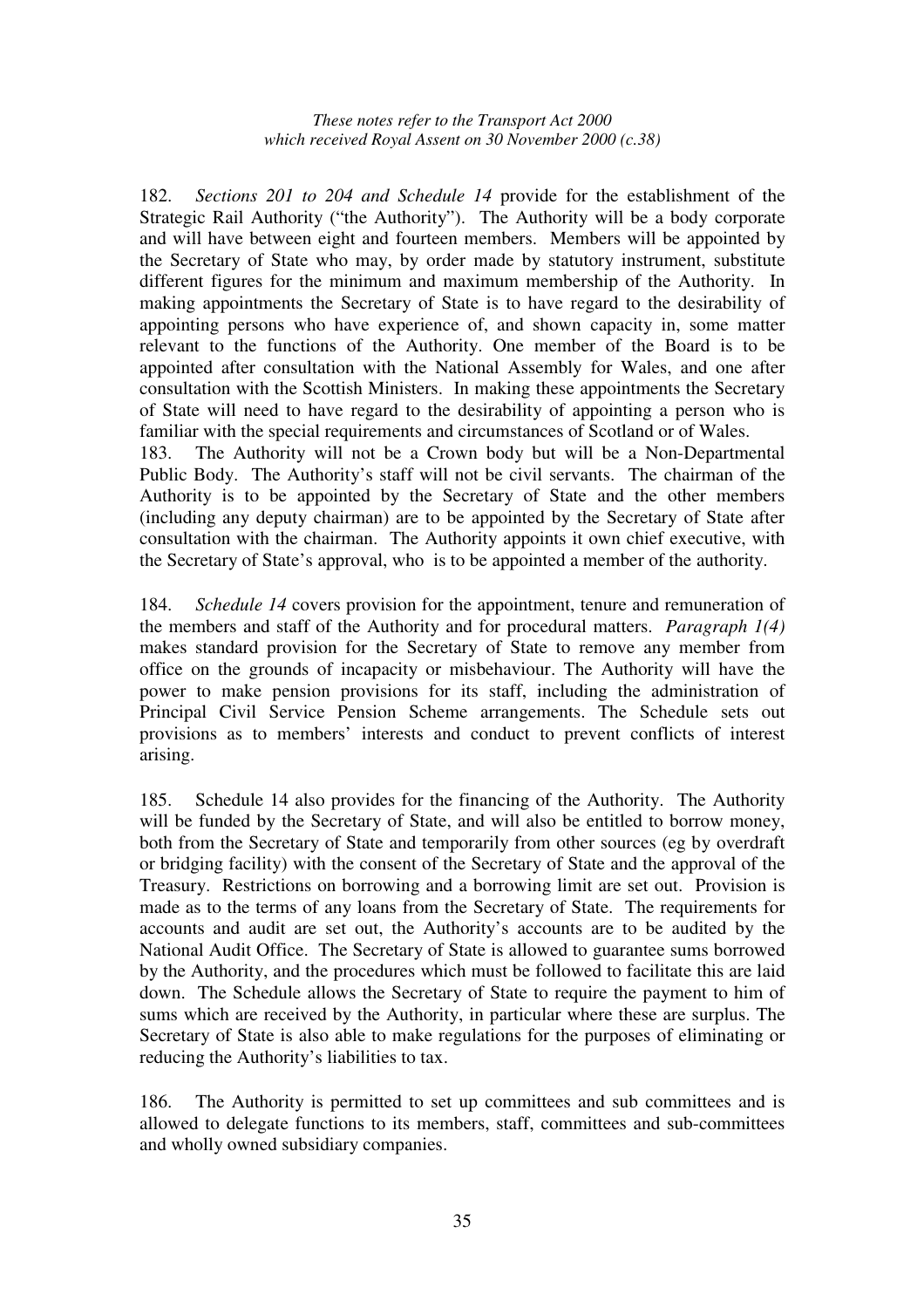182. *Sections 201 to 204 and Schedule 14* provide for the establishment of the Strategic Rail Authority ("the Authority"). The Authority will be a body corporate and will have between eight and fourteen members. Members will be appointed by the Secretary of State who may, by order made by statutory instrument, substitute different figures for the minimum and maximum membership of the Authority. In making appointments the Secretary of State is to have regard to the desirability of appointing persons who have experience of, and shown capacity in, some matter relevant to the functions of the Authority. One member of the Board is to be appointed after consultation with the National Assembly for Wales, and one after consultation with the Scottish Ministers. In making these appointments the Secretary of State will need to have regard to the desirability of appointing a person who is familiar with the special requirements and circumstances of Scotland or of Wales.

183. The Authority will not be a Crown body but will be a Non-Departmental Public Body. The Authority's staff will not be civil servants. The chairman of the Authority is to be appointed by the Secretary of State and the other members (including any deputy chairman) are to be appointed by the Secretary of State after consultation with the chairman. The Authority appoints it own chief executive, with the Secretary of State's approval, who is to be appointed a member of the authority.

184. *Schedule 14* covers provision for the appointment, tenure and remuneration of the members and staff of the Authority and for procedural matters. *Paragraph 1(4)* makes standard provision for the Secretary of State to remove any member from office on the grounds of incapacity or misbehaviour. The Authority will have the power to make pension provisions for its staff, including the administration of Principal Civil Service Pension Scheme arrangements. The Schedule sets out provisions as to members' interests and conduct to prevent conflicts of interest arising.

185. Schedule 14 also provides for the financing of the Authority. The Authority will be funded by the Secretary of State, and will also be entitled to borrow money, both from the Secretary of State and temporarily from other sources (eg by overdraft or bridging facility) with the consent of the Secretary of State and the approval of the Treasury. Restrictions on borrowing and a borrowing limit are set out. Provision is made as to the terms of any loans from the Secretary of State. The requirements for accounts and audit are set out, the Authority's accounts are to be audited by the National Audit Office. The Secretary of State is allowed to guarantee sums borrowed by the Authority, and the procedures which must be followed to facilitate this are laid down. The Schedule allows the Secretary of State to require the payment to him of sums which are received by the Authority, in particular where these are surplus. The Secretary of State is also able to make regulations for the purposes of eliminating or reducing the Authority's liabilities to tax.

186. The Authority is permitted to set up committees and sub committees and is allowed to delegate functions to its members, staff, committees and sub-committees and wholly owned subsidiary companies.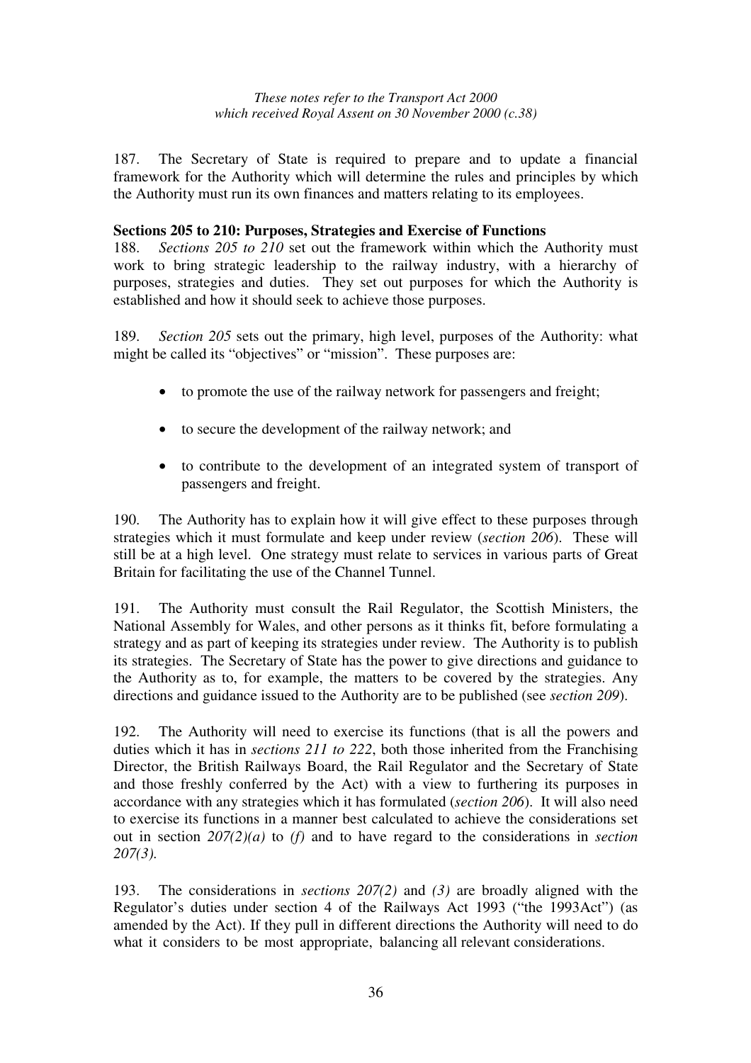187. The Secretary of State is required to prepare and to update a financial framework for the Authority which will determine the rules and principles by which the Authority must run its own finances and matters relating to its employees.

**Sections 205 to 210: Purposes, Strategies and Exercise of Functions**

188. *Sections 205 to 210* set out the framework within which the Authority must work to bring strategic leadership to the railway industry, with a hierarchy of purposes, strategies and duties. They set out purposes for which the Authority is established and how it should seek to achieve those purposes.

189. *Section 205* sets out the primary, high level, purposes of the Authority: what might be called its "objectives" or "mission". These purposes are:

- to promote the use of the railway network for passengers and freight;
- to secure the development of the railway network; and
- to contribute to the development of an integrated system of transport of passengers and freight.

190. The Authority has to explain how it will give effect to these purposes through strategies which it must formulate and keep under review (*section 206*). These will still be at a high level. One strategy must relate to services in various parts of Great Britain for facilitating the use of the Channel Tunnel.

191. The Authority must consult the Rail Regulator, the Scottish Ministers, the National Assembly for Wales, and other persons as it thinks fit, before formulating a strategy and as part of keeping its strategies under review. The Authority is to publish its strategies. The Secretary of State has the power to give directions and guidance to the Authority as to, for example, the matters to be covered by the strategies. Any directions and guidance issued to the Authority are to be published (see *section 209*).

192. The Authority will need to exercise its functions (that is all the powers and duties which it has in *sections 211 to 222*, both those inherited from the Franchising Director, the British Railways Board, the Rail Regulator and the Secretary of State and those freshly conferred by the Act) with a view to furthering its purposes in accordance with any strategies which it has formulated (*section 206*). It will also need to exercise its functions in a manner best calculated to achieve the considerations set out in section *207(2)(a)* to *(f)* and to have regard to the considerations in *section 207(3).*

193. The considerations in *sections 207(2)* and *(3)* are broadly aligned with the Regulator's duties under section 4 of the Railways Act 1993 ("the 1993Act") (as amended by the Act). If they pull in different directions the Authority will need to do what it considers to be most appropriate, balancing all relevant considerations.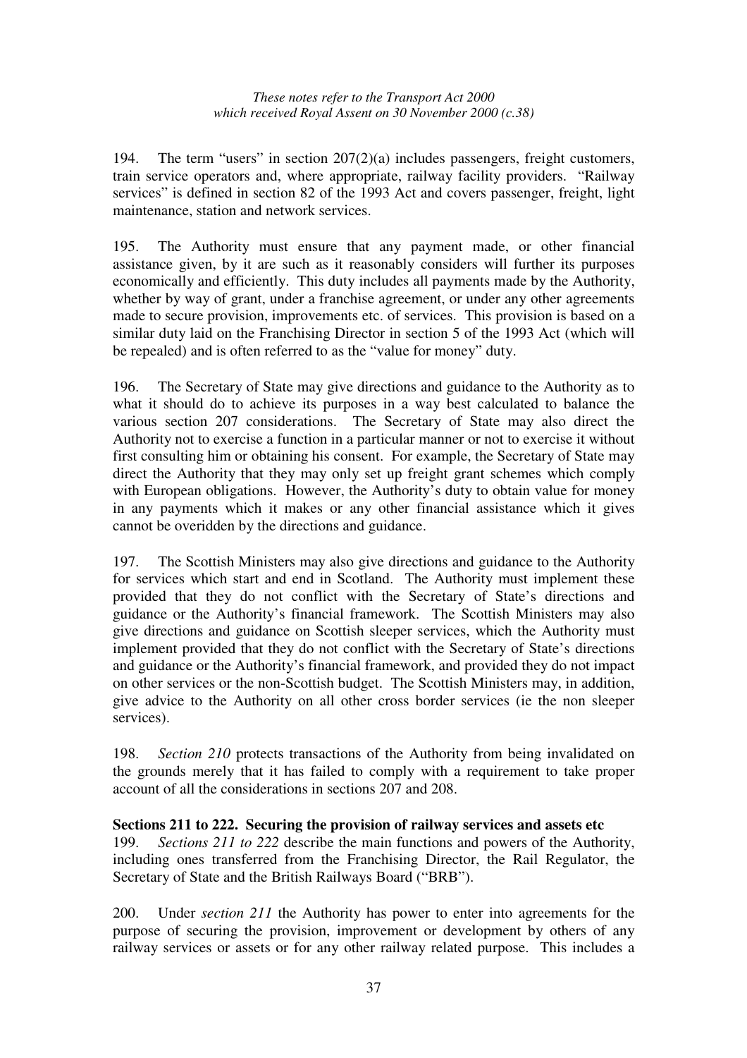194. The term "users" in section 207(2)(a) includes passengers, freight customers, train service operators and, where appropriate, railway facility providers. "Railway services" is defined in section 82 of the 1993 Act and covers passenger, freight, light maintenance, station and network services.

195. The Authority must ensure that any payment made, or other financial assistance given, by it are such as it reasonably considers will further its purposes economically and efficiently. This duty includes all payments made by the Authority, whether by way of grant, under a franchise agreement, or under any other agreements made to secure provision, improvements etc. of services. This provision is based on a similar duty laid on the Franchising Director in section 5 of the 1993 Act (which will be repealed) and is often referred to as the "value for money" duty.

196. The Secretary of State may give directions and guidance to the Authority as to what it should do to achieve its purposes in a way best calculated to balance the various section 207 considerations. The Secretary of State may also direct the Authority not to exercise a function in a particular manner or not to exercise it without first consulting him or obtaining his consent. For example, the Secretary of State may direct the Authority that they may only set up freight grant schemes which comply with European obligations. However, the Authority's duty to obtain value for money in any payments which it makes or any other financial assistance which it gives cannot be overidden by the directions and guidance.

197. The Scottish Ministers may also give directions and guidance to the Authority for services which start and end in Scotland. The Authority must implement these provided that they do not conflict with the Secretary of State's directions and guidance or the Authority's financial framework. The Scottish Ministers may also give directions and guidance on Scottish sleeper services, which the Authority must implement provided that they do not conflict with the Secretary of State's directions and guidance or the Authority's financial framework, and provided they do not impact on other services or the non-Scottish budget. The Scottish Ministers may, in addition, give advice to the Authority on all other cross border services (ie the non sleeper services).

198. *Section 210* protects transactions of the Authority from being invalidated on the grounds merely that it has failed to comply with a requirement to take proper account of all the considerations in sections 207 and 208.

**Sections 211 to 222. Securing the provision of railway services and assets etc**

199. *Sections 211 to 222* describe the main functions and powers of the Authority, including ones transferred from the Franchising Director, the Rail Regulator, the Secretary of State and the British Railways Board ("BRB").

200. Under *section 211* the Authority has power to enter into agreements for the purpose of securing the provision, improvement or development by others of any railway services or assets or for any other railway related purpose. This includes a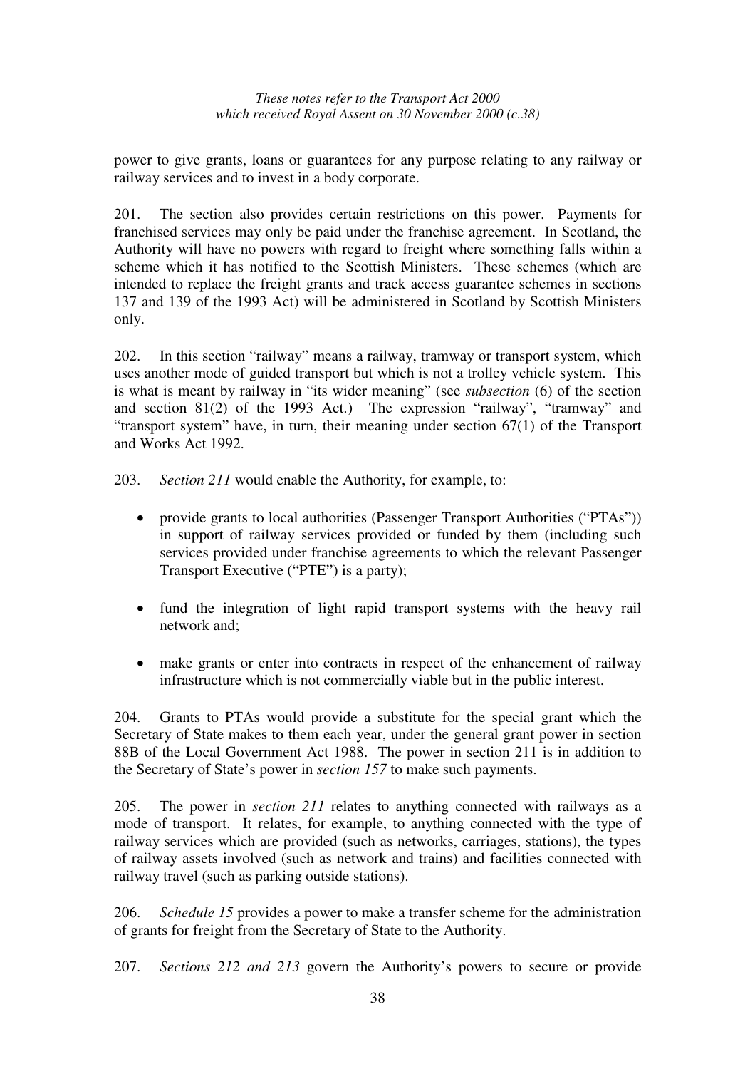power to give grants, loans or guarantees for any purpose relating to any railway or railway services and to invest in a body corporate.

201. The section also provides certain restrictions on this power. Payments for franchised services may only be paid under the franchise agreement. In Scotland, the Authority will have no powers with regard to freight where something falls within a scheme which it has notified to the Scottish Ministers. These schemes (which are intended to replace the freight grants and track access guarantee schemes in sections 137 and 139 of the 1993 Act) will be administered in Scotland by Scottish Ministers only.

202. In this section "railway" means a railway, tramway or transport system, which uses another mode of guided transport but which is not a trolley vehicle system. This is what is meant by railway in "its wider meaning" (see *subsection* (6) of the section and section 81(2) of the 1993 Act.) The expression "railway", "tramway" and "transport system" have, in turn, their meaning under section 67(1) of the Transport and Works Act 1992.

203. *Section 211* would enable the Authority, for example, to:

- provide grants to local authorities (Passenger Transport Authorities ("PTAs")) in support of railway services provided or funded by them (including such services provided under franchise agreements to which the relevant Passenger Transport Executive ("PTE") is a party);
- fund the integration of light rapid transport systems with the heavy rail network and;
- make grants or enter into contracts in respect of the enhancement of railway infrastructure which is not commercially viable but in the public interest.

204. Grants to PTAs would provide a substitute for the special grant which the Secretary of State makes to them each year, under the general grant power in section 88B of the Local Government Act 1988. The power in section 211 is in addition to the Secretary of State's power in *section 157* to make such payments.

205. The power in *section 211* relates to anything connected with railways as a mode of transport. It relates, for example, to anything connected with the type of railway services which are provided (such as networks, carriages, stations), the types of railway assets involved (such as network and trains) and facilities connected with railway travel (such as parking outside stations).

206. *Schedule 15* provides a power to make a transfer scheme for the administration of grants for freight from the Secretary of State to the Authority.

207. *Sections 212 and 213* govern the Authority's powers to secure or provide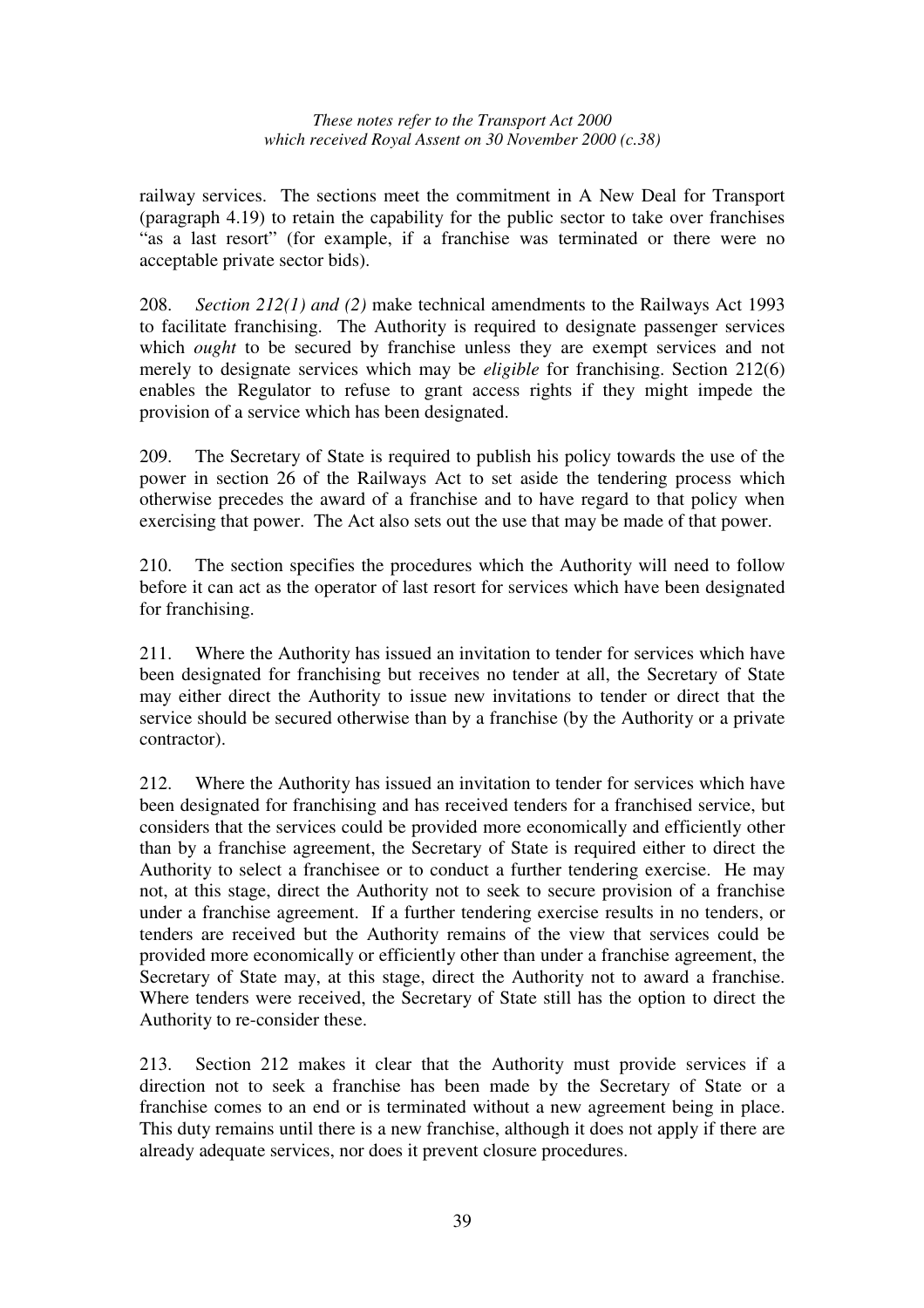railway services. The sections meet the commitment in A New Deal for Transport (paragraph 4.19) to retain the capability for the public sector to take over franchises "as a last resort" (for example, if a franchise was terminated or there were no acceptable private sector bids).

208. *Section 212(1) and (2)* make technical amendments to the Railways Act 1993 to facilitate franchising. The Authority is required to designate passenger services which *ought* to be secured by franchise unless they are exempt services and not merely to designate services which may be *eligible* for franchising. Section 212(6) enables the Regulator to refuse to grant access rights if they might impede the provision of a service which has been designated.

209. The Secretary of State is required to publish his policy towards the use of the power in section 26 of the Railways Act to set aside the tendering process which otherwise precedes the award of a franchise and to have regard to that policy when exercising that power. The Act also sets out the use that may be made of that power.

210. The section specifies the procedures which the Authority will need to follow before it can act as the operator of last resort for services which have been designated for franchising.

211. Where the Authority has issued an invitation to tender for services which have been designated for franchising but receives no tender at all, the Secretary of State may either direct the Authority to issue new invitations to tender or direct that the service should be secured otherwise than by a franchise (by the Authority or a private contractor).

212. Where the Authority has issued an invitation to tender for services which have been designated for franchising and has received tenders for a franchised service, but considers that the services could be provided more economically and efficiently other than by a franchise agreement, the Secretary of State is required either to direct the Authority to select a franchisee or to conduct a further tendering exercise. He may not, at this stage, direct the Authority not to seek to secure provision of a franchise under a franchise agreement. If a further tendering exercise results in no tenders, or tenders are received but the Authority remains of the view that services could be provided more economically or efficiently other than under a franchise agreement, the Secretary of State may, at this stage, direct the Authority not to award a franchise. Where tenders were received, the Secretary of State still has the option to direct the Authority to re-consider these.

213. Section 212 makes it clear that the Authority must provide services if a direction not to seek a franchise has been made by the Secretary of State or a franchise comes to an end or is terminated without a new agreement being in place. This duty remains until there is a new franchise, although it does not apply if there are already adequate services, nor does it prevent closure procedures.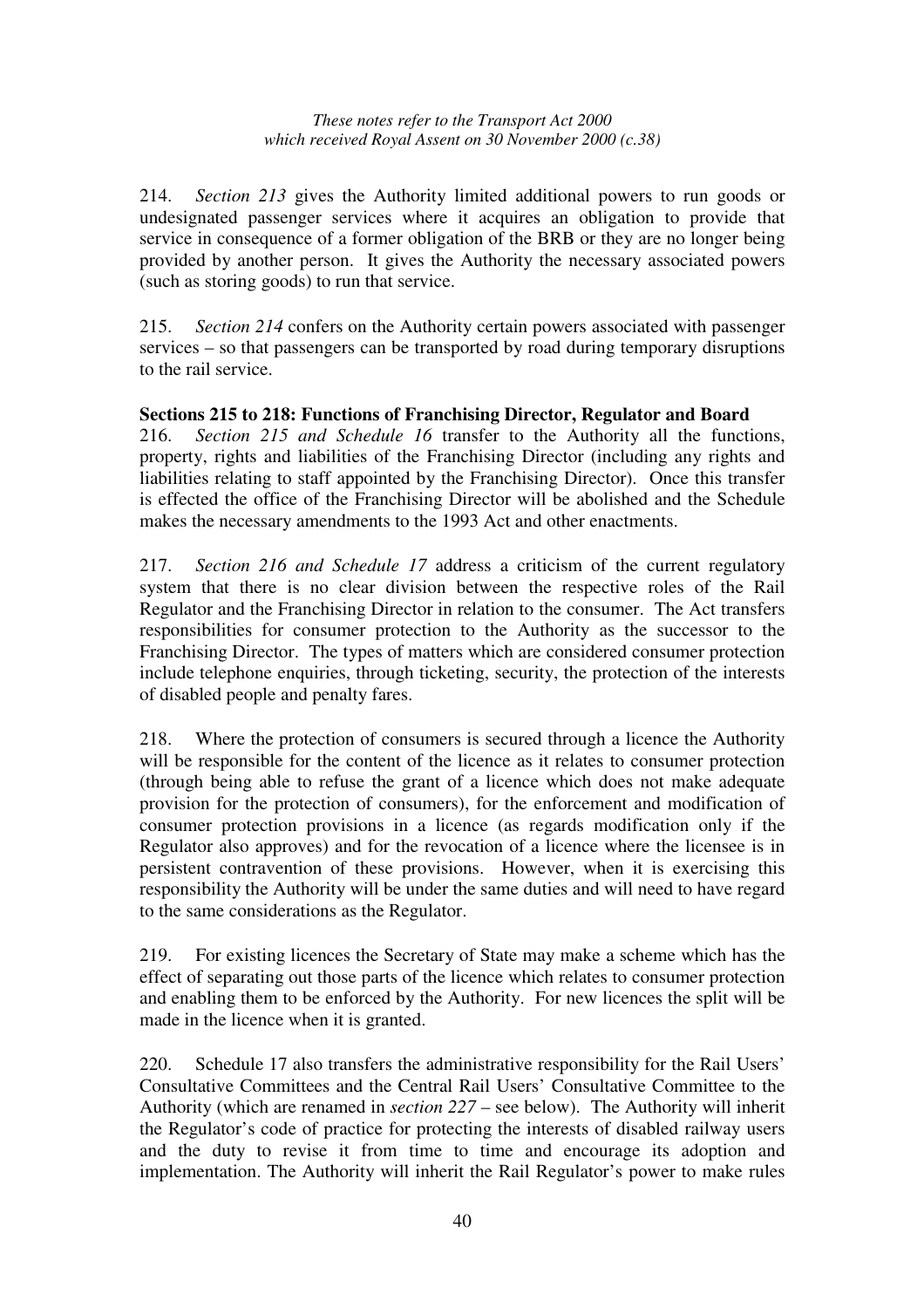214. *Section 213* gives the Authority limited additional powers to run goods or undesignated passenger services where it acquires an obligation to provide that service in consequence of a former obligation of the BRB or they are no longer being provided by another person. It gives the Authority the necessary associated powers (such as storing goods) to run that service.

215. *Section 214* confers on the Authority certain powers associated with passenger services – so that passengers can be transported by road during temporary disruptions to the rail service.

**Sections 215 to 218: Functions of Franchising Director, Regulator and Board**

216. *Section 215 and Schedule 16* transfer to the Authority all the functions, property, rights and liabilities of the Franchising Director (including any rights and liabilities relating to staff appointed by the Franchising Director). Once this transfer is effected the office of the Franchising Director will be abolished and the Schedule makes the necessary amendments to the 1993 Act and other enactments.

217. *Section 216 and Schedule 17* address a criticism of the current regulatory system that there is no clear division between the respective roles of the Rail Regulator and the Franchising Director in relation to the consumer. The Act transfers responsibilities for consumer protection to the Authority as the successor to the Franchising Director. The types of matters which are considered consumer protection include telephone enquiries, through ticketing, security, the protection of the interests of disabled people and penalty fares.

218. Where the protection of consumers is secured through a licence the Authority will be responsible for the content of the licence as it relates to consumer protection (through being able to refuse the grant of a licence which does not make adequate provision for the protection of consumers), for the enforcement and modification of consumer protection provisions in a licence (as regards modification only if the Regulator also approves) and for the revocation of a licence where the licensee is in persistent contravention of these provisions. However, when it is exercising this responsibility the Authority will be under the same duties and will need to have regard to the same considerations as the Regulator.

219. For existing licences the Secretary of State may make a scheme which has the effect of separating out those parts of the licence which relates to consumer protection and enabling them to be enforced by the Authority. For new licences the split will be made in the licence when it is granted.

220. Schedule 17 also transfers the administrative responsibility for the Rail Users' Consultative Committees and the Central Rail Users' Consultative Committee to the Authority (which are renamed in *section 227* – see below). The Authority will inherit the Regulator's code of practice for protecting the interests of disabled railway users and the duty to revise it from time to time and encourage its adoption and implementation. The Authority will inherit the Rail Regulator's power to make rules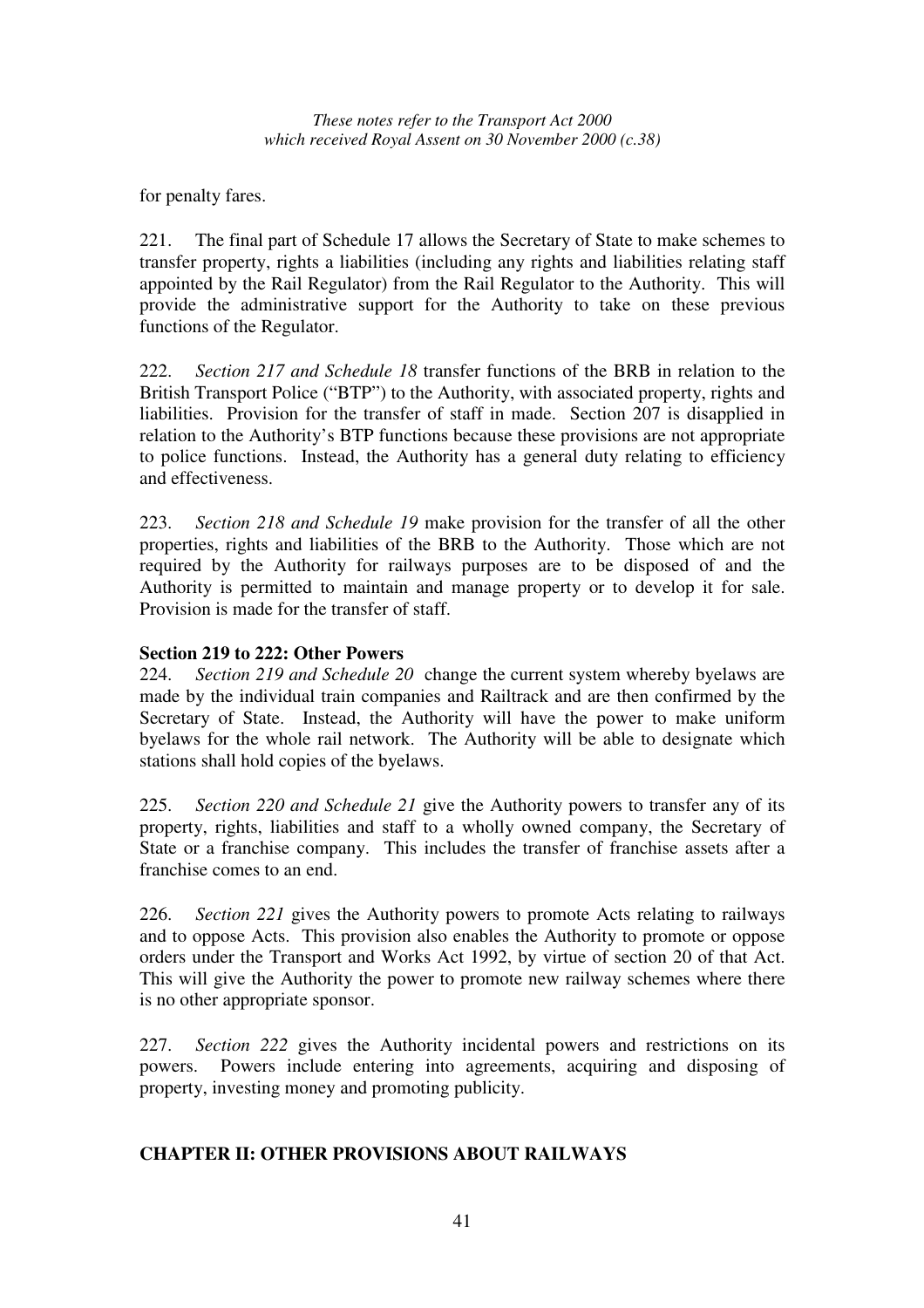for penalty fares.

221. The final part of Schedule 17 allows the Secretary of State to make schemes to transfer property, rights a liabilities (including any rights and liabilities relating staff appointed by the Rail Regulator) from the Rail Regulator to the Authority. This will provide the administrative support for the Authority to take on these previous functions of the Regulator.

222. *Section 217 and Schedule 18* transfer functions of the BRB in relation to the British Transport Police ("BTP") to the Authority, with associated property, rights and liabilities. Provision for the transfer of staff in made. Section 207 is disapplied in relation to the Authority's BTP functions because these provisions are not appropriate to police functions. Instead, the Authority has a general duty relating to efficiency and effectiveness.

223. *Section 218 and Schedule 19* make provision for the transfer of all the other properties, rights and liabilities of the BRB to the Authority. Those which are not required by the Authority for railways purposes are to be disposed of and the Authority is permitted to maintain and manage property or to develop it for sale. Provision is made for the transfer of staff.

**Section 219 to 222: Other Powers**

224. *Section 219 and Schedule 20* change the current system whereby byelaws are made by the individual train companies and Railtrack and are then confirmed by the Secretary of State. Instead, the Authority will have the power to make uniform byelaws for the whole rail network. The Authority will be able to designate which stations shall hold copies of the byelaws.

225. *Section 220 and Schedule 21* give the Authority powers to transfer any of its property, rights, liabilities and staff to a wholly owned company, the Secretary of State or a franchise company. This includes the transfer of franchise assets after a franchise comes to an end.

226. *Section 221* gives the Authority powers to promote Acts relating to railways and to oppose Acts. This provision also enables the Authority to promote or oppose orders under the Transport and Works Act 1992, by virtue of section 20 of that Act. This will give the Authority the power to promote new railway schemes where there is no other appropriate sponsor.

227. *Section 222* gives the Authority incidental powers and restrictions on its powers. Powers include entering into agreements, acquiring and disposing of property, investing money and promoting publicity.

## CHAPTER II: OTHER PROVISIONS ABOUT RAILWAYS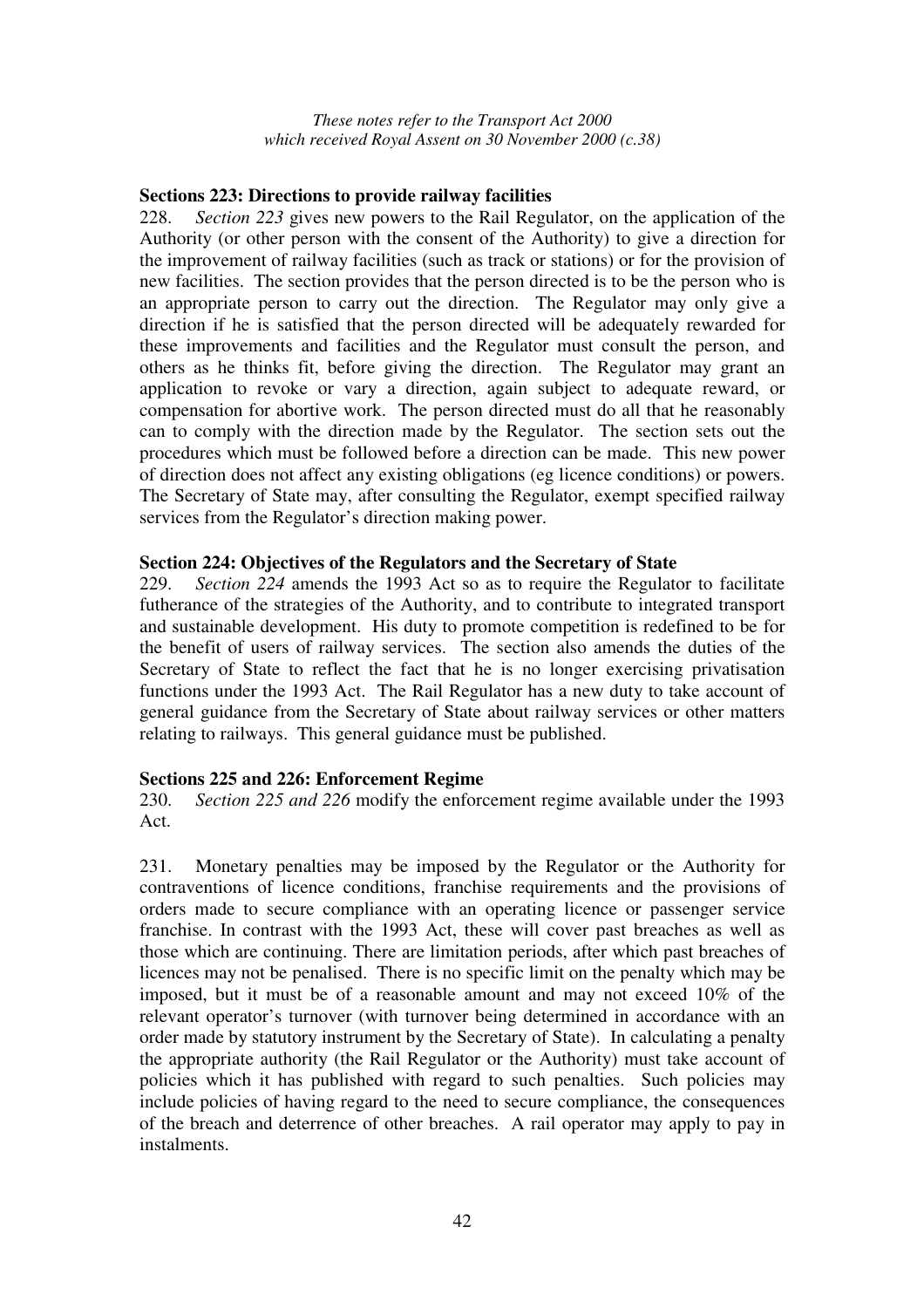**Sections 223: Directions to provide railway facilities**

228. *Section 223* gives new powers to the Rail Regulator, on the application of the Authority (or other person with the consent of the Authority) to give a direction for the improvement of railway facilities (such as track or stations) or for the provision of new facilities. The section provides that the person directed is to be the person who is an appropriate person to carry out the direction. The Regulator may only give a direction if he is satisfied that the person directed will be adequately rewarded for these improvements and facilities and the Regulator must consult the person, and others as he thinks fit, before giving the direction. The Regulator may grant an application to revoke or vary a direction, again subject to adequate reward, or compensation for abortive work. The person directed must do all that he reasonably can to comply with the direction made by the Regulator. The section sets out the procedures which must be followed before a direction can be made. This new power of direction does not affect any existing obligations (eg licence conditions) or powers. The Secretary of State may, after consulting the Regulator, exempt specified railway services from the Regulator's direction making power.

**Section 224: Objectives of the Regulators and the Secretary of State**

229. *Section 224* amends the 1993 Act so as to require the Regulator to facilitate futherance of the strategies of the Authority, and to contribute to integrated transport and sustainable development. His duty to promote competition is redefined to be for the benefit of users of railway services. The section also amends the duties of the Secretary of State to reflect the fact that he is no longer exercising privatisation functions under the 1993 Act. The Rail Regulator has a new duty to take account of general guidance from the Secretary of State about railway services or other matters relating to railways. This general guidance must be published.

**Sections 225 and 226: Enforcement Regime**

230. *Section 225 and 226* modify the enforcement regime available under the 1993 Act.

231. Monetary penalties may be imposed by the Regulator or the Authority for contraventions of licence conditions, franchise requirements and the provisions of orders made to secure compliance with an operating licence or passenger service franchise. In contrast with the 1993 Act, these will cover past breaches as well as those which are continuing. There are limitation periods, after which past breaches of licences may not be penalised. There is no specific limit on the penalty which may be imposed, but it must be of a reasonable amount and may not exceed 10% of the relevant operator's turnover (with turnover being determined in accordance with an order made by statutory instrument by the Secretary of State). In calculating a penalty the appropriate authority (the Rail Regulator or the Authority) must take account of policies which it has published with regard to such penalties. Such policies may include policies of having regard to the need to secure compliance, the consequences of the breach and deterrence of other breaches. A rail operator may apply to pay in instalments.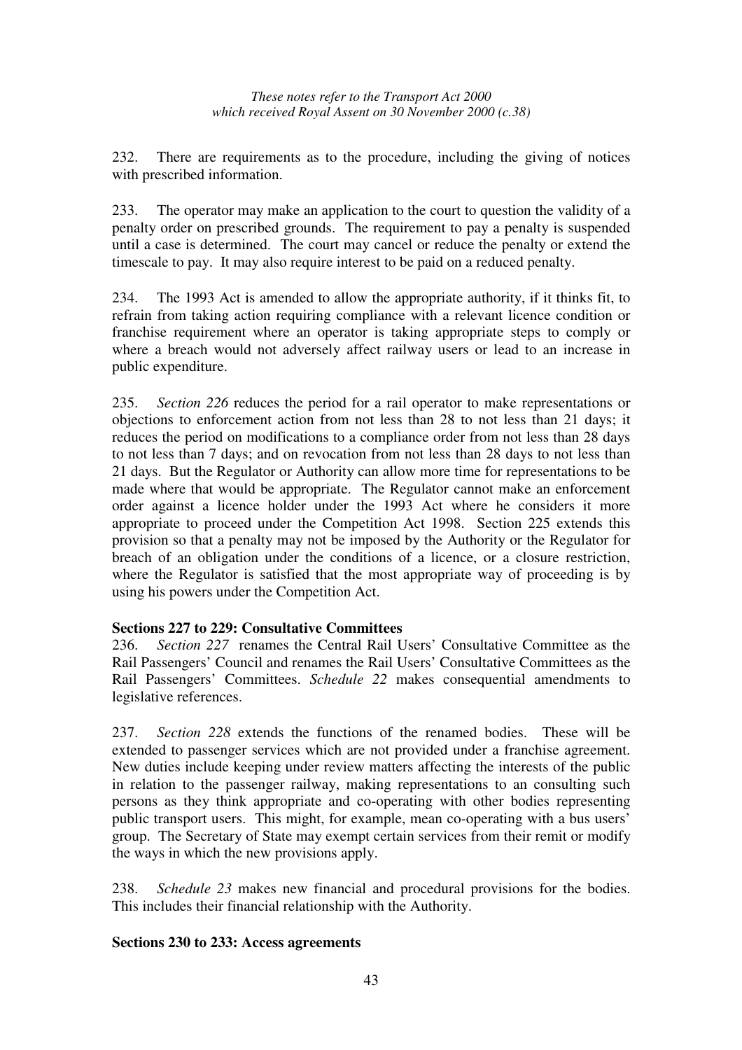232. There are requirements as to the procedure, including the giving of notices with prescribed information.

233. The operator may make an application to the court to question the validity of a penalty order on prescribed grounds. The requirement to pay a penalty is suspended until a case is determined. The court may cancel or reduce the penalty or extend the timescale to pay. It may also require interest to be paid on a reduced penalty.

234. The 1993 Act is amended to allow the appropriate authority, if it thinks fit, to refrain from taking action requiring compliance with a relevant licence condition or franchise requirement where an operator is taking appropriate steps to comply or where a breach would not adversely affect railway users or lead to an increase in public expenditure.

235. *Section 226* reduces the period for a rail operator to make representations or objections to enforcement action from not less than 28 to not less than 21 days; it reduces the period on modifications to a compliance order from not less than 28 days to not less than 7 days; and on revocation from not less than 28 days to not less than 21 days. But the Regulator or Authority can allow more time for representations to be made where that would be appropriate. The Regulator cannot make an enforcement order against a licence holder under the 1993 Act where he considers it more appropriate to proceed under the Competition Act 1998. Section 225 extends this provision so that a penalty may not be imposed by the Authority or the Regulator for breach of an obligation under the conditions of a licence, or a closure restriction, where the Regulator is satisfied that the most appropriate way of proceeding is by using his powers under the Competition Act.

**Sections 227 to 229: Consultative Committees**

236. *Section 227* renames the Central Rail Users' Consultative Committee as the Rail Passengers' Council and renames the Rail Users' Consultative Committees as the Rail Passengers' Committees. *Schedule 22* makes consequential amendments to legislative references.

237. *Section 228* extends the functions of the renamed bodies. These will be extended to passenger services which are not provided under a franchise agreement. New duties include keeping under review matters affecting the interests of the public in relation to the passenger railway, making representations to an consulting such persons as they think appropriate and co-operating with other bodies representing public transport users. This might, for example, mean co-operating with a bus users' group. The Secretary of State may exempt certain services from their remit or modify the ways in which the new provisions apply.

238. *Schedule 23* makes new financial and procedural provisions for the bodies. This includes their financial relationship with the Authority.

**Sections 230 to 233: Access agreements**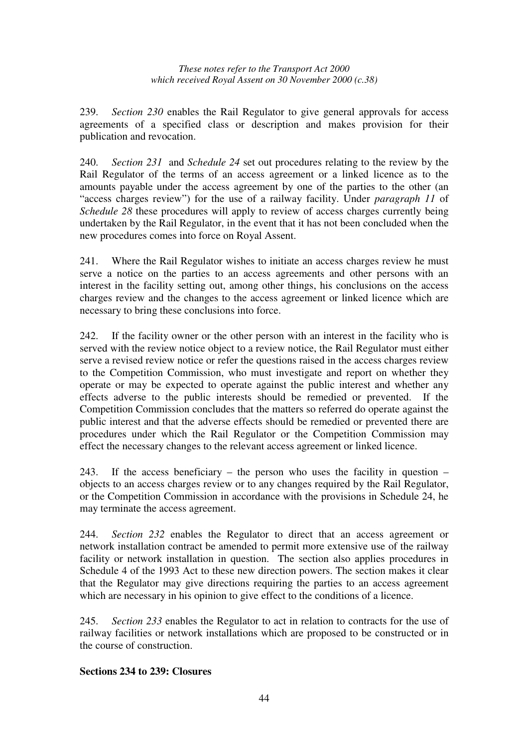239. *Section 230* enables the Rail Regulator to give general approvals for access agreements of a specified class or description and makes provision for their publication and revocation.

240. *Section 231* and *Schedule 24* set out procedures relating to the review by the Rail Regulator of the terms of an access agreement or a linked licence as to the amounts payable under the access agreement by one of the parties to the other (an "access charges review") for the use of a railway facility. Under *paragraph 11* of *Schedule 28* these procedures will apply to review of access charges currently being undertaken by the Rail Regulator, in the event that it has not been concluded when the new procedures comes into force on Royal Assent.

241. Where the Rail Regulator wishes to initiate an access charges review he must serve a notice on the parties to an access agreements and other persons with an interest in the facility setting out, among other things, his conclusions on the access charges review and the changes to the access agreement or linked licence which are necessary to bring these conclusions into force.

242. If the facility owner or the other person with an interest in the facility who is served with the review notice object to a review notice, the Rail Regulator must either serve a revised review notice or refer the questions raised in the access charges review to the Competition Commission, who must investigate and report on whether they operate or may be expected to operate against the public interest and whether any effects adverse to the public interests should be remedied or prevented. If the Competition Commission concludes that the matters so referred do operate against the public interest and that the adverse effects should be remedied or prevented there are procedures under which the Rail Regulator or the Competition Commission may effect the necessary changes to the relevant access agreement or linked licence.

243. If the access beneficiary – the person who uses the facility in question – objects to an access charges review or to any changes required by the Rail Regulator, or the Competition Commission in accordance with the provisions in Schedule 24, he may terminate the access agreement.

244. *Section 232* enables the Regulator to direct that an access agreement or network installation contract be amended to permit more extensive use of the railway facility or network installation in question. The section also applies procedures in Schedule 4 of the 1993 Act to these new direction powers. The section makes it clear that the Regulator may give directions requiring the parties to an access agreement which are necessary in his opinion to give effect to the conditions of a licence.

245. *Section 233* enables the Regulator to act in relation to contracts for the use of railway facilities or network installations which are proposed to be constructed or in the course of construction.

**Sections 234 to 239: Closures**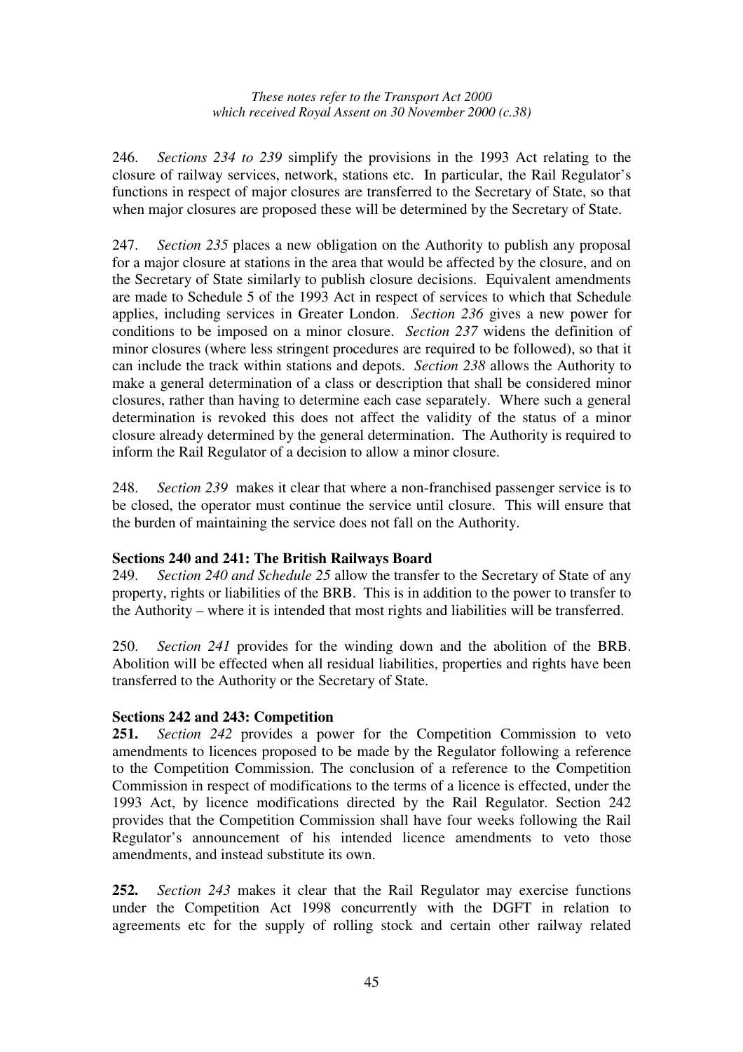246. *Sections 234 to 239* simplify the provisions in the 1993 Act relating to the closure of railway services, network, stations etc. In particular, the Rail Regulator's functions in respect of major closures are transferred to the Secretary of State, so that when major closures are proposed these will be determined by the Secretary of State.

247. *Section 235* places a new obligation on the Authority to publish any proposal for a major closure at stations in the area that would be affected by the closure, and on the Secretary of State similarly to publish closure decisions. Equivalent amendments are made to Schedule 5 of the 1993 Act in respect of services to which that Schedule applies, including services in Greater London. *Section 236* gives a new power for conditions to be imposed on a minor closure. *Section 237* widens the definition of minor closures (where less stringent procedures are required to be followed), so that it can include the track within stations and depots. *Section 238* allows the Authority to make a general determination of a class or description that shall be considered minor closures, rather than having to determine each case separately. Where such a general determination is revoked this does not affect the validity of the status of a minor closure already determined by the general determination. The Authority is required to inform the Rail Regulator of a decision to allow a minor closure.

248. *Section 239* makes it clear that where a non-franchised passenger service is to be closed, the operator must continue the service until closure. This will ensure that the burden of maintaining the service does not fall on the Authority.

### Sections 240 and 241: The British Railways Board

249. *Section 240 and Schedule 25* allow the transfer to the Secretary of State of any property, rights or liabilities of the BRB. This is in addition to the power to transfer to the Authority – where it is intended that most rights and liabilities will be transferred.

250. *Section 241* provides for the winding down and the abolition of the BRB. Abolition will be effected when all residual liabilities, properties and rights have been transferred to the Authority or the Secretary of State.

### Sections 242 and 243: Competition

**251.** *Section 242* provides a power for the Competition Commission to veto amendments to licences proposed to be made by the Regulator following a reference to the Competition Commission. The conclusion of a reference to the Competition Commission in respect of modifications to the terms of a licence is effected, under the 1993 Act, by licence modifications directed by the Rail Regulator. Section 242 provides that the Competition Commission shall have four weeks following the Rail Regulator's announcement of his intended licence amendments to veto those amendments, and instead substitute its own.

**252.** *Section 243* makes it clear that the Rail Regulator may exercise functions under the Competition Act 1998 concurrently with the DGFT in relation to agreements etc for the supply of rolling stock and certain other railway related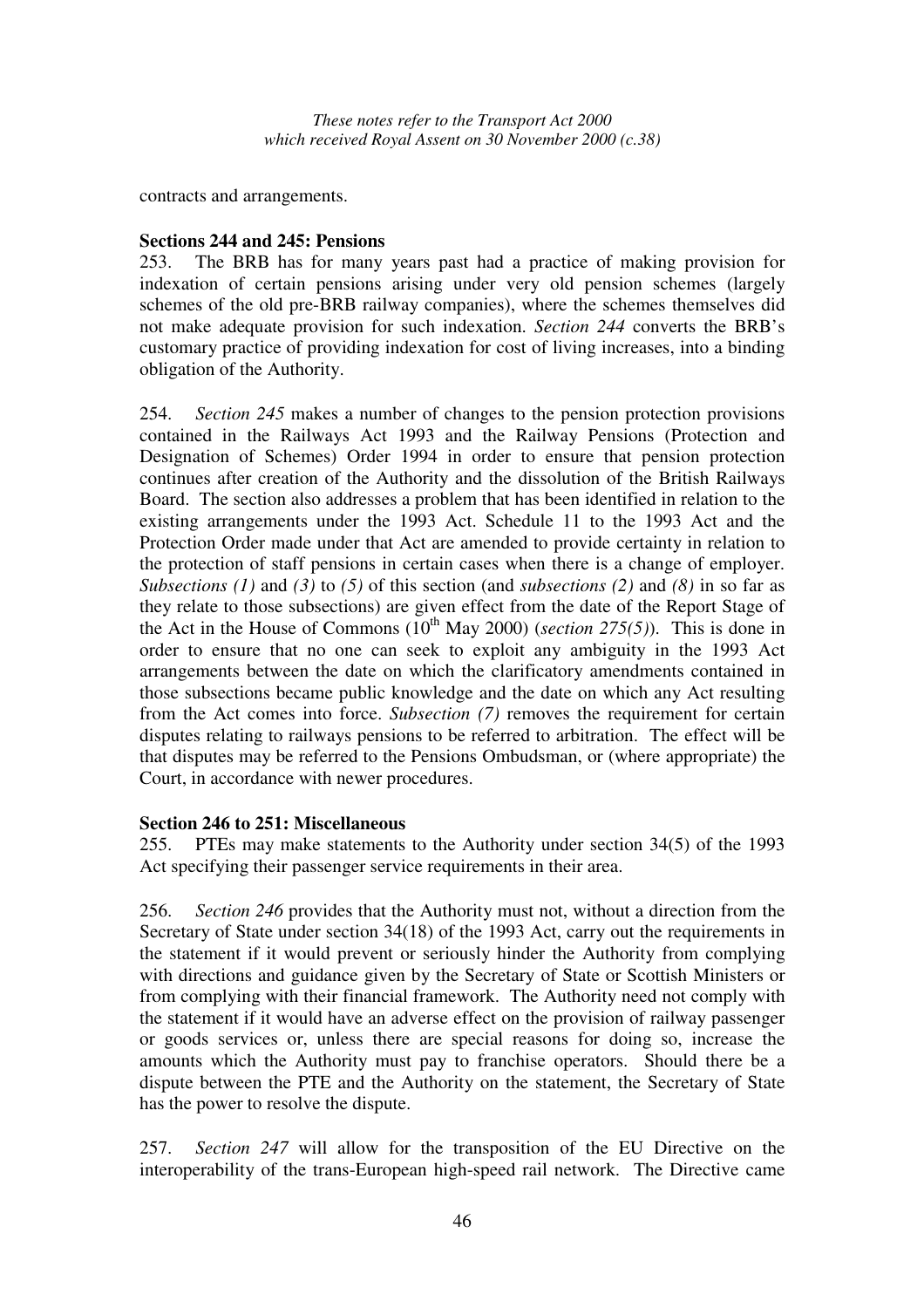contracts and arrangements.

**Sections 244 and 245: Pensions**

253. The BRB has for many years past had a practice of making provision for indexation of certain pensions arising under very old pension schemes (largely schemes of the old pre-BRB railway companies), where the schemes themselves did not make adequate provision for such indexation. *Section 244* converts the BRB's customary practice of providing indexation for cost of living increases, into a binding obligation of the Authority.

254. *Section 245* makes a number of changes to the pension protection provisions contained in the Railways Act 1993 and the Railway Pensions (Protection and Designation of Schemes) Order 1994 in order to ensure that pension protection continues after creation of the Authority and the dissolution of the British Railways Board. The section also addresses a problem that has been identified in relation to the existing arrangements under the 1993 Act. Schedule 11 to the 1993 Act and the Protection Order made under that Act are amended to provide certainty in relation to the protection of staff pensions in certain cases when there is a change of employer. *Subsections (1)* and *(3)* to *(5)* of this section (and *subsections (2)* and *(8)* in so far as they relate to those subsections) are given effect from the date of the Report Stage of the Act in the House of Commons (10th May 2000) (*section 275(5)*). This is done in order to ensure that no one can seek to exploit any ambiguity in the 1993 Act arrangements between the date on which the clarificatory amendments contained in those subsections became public knowledge and the date on which any Act resulting from the Act comes into force. *Subsection (7)* removes the requirement for certain disputes relating to railways pensions to be referred to arbitration. The effect will be that disputes may be referred to the Pensions Ombudsman, or (where appropriate) the Court, in accordance with newer procedures.

**Section 246 to 251: Miscellaneous**

255. PTEs may make statements to the Authority under section 34(5) of the 1993 Act specifying their passenger service requirements in their area.

256. *Section 246* provides that the Authority must not, without a direction from the Secretary of State under section 34(18) of the 1993 Act, carry out the requirements in the statement if it would prevent or seriously hinder the Authority from complying with directions and guidance given by the Secretary of State or Scottish Ministers or from complying with their financial framework. The Authority need not comply with the statement if it would have an adverse effect on the provision of railway passenger or goods services or, unless there are special reasons for doing so, increase the amounts which the Authority must pay to franchise operators. Should there be a dispute between the PTE and the Authority on the statement, the Secretary of State has the power to resolve the dispute.

257. *Section 247* will allow for the transposition of the EU Directive on the interoperability of the trans-European high-speed rail network. The Directive came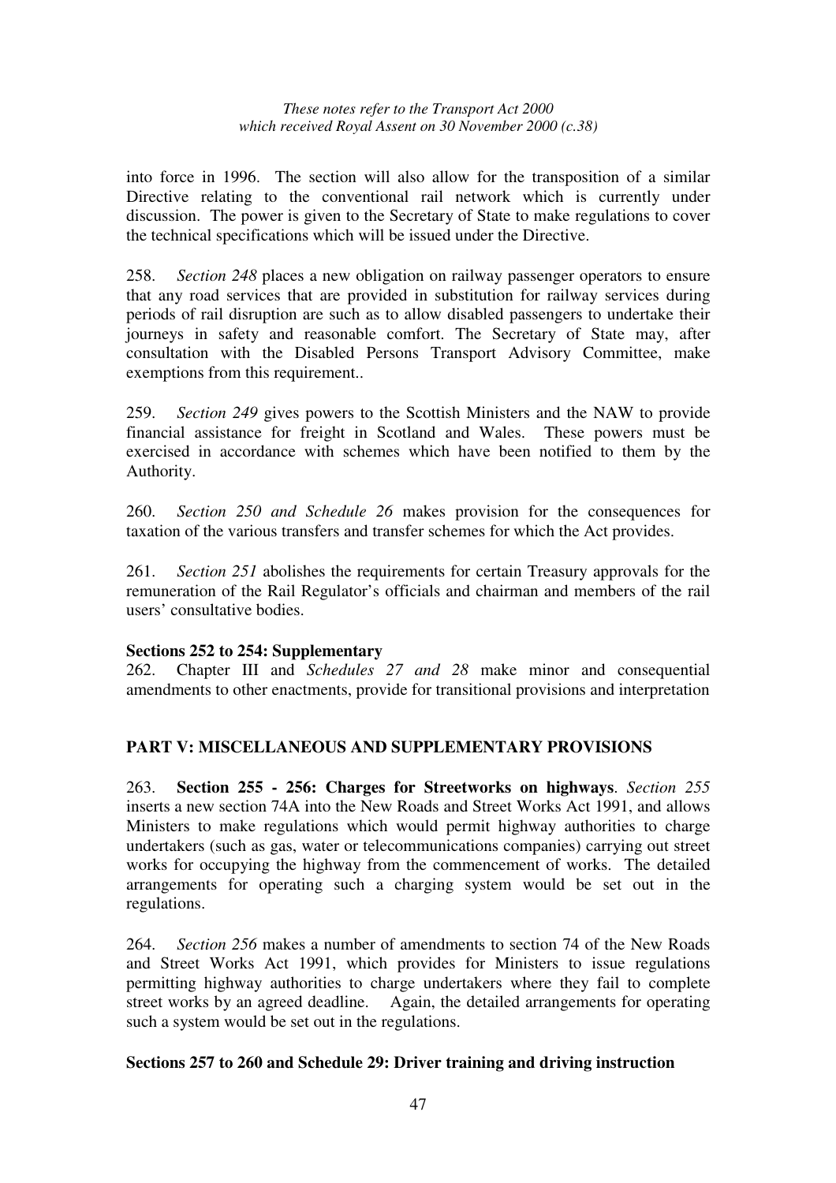into force in 1996. The section will also allow for the transposition of a similar Directive relating to the conventional rail network which is currently under discussion. The power is given to the Secretary of State to make regulations to cover the technical specifications which will be issued under the Directive.

258. *Section 248* places a new obligation on railway passenger operators to ensure that any road services that are provided in substitution for railway services during periods of rail disruption are such as to allow disabled passengers to undertake their journeys in safety and reasonable comfort. The Secretary of State may, after consultation with the Disabled Persons Transport Advisory Committee, make exemptions from this requirement..

259. *Section 249* gives powers to the Scottish Ministers and the NAW to provide financial assistance for freight in Scotland and Wales. These powers must be exercised in accordance with schemes which have been notified to them by the Authority.

260. *Section 250 and Schedule 26* makes provision for the consequences for taxation of the various transfers and transfer schemes for which the Act provides.

261. *Section 251* abolishes the requirements for certain Treasury approvals for the remuneration of the Rail Regulator's officials and chairman and members of the rail users' consultative bodies.

**Sections 252 to 254: Supplementary**

262. Chapter III and *Schedules 27 and 28* make minor and consequential amendments to other enactments, provide for transitional provisions and interpretation

## PART V: MISCELLANEOUS AND SUPPLEMENTARY PROVISIONS

263. **Section 255 - 256: Charges for Streetworks on highways**. *Section 255* inserts a new section 74A into the New Roads and Street Works Act 1991, and allows Ministers to make regulations which would permit highway authorities to charge undertakers (such as gas, water or telecommunications companies) carrying out street works for occupying the highway from the commencement of works. The detailed arrangements for operating such a charging system would be set out in the regulations.

264. *Section 256* makes a number of amendments to section 74 of the New Roads and Street Works Act 1991, which provides for Ministers to issue regulations permitting highway authorities to charge undertakers where they fail to complete street works by an agreed deadline. Again, the detailed arrangements for operating such a system would be set out in the regulations.

**Sections 257 to 260 and Schedule 29: Driver training and driving instruction**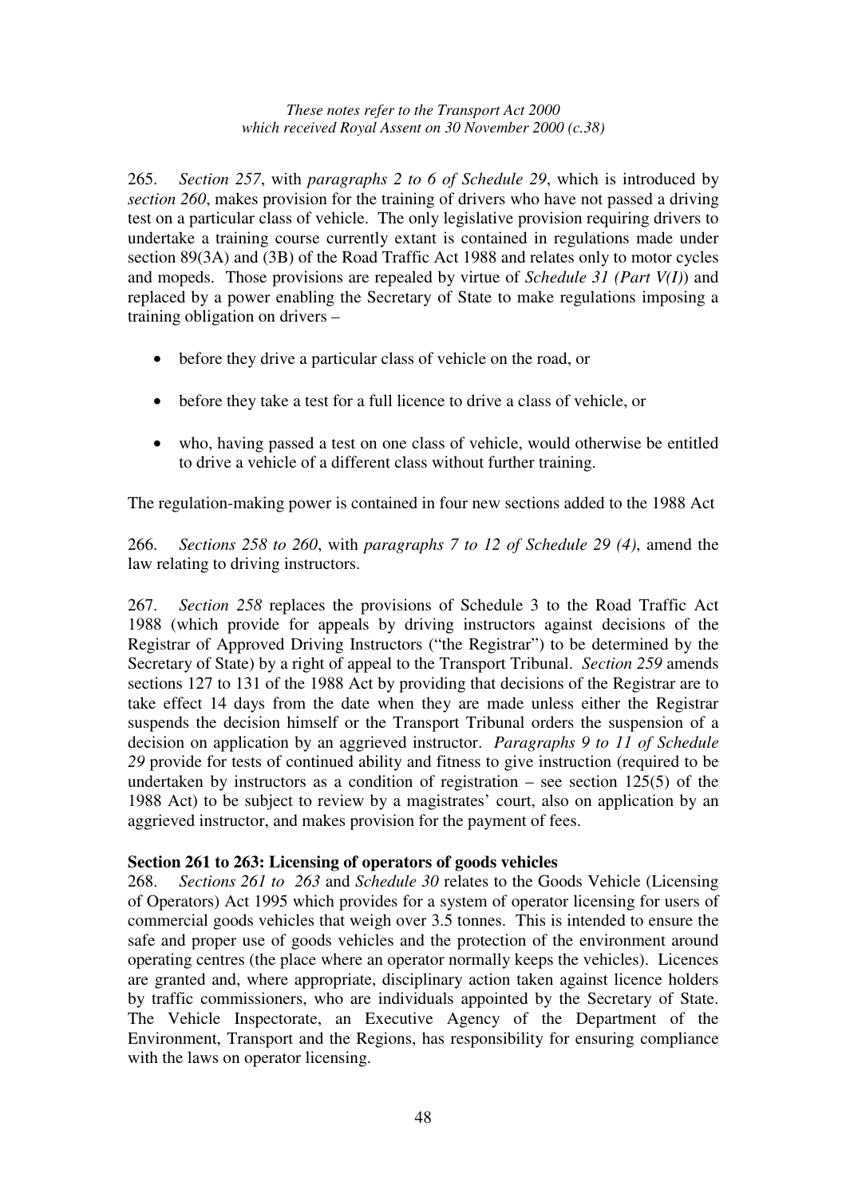265. *Section 257*, with *paragraphs 2 to 6 of Schedule 29*, which is introduced by *section 260*, makes provision for the training of drivers who have not passed a driving test on a particular class of vehicle. The only legislative provision requiring drivers to undertake a training course currently extant is contained in regulations made under section 89(3A) and (3B) of the Road Traffic Act 1988 and relates only to motor cycles and mopeds. Those provisions are repealed by virtue of *Schedule 31 (Part V(I))* and replaced by a power enabling the Secretary of State to make regulations imposing a training obligation on drivers –

- before they drive a particular class of vehicle on the road, or
- before they take a test for a full licence to drive a class of vehicle, or
- who, having passed a test on one class of vehicle, would otherwise be entitled to drive a vehicle of a different class without further training.

The regulation-making power is contained in four new sections added to the 1988 Act

266. *Sections 258 to 260*, with *paragraphs 7 to 12 of Schedule 29 (4)*, amend the law relating to driving instructors.

267. *Section 258* replaces the provisions of Schedule 3 to the Road Traffic Act 1988 (which provide for appeals by driving instructors against decisions of the Registrar of Approved Driving Instructors ("the Registrar") to be determined by the Secretary of State) by a right of appeal to the Transport Tribunal. *Section 259* amends sections 127 to 131 of the 1988 Act by providing that decisions of the Registrar are to take effect 14 days from the date when they are made unless either the Registrar suspends the decision himself or the Transport Tribunal orders the suspension of a decision on application by an aggrieved instructor. *Paragraphs 9 to 11 of Schedule 29* provide for tests of continued ability and fitness to give instruction (required to be undertaken by instructors as a condition of registration – see section 125(5) of the 1988 Act) to be subject to review by a magistrates' court, also on application by an aggrieved instructor, and makes provision for the payment of fees.

**Section 261 to 263: Licensing of operators of goods vehicles**

268. *Sections 261 to 263* and *Schedule 30* relates to the Goods Vehicle (Licensing of Operators) Act 1995 which provides for a system of operator licensing for users of commercial goods vehicles that weigh over 3.5 tonnes. This is intended to ensure the safe and proper use of goods vehicles and the protection of the environment around operating centres (the place where an operator normally keeps the vehicles). Licences are granted and, where appropriate, disciplinary action taken against licence holders by traffic commissioners, who are individuals appointed by the Secretary of State. The Vehicle Inspectorate, an Executive Agency of the Department of the Environment, Transport and the Regions, has responsibility for ensuring compliance with the laws on operator licensing.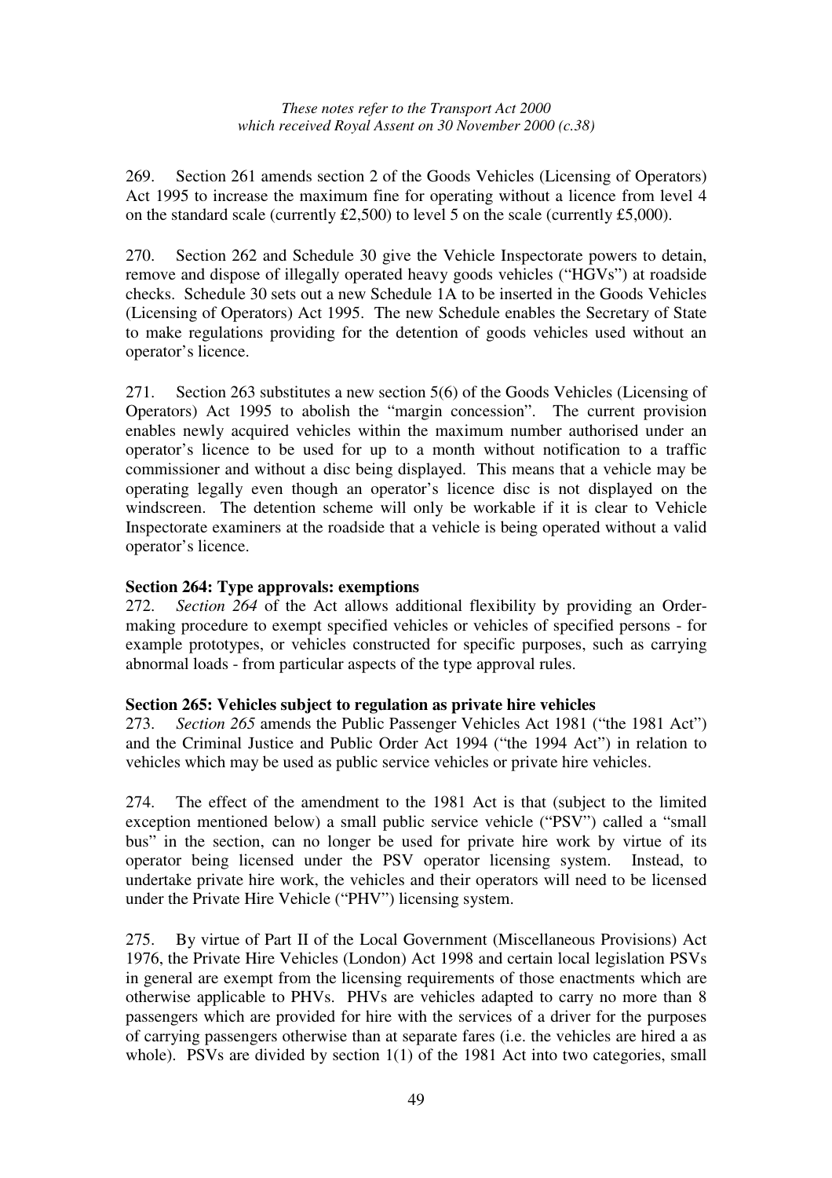269. Section 261 amends section 2 of the Goods Vehicles (Licensing of Operators) Act 1995 to increase the maximum fine for operating without a licence from level 4 on the standard scale (currently £2,500) to level 5 on the scale (currently £5,000).

270. Section 262 and Schedule 30 give the Vehicle Inspectorate powers to detain, remove and dispose of illegally operated heavy goods vehicles ("HGVs") at roadside checks. Schedule 30 sets out a new Schedule 1A to be inserted in the Goods Vehicles (Licensing of Operators) Act 1995. The new Schedule enables the Secretary of State to make regulations providing for the detention of goods vehicles used without an operator's licence.

271. Section 263 substitutes a new section 5(6) of the Goods Vehicles (Licensing of Operators) Act 1995 to abolish the "margin concession". The current provision enables newly acquired vehicles within the maximum number authorised under an operator's licence to be used for up to a month without notification to a traffic commissioner and without a disc being displayed. This means that a vehicle may be operating legally even though an operator's licence disc is not displayed on the windscreen. The detention scheme will only be workable if it is clear to Vehicle Inspectorate examiners at the roadside that a vehicle is being operated without a valid operator's licence.

**Section 264: Type approvals: exemptions**

272. *Section 264* of the Act allows additional flexibility by providing an Order-making procedure to exempt specified vehicles or vehicles of specified persons - for example prototypes, or vehicles constructed for specific purposes, such as carrying abnormal loads - from particular aspects of the type approval rules.

**Section 265: Vehicles subject to regulation as private hire vehicles**

273. *Section 265* amends the Public Passenger Vehicles Act 1981 ("the 1981 Act") and the Criminal Justice and Public Order Act 1994 ("the 1994 Act") in relation to vehicles which may be used as public service vehicles or private hire vehicles.

274. The effect of the amendment to the 1981 Act is that (subject to the limited exception mentioned below) a small public service vehicle ("PSV") called a "small bus" in the section, can no longer be used for private hire work by virtue of its operator being licensed under the PSV operator licensing system. Instead, to undertake private hire work, the vehicles and their operators will need to be licensed under the Private Hire Vehicle ("PHV") licensing system.

275. By virtue of Part II of the Local Government (Miscellaneous Provisions) Act 1976, the Private Hire Vehicles (London) Act 1998 and certain local legislation PSVs in general are exempt from the licensing requirements of those enactments which are otherwise applicable to PHVs. PHVs are vehicles adapted to carry no more than 8 passengers which are provided for hire with the services of a driver for the purposes of carrying passengers otherwise than at separate fares (i.e. the vehicles are hired a as whole). PSVs are divided by section 1(1) of the 1981 Act into two categories, small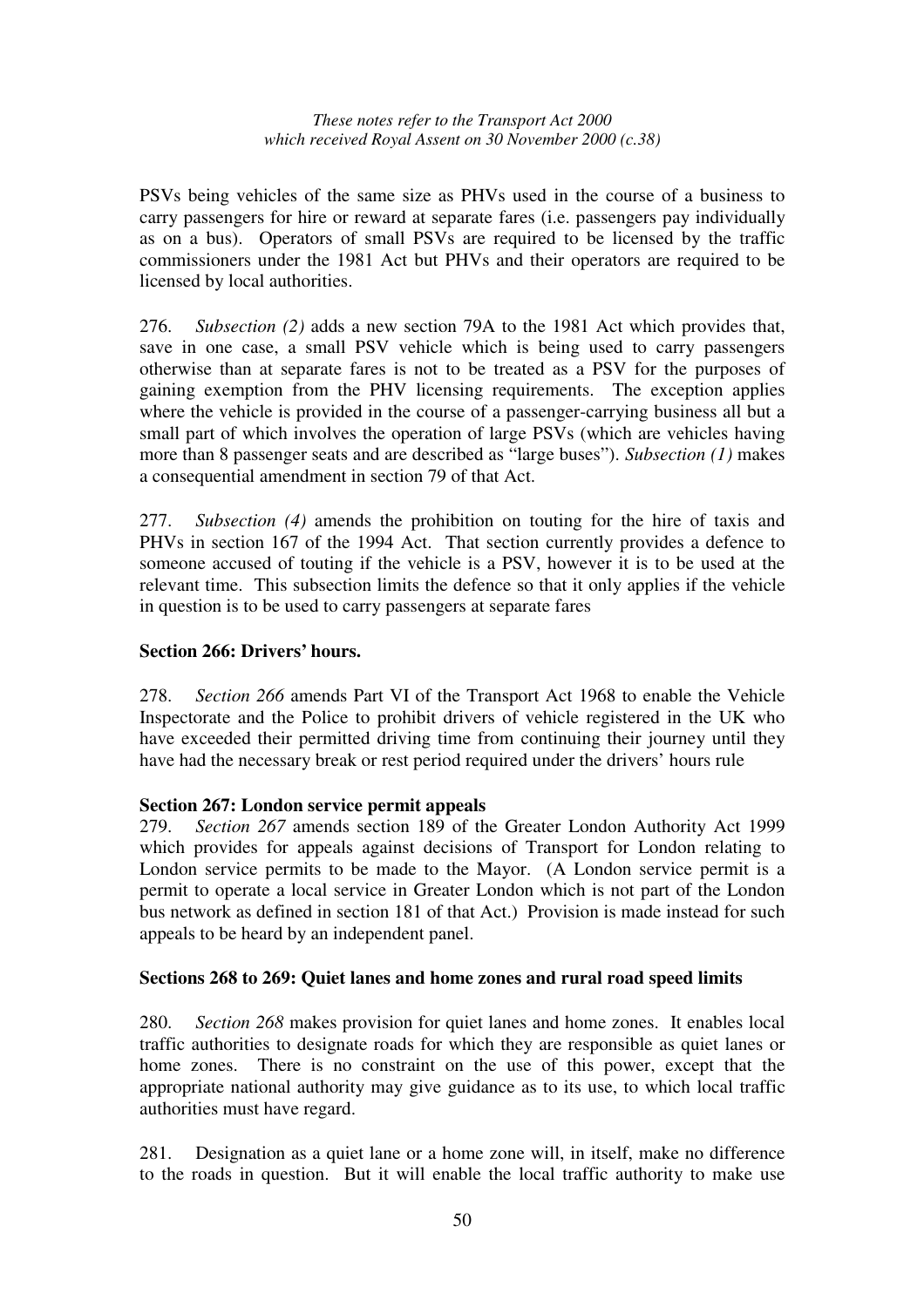PSVs being vehicles of the same size as PHVs used in the course of a business to carry passengers for hire or reward at separate fares (i.e. passengers pay individually as on a bus). Operators of small PSVs are required to be licensed by the traffic commissioners under the 1981 Act but PHVs and their operators are required to be licensed by local authorities.

276. *Subsection (2)* adds a new section 79A to the 1981 Act which provides that, save in one case, a small PSV vehicle which is being used to carry passengers otherwise than at separate fares is not to be treated as a PSV for the purposes of gaining exemption from the PHV licensing requirements. The exception applies where the vehicle is provided in the course of a passenger-carrying business all but a small part of which involves the operation of large PSVs (which are vehicles having more than 8 passenger seats and are described as "large buses"). *Subsection (1)* makes a consequential amendment in section 79 of that Act.

277. *Subsection (4)* amends the prohibition on touting for the hire of taxis and PHVs in section 167 of the 1994 Act. That section currently provides a defence to someone accused of touting if the vehicle is a PSV, however it is to be used at the relevant time. This subsection limits the defence so that it only applies if the vehicle in question is to be used to carry passengers at separate fares

**Section 266: Drivers' hours.**

278. *Section 266* amends Part VI of the Transport Act 1968 to enable the Vehicle Inspectorate and the Police to prohibit drivers of vehicle registered in the UK who have exceeded their permitted driving time from continuing their journey until they have had the necessary break or rest period required under the drivers' hours rule

**Section 267: London service permit appeals**

279. *Section 267* amends section 189 of the Greater London Authority Act 1999 which provides for appeals against decisions of Transport for London relating to London service permits to be made to the Mayor. (A London service permit is a permit to operate a local service in Greater London which is not part of the London bus network as defined in section 181 of that Act.) Provision is made instead for such appeals to be heard by an independent panel.

**Sections 268 to 269: Quiet lanes and home zones and rural road speed limits**

280. *Section 268* makes provision for quiet lanes and home zones. It enables local traffic authorities to designate roads for which they are responsible as quiet lanes or home zones. There is no constraint on the use of this power, except that the appropriate national authority may give guidance as to its use, to which local traffic authorities must have regard.

281. Designation as a quiet lane or a home zone will, in itself, make no difference to the roads in question. But it will enable the local traffic authority to make use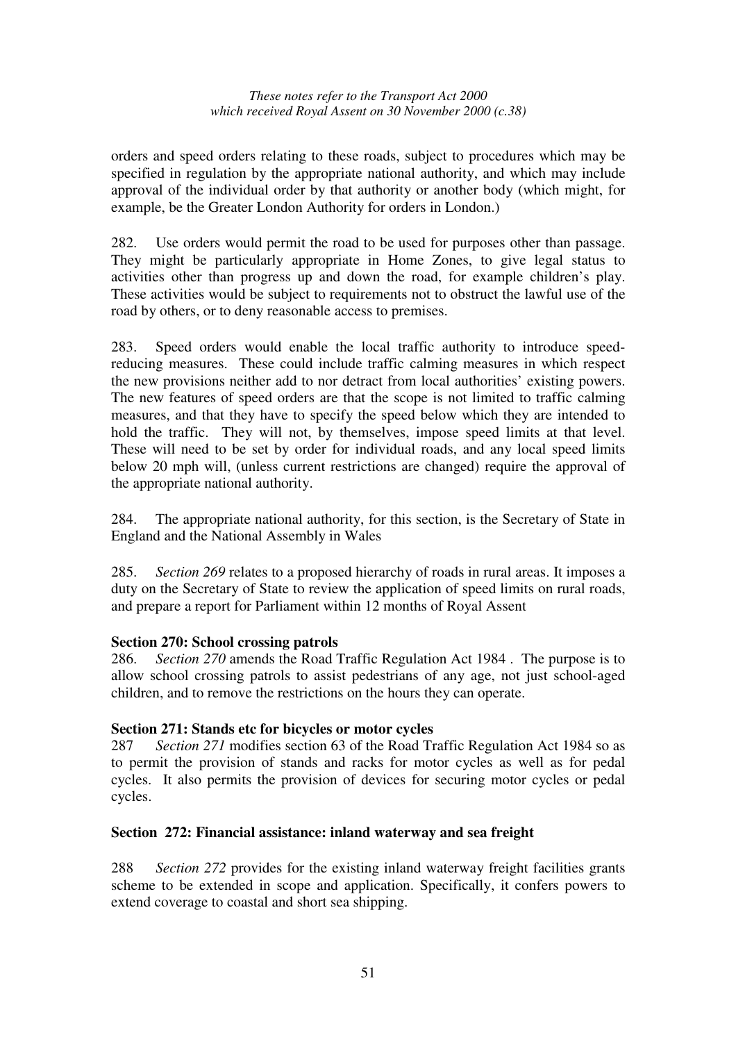orders and speed orders relating to these roads, subject to procedures which may be specified in regulation by the appropriate national authority, and which may include approval of the individual order by that authority or another body (which might, for example, be the Greater London Authority for orders in London.)

282. Use orders would permit the road to be used for purposes other than passage. They might be particularly appropriate in Home Zones, to give legal status to activities other than progress up and down the road, for example children's play. These activities would be subject to requirements not to obstruct the lawful use of the road by others, or to deny reasonable access to premises.

283. Speed orders would enable the local traffic authority to introduce speed-reducing measures. These could include traffic calming measures in which respect the new provisions neither add to nor detract from local authorities' existing powers. The new features of speed orders are that the scope is not limited to traffic calming measures, and that they have to specify the speed below which they are intended to hold the traffic. They will not, by themselves, impose speed limits at that level. These will need to be set by order for individual roads, and any local speed limits below 20 mph will, (unless current restrictions are changed) require the approval of the appropriate national authority.

284. The appropriate national authority, for this section, is the Secretary of State in England and the National Assembly in Wales

285. *Section 269* relates to a proposed hierarchy of roads in rural areas. It imposes a duty on the Secretary of State to review the application of speed limits on rural roads, and prepare a report for Parliament within 12 months of Royal Assent

### Section 270: School crossing patrols

286. *Section 270* amends the Road Traffic Regulation Act 1984 . The purpose is to allow school crossing patrols to assist pedestrians of any age, not just school-aged children, and to remove the restrictions on the hours they can operate.

### Section 271: Stands etc for bicycles or motor cycles

287 *Section 271* modifies section 63 of the Road Traffic Regulation Act 1984 so as to permit the provision of stands and racks for motor cycles as well as for pedal cycles. It also permits the provision of devices for securing motor cycles or pedal cycles.

### Section 272: Financial assistance: inland waterway and sea freight

288 *Section 272* provides for the existing inland waterway freight facilities grants scheme to be extended in scope and application. Specifically, it confers powers to extend coverage to coastal and short sea shipping.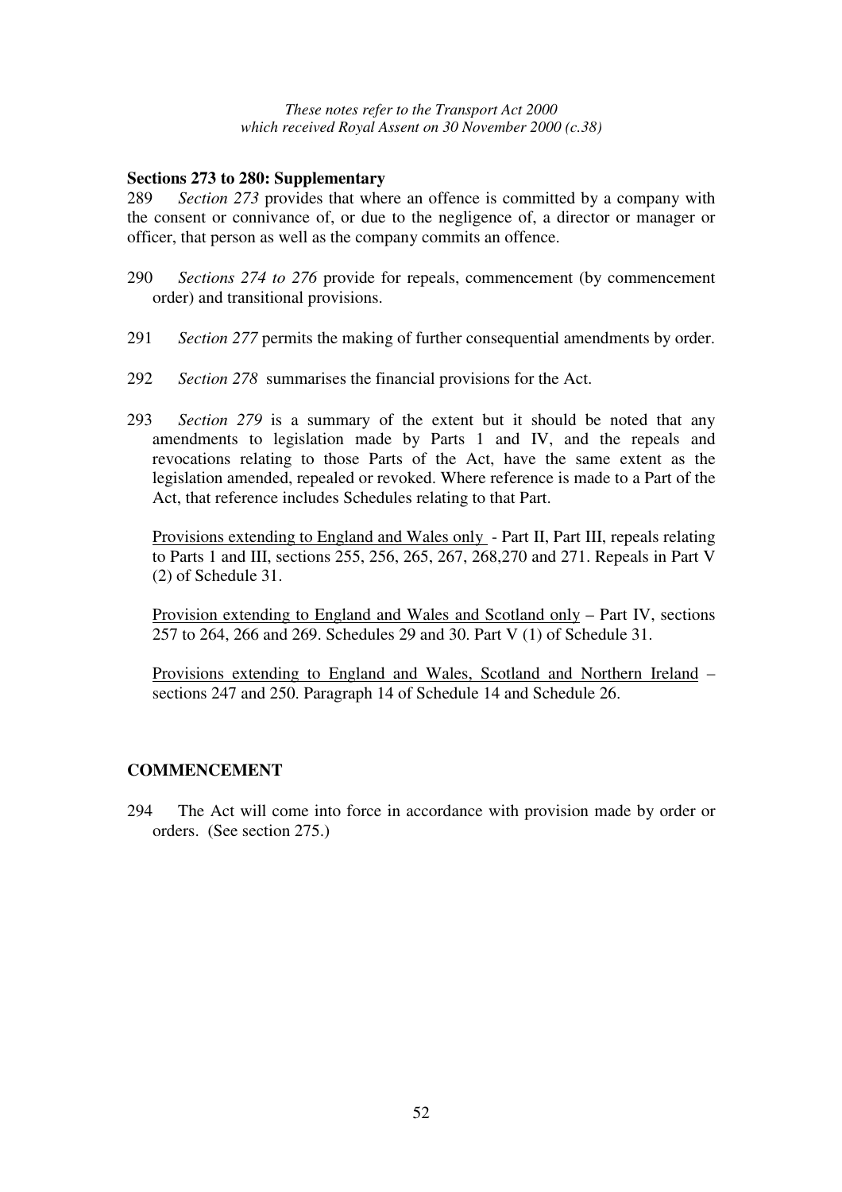### Sections 273 to 280: Supplementary

289 *Section 273* provides that where an offence is committed by a company with the consent or connivance of, or due to the negligence of, a director or manager or officer, that person as well as the company commits an offence.

290 *Sections 274 to 276* provide for repeals, commencement (by commencement order) and transitional provisions.

291 *Section 277* permits the making of further consequential amendments by order.

292 *Section 278* summarises the financial provisions for the Act.

293 *Section 279* is a summary of the extent but it should be noted that any amendments to legislation made by Parts 1 and IV, and the repeals and revocations relating to those Parts of the Act, have the same extent as the legislation amended, repealed or revoked. Where reference is made to a Part of the Act, that reference includes Schedules relating to that Part.

<u>Provisions extending to England and Wales only</u> - Part II, Part III, repeals relating to Parts 1 and III, sections 255, 256, 265, 267, 268,270 and 271. Repeals in Part V (2) of Schedule 31.

<u>Provision extending to England and Wales and Scotland only</u> – Part IV, sections 257 to 264, 266 and 269. Schedules 29 and 30. Part V (1) of Schedule 31.

<u>Provisions extending to England and Wales, Scotland and Northern Ireland</u> – sections 247 and 250. Paragraph 14 of Schedule 14 and Schedule 26.

## COMMENCEMENT

294 The Act will come into force in accordance with provision made by order or orders. (See section 275.)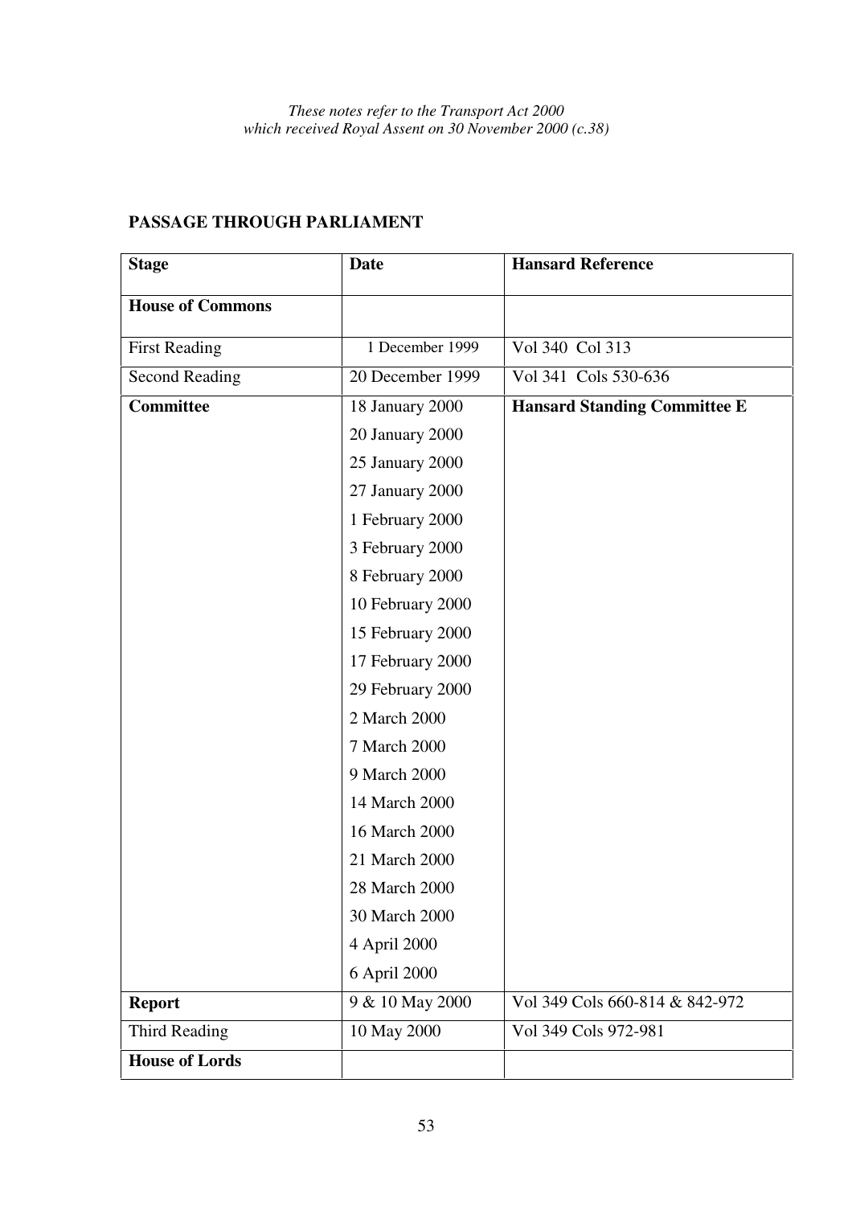*These notes refer to the Transport Act 2000*
*which received Royal Assent on 30 November 2000 (c.38)*

## PASSAGE THROUGH PARLIAMENT

| **Stage** | **Date** | **Hansard Reference** |
|---|---|---|
| **House of Commons** | | |
| First Reading | 1 December 1999 | Vol 340 Col 313 |
| Second Reading | 20 December 1999 | Vol 341 Cols 530-636 |
| **Committee** | 18 January 2000 | **Hansard Standing Committee E** |
| | 20 January 2000 | |
| | 25 January 2000 | |
| | 27 January 2000 | |
| | 1 February 2000 | |
| | 3 February 2000 | |
| | 8 February 2000 | |
| | 10 February 2000 | |
| | 15 February 2000 | |
| | 17 February 2000 | |
| | 29 February 2000 | |
| | 2 March 2000 | |
| | 7 March 2000 | |
| | 9 March 2000 | |
| | 14 March 2000 | |
| | 16 March 2000 | |
| | 21 March 2000 | |
| | 28 March 2000 | |
| | 30 March 2000 | |
| | 4 April 2000 | |
| | 6 April 2000 | |
| **Report** | 9 & 10 May 2000 | Vol 349 Cols 660-814 & 842-972 |
| Third Reading | 10 May 2000 | Vol 349 Cols 972-981 |
| **House of Lords** | | |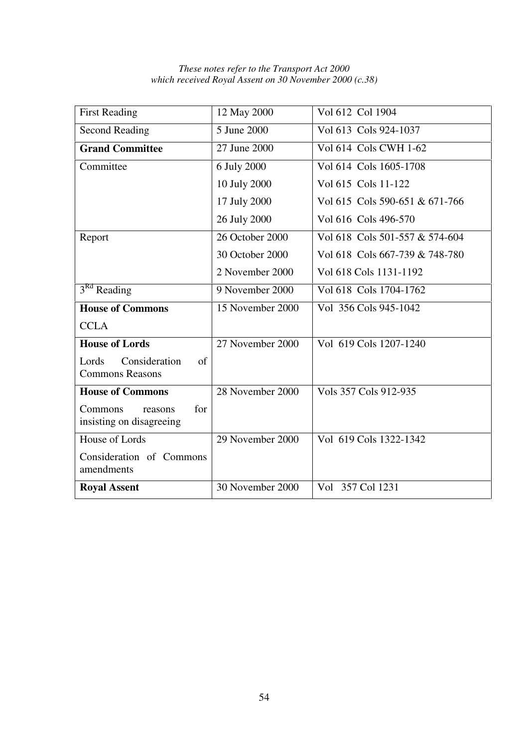*These notes refer to the Transport Act 2000*
*which received Royal Assent on 30 November 2000 (c.38)*

| | | |
|---|---|---|
| First Reading | 12 May 2000 | Vol 612 Col 1904 |
| Second Reading | 5 June 2000 | Vol 613 Cols 924-1037 |
| **Grand Committee** | 27 June 2000 | Vol 614 Cols CWH 1-62 |
| Committee | 6 July 2000 | Vol 614 Cols 1605-1708 |
| | 10 July 2000 | Vol 615 Cols 11-122 |
| | 17 July 2000 | Vol 615 Cols 590-651 & 671-766 |
| | 26 July 2000 | Vol 616 Cols 496-570 |
| Report | 26 October 2000 | Vol 618 Cols 501-557 & 574-604 |
| | 30 October 2000 | Vol 618 Cols 667-739 & 748-780 |
| | 2 November 2000 | Vol 618 Cols 1131-1192 |
| 3[Rd] Reading | 9 November 2000 | Vol 618 Cols 1704-1762 |
| **House of Commons** CCLA | 15 November 2000 | Vol 356 Cols 945-1042 |
| **House of Lords** Lords Consideration of Commons Reasons | 27 November 2000 | Vol 619 Cols 1207-1240 |
| **House of Commons** Commons reasons for insisting on disagreeing | 28 November 2000 | Vols 357 Cols 912-935 |
| House of Lords Consideration of Commons amendments | 29 November 2000 | Vol 619 Cols 1322-1342 |
| **Royal Assent** | 30 November 2000 | Vol 357 Col 1231 |